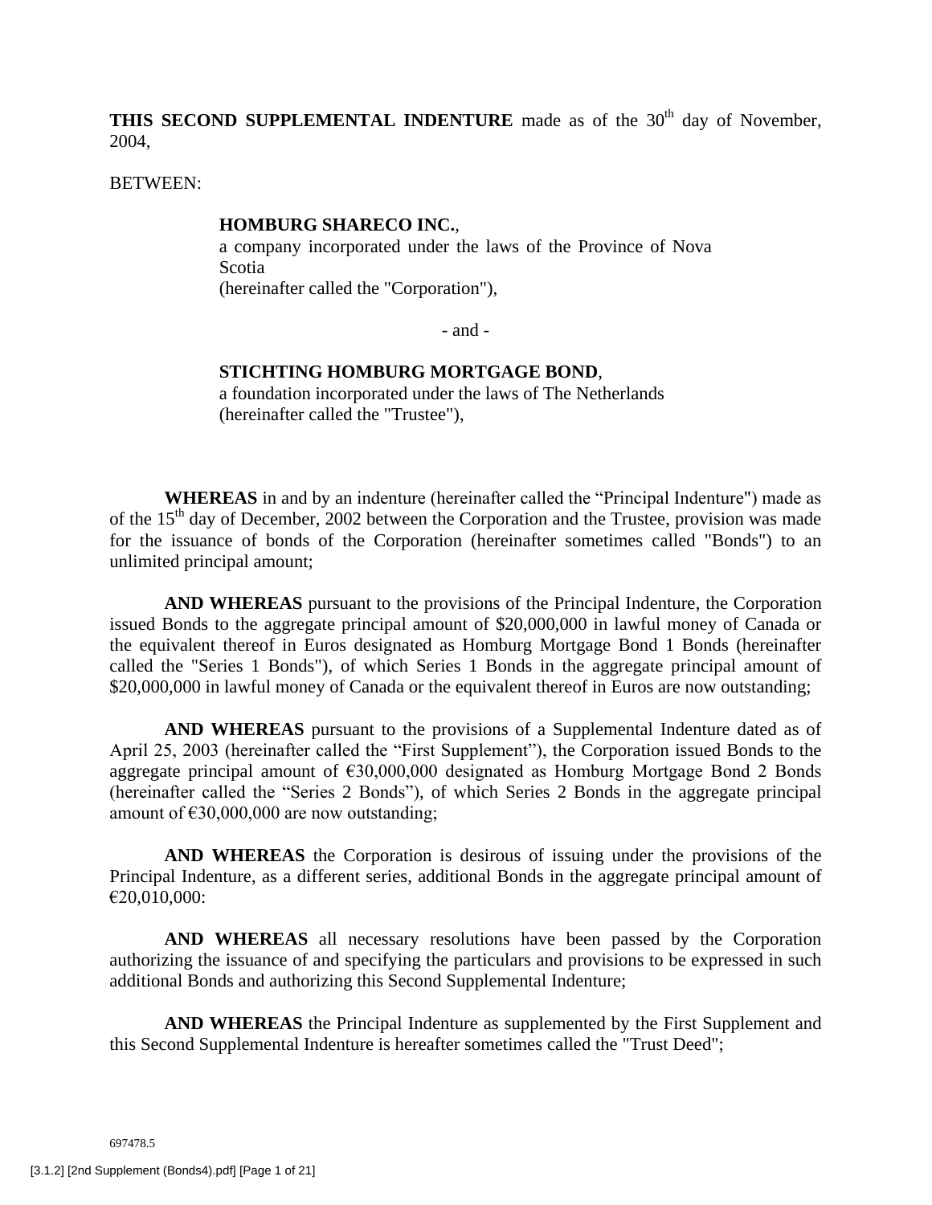**THIS SECOND SUPPLEMENTAL INDENTURE** made as of the 30th day of November, 2004,

BETWEEN:

> **HOMBURG SHARECO INC.**,
> a company incorporated under the laws of the Province of Nova Scotia
> (hereinafter called the "Corporation"),
>
> \- and -
>
> **STICHTING HOMBURG MORTGAGE BOND**,
> a foundation incorporated under the laws of The Netherlands
> (hereinafter called the "Trustee"),

**WHEREAS** in and by an indenture (hereinafter called the "Principal Indenture") made as of the 15th day of December, 2002 between the Corporation and the Trustee, provision was made for the issuance of bonds of the Corporation (hereinafter sometimes called "Bonds") to an unlimited principal amount;

**AND WHEREAS** pursuant to the provisions of the Principal Indenture, the Corporation issued Bonds to the aggregate principal amount of $20,000,000 in lawful money of Canada or the equivalent thereof in Euros designated as Homburg Mortgage Bond 1 Bonds (hereinafter called the "Series 1 Bonds"), of which Series 1 Bonds in the aggregate principal amount of $20,000,000 in lawful money of Canada or the equivalent thereof in Euros are now outstanding;

**AND WHEREAS** pursuant to the provisions of a Supplemental Indenture dated as of April 25, 2003 (hereinafter called the "First Supplement"), the Corporation issued Bonds to the aggregate principal amount of €30,000,000 designated as Homburg Mortgage Bond 2 Bonds (hereinafter called the "Series 2 Bonds"), of which Series 2 Bonds in the aggregate principal amount of €30,000,000 are now outstanding;

**AND WHEREAS** the Corporation is desirous of issuing under the provisions of the Principal Indenture, as a different series, additional Bonds in the aggregate principal amount of €20,010,000:

**AND WHEREAS** all necessary resolutions have been passed by the Corporation authorizing the issuance of and specifying the particulars and provisions to be expressed in such additional Bonds and authorizing this Second Supplemental Indenture;

**AND WHEREAS** the Principal Indenture as supplemented by the First Supplement and this Second Supplemental Indenture is hereafter sometimes called the "Trust Deed";

697478.5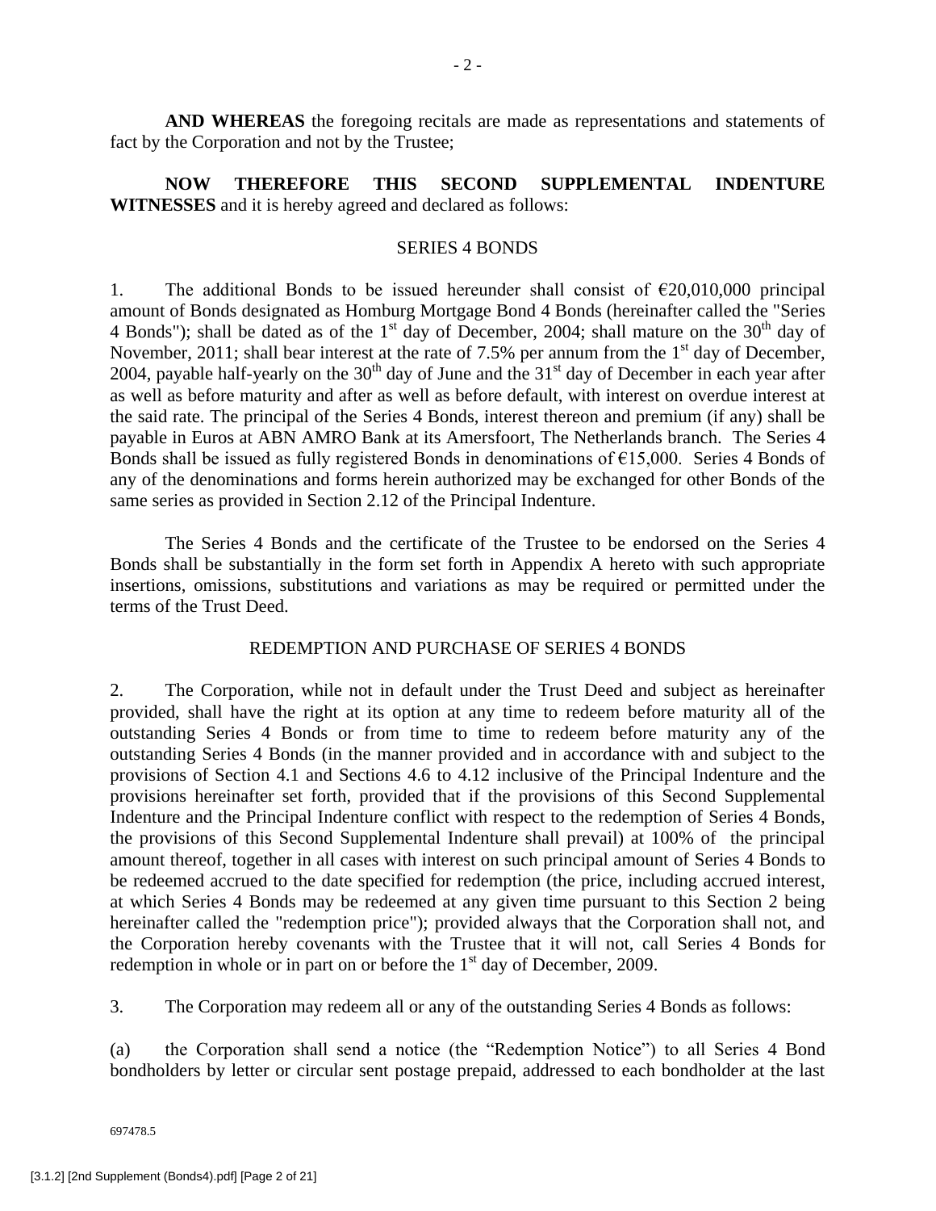**AND WHEREAS** the foregoing recitals are made as representations and statements of fact by the Corporation and not by the Trustee;

**NOW THEREFORE THIS SECOND SUPPLEMENTAL INDENTURE WITNESSES** and it is hereby agreed and declared as follows:

SERIES 4 BONDS

1. The additional Bonds to be issued hereunder shall consist of €20,010,000 principal amount of Bonds designated as Homburg Mortgage Bond 4 Bonds (hereinafter called the "Series 4 Bonds"); shall be dated as of the 1st day of December, 2004; shall mature on the 30th day of November, 2011; shall bear interest at the rate of 7.5% per annum from the 1st day of December, 2004, payable half-yearly on the 30th day of June and the 31st day of December in each year after as well as before maturity and after as well as before default, with interest on overdue interest at the said rate. The principal of the Series 4 Bonds, interest thereon and premium (if any) shall be payable in Euros at ABN AMRO Bank at its Amersfoort, The Netherlands branch. The Series 4 Bonds shall be issued as fully registered Bonds in denominations of €15,000. Series 4 Bonds of any of the denominations and forms herein authorized may be exchanged for other Bonds of the same series as provided in Section 2.12 of the Principal Indenture.

The Series 4 Bonds and the certificate of the Trustee to be endorsed on the Series 4 Bonds shall be substantially in the form set forth in Appendix A hereto with such appropriate insertions, omissions, substitutions and variations as may be required or permitted under the terms of the Trust Deed.

REDEMPTION AND PURCHASE OF SERIES 4 BONDS

2. The Corporation, while not in default under the Trust Deed and subject as hereinafter provided, shall have the right at its option at any time to redeem before maturity all of the outstanding Series 4 Bonds or from time to time to redeem before maturity any of the outstanding Series 4 Bonds (in the manner provided and in accordance with and subject to the provisions of Section 4.1 and Sections 4.6 to 4.12 inclusive of the Principal Indenture and the provisions hereinafter set forth, provided that if the provisions of this Second Supplemental Indenture and the Principal Indenture conflict with respect to the redemption of Series 4 Bonds, the provisions of this Second Supplemental Indenture shall prevail) at 100% of the principal amount thereof, together in all cases with interest on such principal amount of Series 4 Bonds to be redeemed accrued to the date specified for redemption (the price, including accrued interest, at which Series 4 Bonds may be redeemed at any given time pursuant to this Section 2 being hereinafter called the "redemption price"); provided always that the Corporation shall not, and the Corporation hereby covenants with the Trustee that it will not, call Series 4 Bonds for redemption in whole or in part on or before the 1st day of December, 2009.

3. The Corporation may redeem all or any of the outstanding Series 4 Bonds as follows:

(a) the Corporation shall send a notice (the "Redemption Notice") to all Series 4 Bond bondholders by letter or circular sent postage prepaid, addressed to each bondholder at the last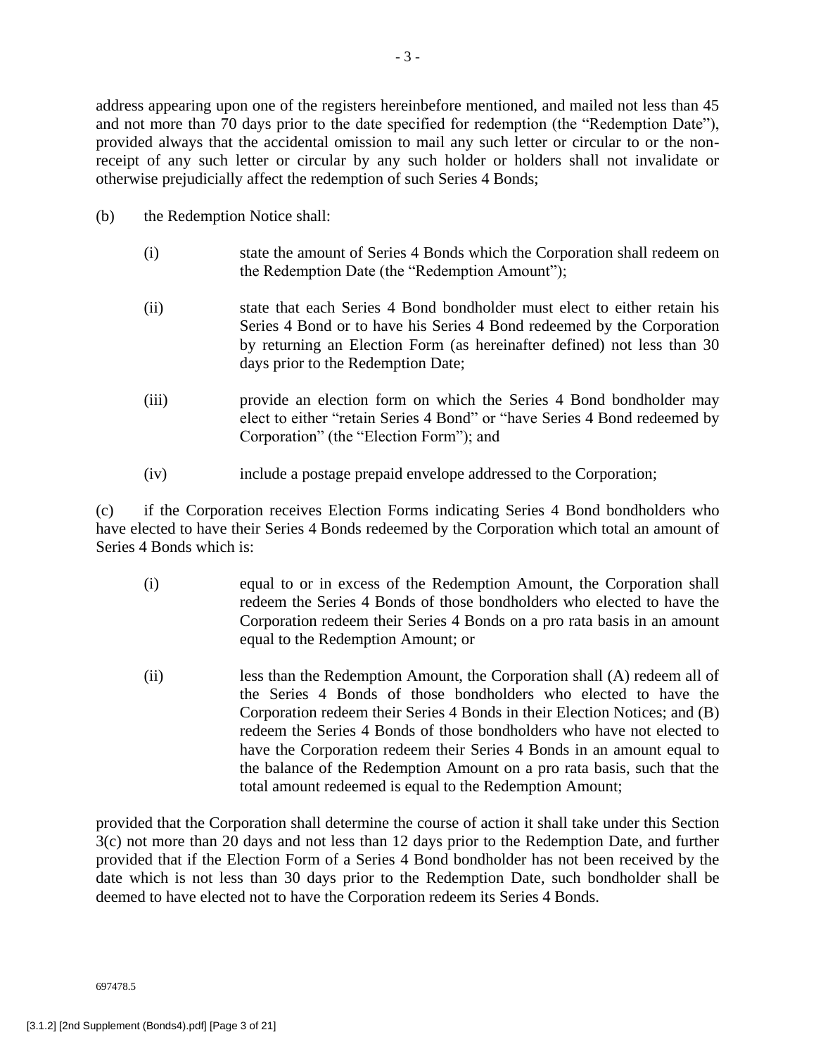address appearing upon one of the registers hereinbefore mentioned, and mailed not less than 45 and not more than 70 days prior to the date specified for redemption (the "Redemption Date"), provided always that the accidental omission to mail any such letter or circular to or the non-receipt of any such letter or circular by any such holder or holders shall not invalidate or otherwise prejudicially affect the redemption of such Series 4 Bonds;

(b) the Redemption Notice shall:

(i) state the amount of Series 4 Bonds which the Corporation shall redeem on the Redemption Date (the "Redemption Amount");

(ii) state that each Series 4 Bond bondholder must elect to either retain his Series 4 Bond or to have his Series 4 Bond redeemed by the Corporation by returning an Election Form (as hereinafter defined) not less than 30 days prior to the Redemption Date;

(iii) provide an election form on which the Series 4 Bond bondholder may elect to either "retain Series 4 Bond" or "have Series 4 Bond redeemed by Corporation" (the "Election Form"); and

(iv) include a postage prepaid envelope addressed to the Corporation;

(c) if the Corporation receives Election Forms indicating Series 4 Bond bondholders who have elected to have their Series 4 Bonds redeemed by the Corporation which total an amount of Series 4 Bonds which is:

(i) equal to or in excess of the Redemption Amount, the Corporation shall redeem the Series 4 Bonds of those bondholders who elected to have the Corporation redeem their Series 4 Bonds on a pro rata basis in an amount equal to the Redemption Amount; or

(ii) less than the Redemption Amount, the Corporation shall (A) redeem all of the Series 4 Bonds of those bondholders who elected to have the Corporation redeem their Series 4 Bonds in their Election Notices; and (B) redeem the Series 4 Bonds of those bondholders who have not elected to have the Corporation redeem their Series 4 Bonds in an amount equal to the balance of the Redemption Amount on a pro rata basis, such that the total amount redeemed is equal to the Redemption Amount;

provided that the Corporation shall determine the course of action it shall take under this Section 3(c) not more than 20 days and not less than 12 days prior to the Redemption Date, and further provided that if the Election Form of a Series 4 Bond bondholder has not been received by the date which is not less than 30 days prior to the Redemption Date, such bondholder shall be deemed to have elected not to have the Corporation redeem its Series 4 Bonds.

697478.5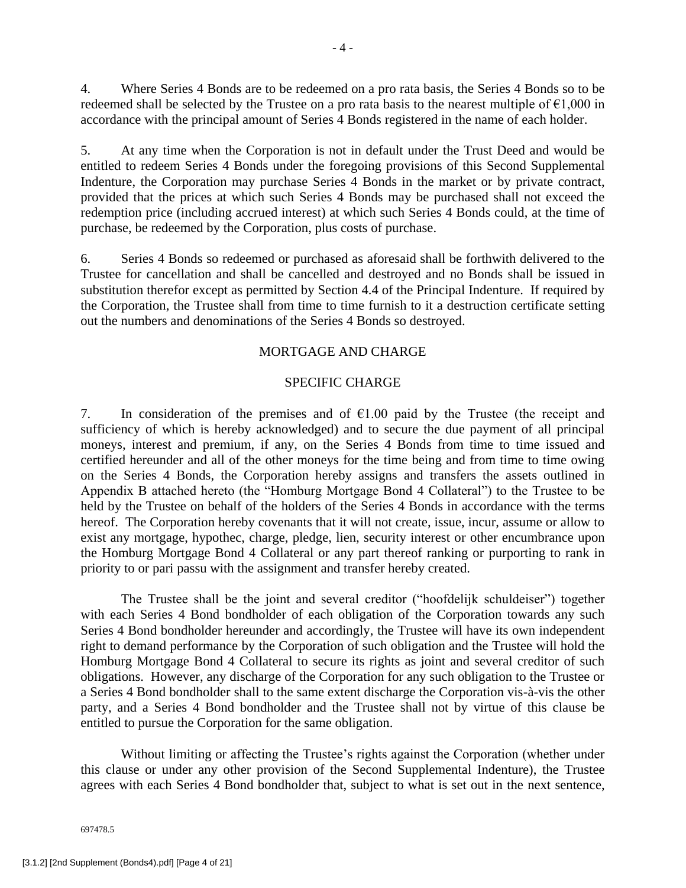4. Where Series 4 Bonds are to be redeemed on a pro rata basis, the Series 4 Bonds so to be redeemed shall be selected by the Trustee on a pro rata basis to the nearest multiple of €1,000 in accordance with the principal amount of Series 4 Bonds registered in the name of each holder.

5. At any time when the Corporation is not in default under the Trust Deed and would be entitled to redeem Series 4 Bonds under the foregoing provisions of this Second Supplemental Indenture, the Corporation may purchase Series 4 Bonds in the market or by private contract, provided that the prices at which such Series 4 Bonds may be purchased shall not exceed the redemption price (including accrued interest) at which such Series 4 Bonds could, at the time of purchase, be redeemed by the Corporation, plus costs of purchase.

6. Series 4 Bonds so redeemed or purchased as aforesaid shall be forthwith delivered to the Trustee for cancellation and shall be cancelled and destroyed and no Bonds shall be issued in substitution therefor except as permitted by Section 4.4 of the Principal Indenture. If required by the Corporation, the Trustee shall from time to time furnish to it a destruction certificate setting out the numbers and denominations of the Series 4 Bonds so destroyed.

## MORTGAGE AND CHARGE

### SPECIFIC CHARGE

7. In consideration of the premises and of €1.00 paid by the Trustee (the receipt and sufficiency of which is hereby acknowledged) and to secure the due payment of all principal moneys, interest and premium, if any, on the Series 4 Bonds from time to time issued and certified hereunder and all of the other moneys for the time being and from time to time owing on the Series 4 Bonds, the Corporation hereby assigns and transfers the assets outlined in Appendix B attached hereto (the "Homburg Mortgage Bond 4 Collateral") to the Trustee to be held by the Trustee on behalf of the holders of the Series 4 Bonds in accordance with the terms hereof. The Corporation hereby covenants that it will not create, issue, incur, assume or allow to exist any mortgage, hypothec, charge, pledge, lien, security interest or other encumbrance upon the Homburg Mortgage Bond 4 Collateral or any part thereof ranking or purporting to rank in priority to or pari passu with the assignment and transfer hereby created.

The Trustee shall be the joint and several creditor ("hoofdelijk schuldeiser") together with each Series 4 Bond bondholder of each obligation of the Corporation towards any such Series 4 Bond bondholder hereunder and accordingly, the Trustee will have its own independent right to demand performance by the Corporation of such obligation and the Trustee will hold the Homburg Mortgage Bond 4 Collateral to secure its rights as joint and several creditor of such obligations. However, any discharge of the Corporation for any such obligation to the Trustee or a Series 4 Bond bondholder shall to the same extent discharge the Corporation vis-à-vis the other party, and a Series 4 Bond bondholder and the Trustee shall not by virtue of this clause be entitled to pursue the Corporation for the same obligation.

Without limiting or affecting the Trustee's rights against the Corporation (whether under this clause or under any other provision of the Second Supplemental Indenture), the Trustee agrees with each Series 4 Bond bondholder that, subject to what is set out in the next sentence,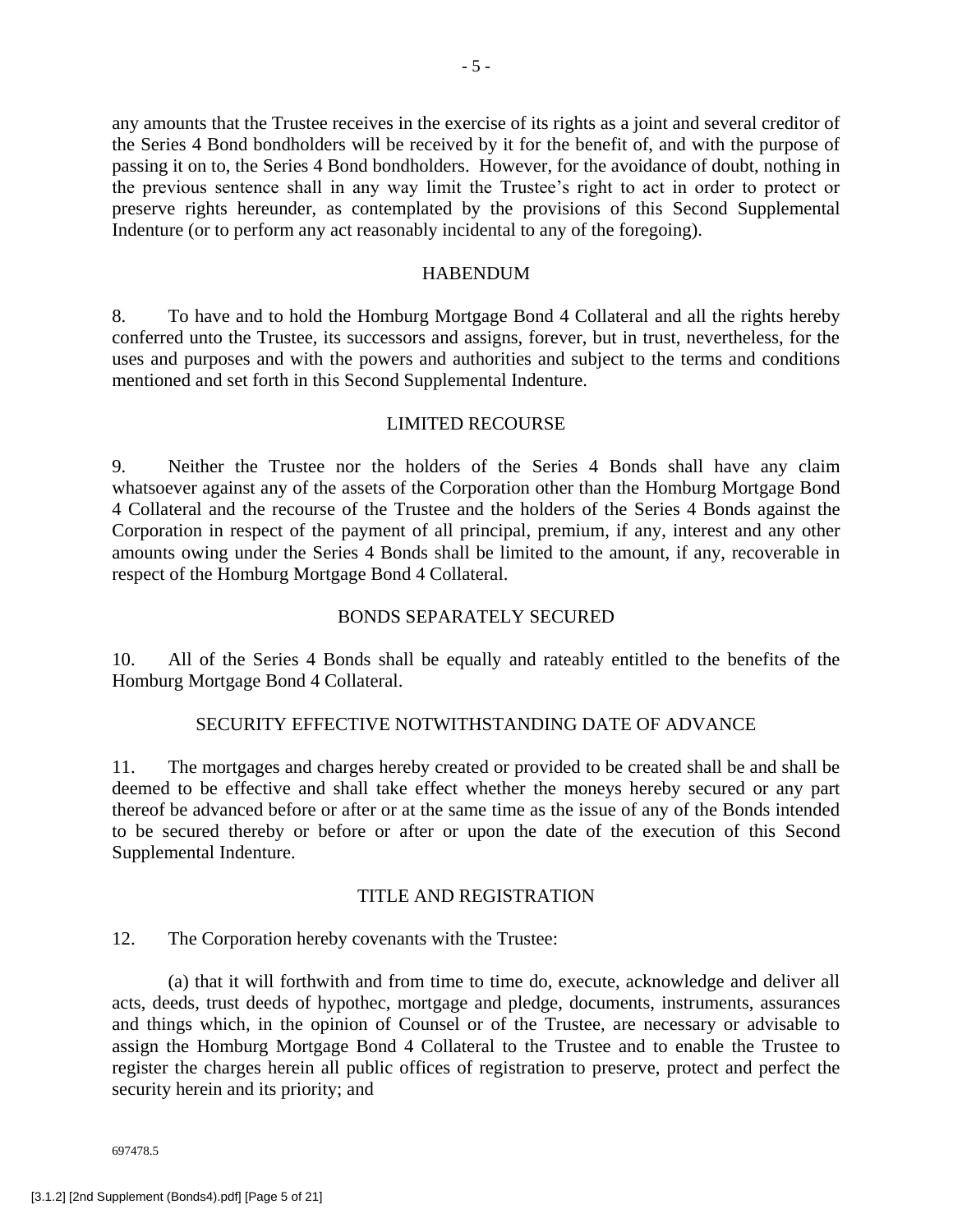any amounts that the Trustee receives in the exercise of its rights as a joint and several creditor of the Series 4 Bond bondholders will be received by it for the benefit of, and with the purpose of passing it on to, the Series 4 Bond bondholders. However, for the avoidance of doubt, nothing in the previous sentence shall in any way limit the Trustee's right to act in order to protect or preserve rights hereunder, as contemplated by the provisions of this Second Supplemental Indenture (or to perform any act reasonably incidental to any of the foregoing).

## HABENDUM

8. To have and to hold the Homburg Mortgage Bond 4 Collateral and all the rights hereby conferred unto the Trustee, its successors and assigns, forever, but in trust, nevertheless, for the uses and purposes and with the powers and authorities and subject to the terms and conditions mentioned and set forth in this Second Supplemental Indenture.

## LIMITED RECOURSE

9. Neither the Trustee nor the holders of the Series 4 Bonds shall have any claim whatsoever against any of the assets of the Corporation other than the Homburg Mortgage Bond 4 Collateral and the recourse of the Trustee and the holders of the Series 4 Bonds against the Corporation in respect of the payment of all principal, premium, if any, interest and any other amounts owing under the Series 4 Bonds shall be limited to the amount, if any, recoverable in respect of the Homburg Mortgage Bond 4 Collateral.

## BONDS SEPARATELY SECURED

10. All of the Series 4 Bonds shall be equally and rateably entitled to the benefits of the Homburg Mortgage Bond 4 Collateral.

## SECURITY EFFECTIVE NOTWITHSTANDING DATE OF ADVANCE

11. The mortgages and charges hereby created or provided to be created shall be and shall be deemed to be effective and shall take effect whether the moneys hereby secured or any part thereof be advanced before or after or at the same time as the issue of any of the Bonds intended to be secured thereby or before or after or upon the date of the execution of this Second Supplemental Indenture.

## TITLE AND REGISTRATION

12. The Corporation hereby covenants with the Trustee:

(a) that it will forthwith and from time to time do, execute, acknowledge and deliver all acts, deeds, trust deeds of hypothec, mortgage and pledge, documents, instruments, assurances and things which, in the opinion of Counsel or of the Trustee, are necessary or advisable to assign the Homburg Mortgage Bond 4 Collateral to the Trustee and to enable the Trustee to register the charges herein all public offices of registration to preserve, protect and perfect the security herein and its priority; and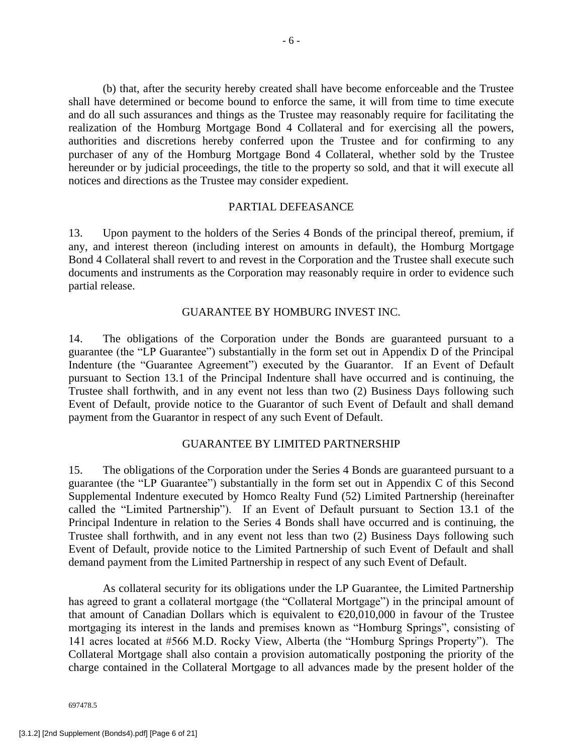(b) that, after the security hereby created shall have become enforceable and the Trustee shall have determined or become bound to enforce the same, it will from time to time execute and do all such assurances and things as the Trustee may reasonably require for facilitating the realization of the Homburg Mortgage Bond 4 Collateral and for exercising all the powers, authorities and discretions hereby conferred upon the Trustee and for confirming to any purchaser of any of the Homburg Mortgage Bond 4 Collateral, whether sold by the Trustee hereunder or by judicial proceedings, the title to the property so sold, and that it will execute all notices and directions as the Trustee may consider expedient.

## PARTIAL DEFEASANCE

13. Upon payment to the holders of the Series 4 Bonds of the principal thereof, premium, if any, and interest thereon (including interest on amounts in default), the Homburg Mortgage Bond 4 Collateral shall revert to and revest in the Corporation and the Trustee shall execute such documents and instruments as the Corporation may reasonably require in order to evidence such partial release.

## GUARANTEE BY HOMBURG INVEST INC.

14. The obligations of the Corporation under the Bonds are guaranteed pursuant to a guarantee (the "LP Guarantee") substantially in the form set out in Appendix D of the Principal Indenture (the "Guarantee Agreement") executed by the Guarantor. If an Event of Default pursuant to Section 13.1 of the Principal Indenture shall have occurred and is continuing, the Trustee shall forthwith, and in any event not less than two (2) Business Days following such Event of Default, provide notice to the Guarantor of such Event of Default and shall demand payment from the Guarantor in respect of any such Event of Default.

## GUARANTEE BY LIMITED PARTNERSHIP

15. The obligations of the Corporation under the Series 4 Bonds are guaranteed pursuant to a guarantee (the "LP Guarantee") substantially in the form set out in Appendix C of this Second Supplemental Indenture executed by Homco Realty Fund (52) Limited Partnership (hereinafter called the "Limited Partnership"). If an Event of Default pursuant to Section 13.1 of the Principal Indenture in relation to the Series 4 Bonds shall have occurred and is continuing, the Trustee shall forthwith, and in any event not less than two (2) Business Days following such Event of Default, provide notice to the Limited Partnership of such Event of Default and shall demand payment from the Limited Partnership in respect of any such Event of Default.

As collateral security for its obligations under the LP Guarantee, the Limited Partnership has agreed to grant a collateral mortgage (the "Collateral Mortgage") in the principal amount of that amount of Canadian Dollars which is equivalent to €20,010,000 in favour of the Trustee mortgaging its interest in the lands and premises known as "Homburg Springs", consisting of 141 acres located at #566 M.D. Rocky View, Alberta (the "Homburg Springs Property"). The Collateral Mortgage shall also contain a provision automatically postponing the priority of the charge contained in the Collateral Mortgage to all advances made by the present holder of the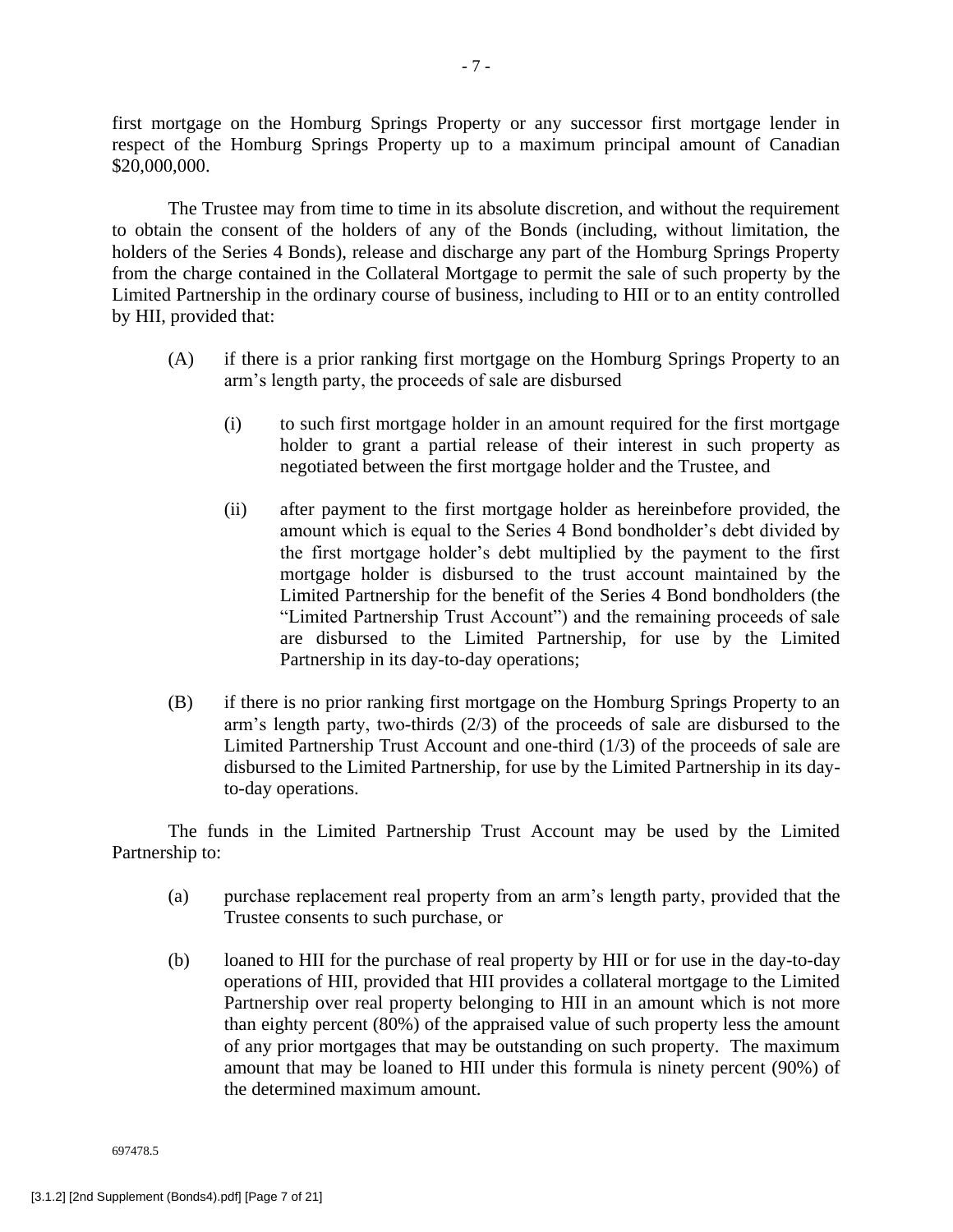first mortgage on the Homburg Springs Property or any successor first mortgage lender in respect of the Homburg Springs Property up to a maximum principal amount of Canadian $20,000,000.

The Trustee may from time to time in its absolute discretion, and without the requirement to obtain the consent of the holders of any of the Bonds (including, without limitation, the holders of the Series 4 Bonds), release and discharge any part of the Homburg Springs Property from the charge contained in the Collateral Mortgage to permit the sale of such property by the Limited Partnership in the ordinary course of business, including to HII or to an entity controlled by HII, provided that:

(A) if there is a prior ranking first mortgage on the Homburg Springs Property to an arm's length party, the proceeds of sale are disbursed

  (i) to such first mortgage holder in an amount required for the first mortgage holder to grant a partial release of their interest in such property as negotiated between the first mortgage holder and the Trustee, and

  (ii) after payment to the first mortgage holder as hereinbefore provided, the amount which is equal to the Series 4 Bond bondholder's debt divided by the first mortgage holder's debt multiplied by the payment to the first mortgage holder is disbursed to the trust account maintained by the Limited Partnership for the benefit of the Series 4 Bond bondholders (the "Limited Partnership Trust Account") and the remaining proceeds of sale are disbursed to the Limited Partnership, for use by the Limited Partnership in its day-to-day operations;

(B) if there is no prior ranking first mortgage on the Homburg Springs Property to an arm's length party, two-thirds (2/3) of the proceeds of sale are disbursed to the Limited Partnership Trust Account and one-third (1/3) of the proceeds of sale are disbursed to the Limited Partnership, for use by the Limited Partnership in its day-to-day operations.

The funds in the Limited Partnership Trust Account may be used by the Limited Partnership to:

(a) purchase replacement real property from an arm's length party, provided that the Trustee consents to such purchase, or

(b) loaned to HII for the purchase of real property by HII or for use in the day-to-day operations of HII, provided that HII provides a collateral mortgage to the Limited Partnership over real property belonging to HII in an amount which is not more than eighty percent (80%) of the appraised value of such property less the amount of any prior mortgages that may be outstanding on such property. The maximum amount that may be loaned to HII under this formula is ninety percent (90%) of the determined maximum amount.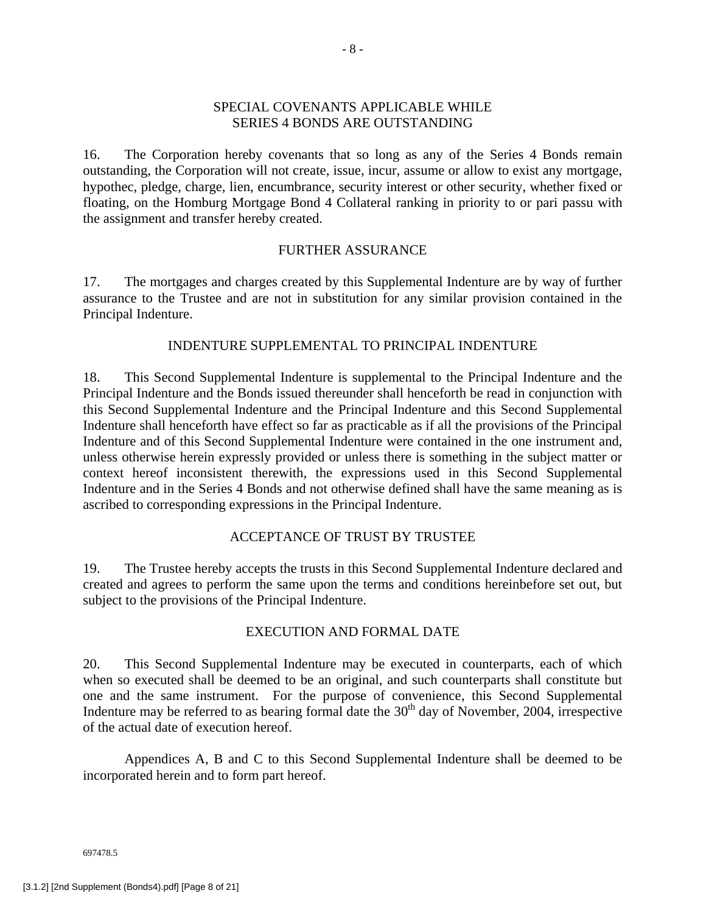## SPECIAL COVENANTS APPLICABLE WHILE SERIES 4 BONDS ARE OUTSTANDING

16. The Corporation hereby covenants that so long as any of the Series 4 Bonds remain outstanding, the Corporation will not create, issue, incur, assume or allow to exist any mortgage, hypothec, pledge, charge, lien, encumbrance, security interest or other security, whether fixed or floating, on the Homburg Mortgage Bond 4 Collateral ranking in priority to or pari passu with the assignment and transfer hereby created.

## FURTHER ASSURANCE

17. The mortgages and charges created by this Supplemental Indenture are by way of further assurance to the Trustee and are not in substitution for any similar provision contained in the Principal Indenture.

## INDENTURE SUPPLEMENTAL TO PRINCIPAL INDENTURE

18. This Second Supplemental Indenture is supplemental to the Principal Indenture and the Principal Indenture and the Bonds issued thereunder shall henceforth be read in conjunction with this Second Supplemental Indenture and the Principal Indenture and this Second Supplemental Indenture shall henceforth have effect so far as practicable as if all the provisions of the Principal Indenture and of this Second Supplemental Indenture were contained in the one instrument and, unless otherwise herein expressly provided or unless there is something in the subject matter or context hereof inconsistent therewith, the expressions used in this Second Supplemental Indenture and in the Series 4 Bonds and not otherwise defined shall have the same meaning as is ascribed to corresponding expressions in the Principal Indenture.

## ACCEPTANCE OF TRUST BY TRUSTEE

19. The Trustee hereby accepts the trusts in this Second Supplemental Indenture declared and created and agrees to perform the same upon the terms and conditions hereinbefore set out, but subject to the provisions of the Principal Indenture.

## EXECUTION AND FORMAL DATE

20. This Second Supplemental Indenture may be executed in counterparts, each of which when so executed shall be deemed to be an original, and such counterparts shall constitute but one and the same instrument. For the purpose of convenience, this Second Supplemental Indenture may be referred to as bearing formal date the 30th day of November, 2004, irrespective of the actual date of execution hereof.

Appendices A, B and C to this Second Supplemental Indenture shall be deemed to be incorporated herein and to form part hereof.

697478.5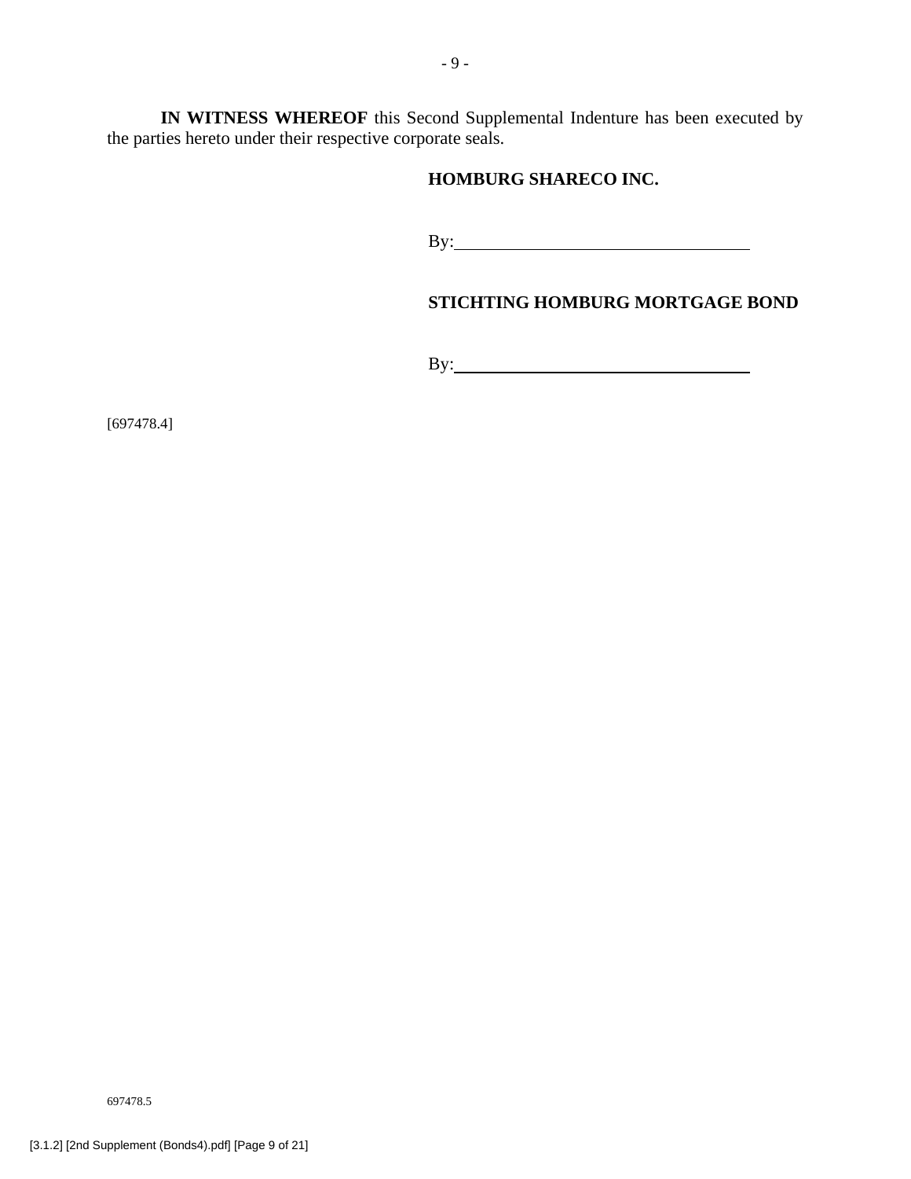**IN WITNESS WHEREOF** this Second Supplemental Indenture has been executed by the parties hereto under their respective corporate seals.

**HOMBURG SHARECO INC.**

By:\_\_\_\_\_\_\_\_\_\_\_\_\_\_\_\_\_\_\_\_\_\_\_\_\_\_\_\_\_\_

**STICHTING HOMBURG MORTGAGE BOND**

By:\_\_\_\_\_\_\_\_\_\_\_\_\_\_\_\_\_\_\_\_\_\_\_\_\_\_\_\_\_\_

[697478.4]

697478.5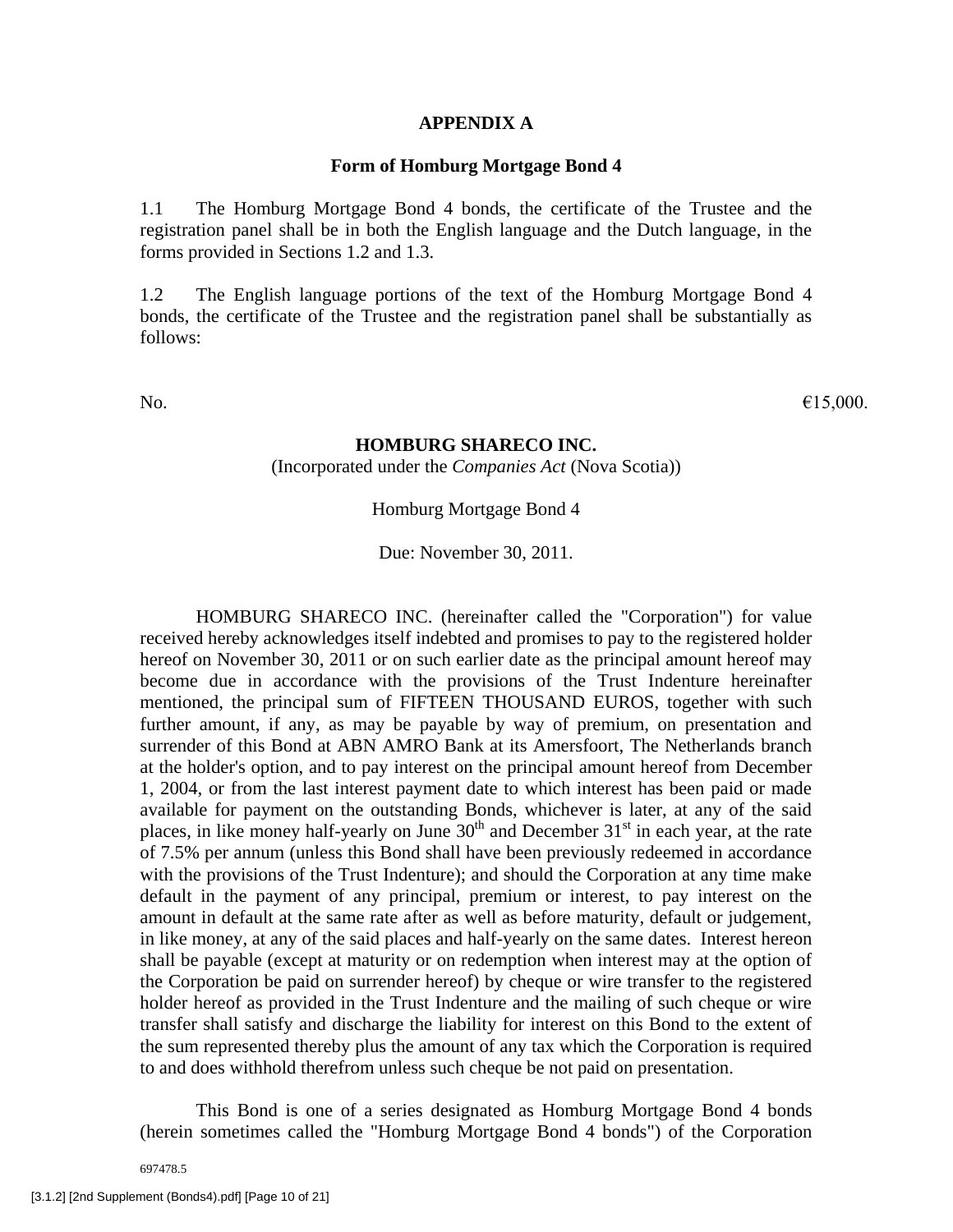**APPENDIX A**

**Form of Homburg Mortgage Bond 4**

1.1 The Homburg Mortgage Bond 4 bonds, the certificate of the Trustee and the registration panel shall be in both the English language and the Dutch language, in the forms provided in Sections 1.2 and 1.3.

1.2 The English language portions of the text of the Homburg Mortgage Bond 4 bonds, the certificate of the Trustee and the registration panel shall be substantially as follows:

No. €15,000.

**HOMBURG SHARECO INC.**

(Incorporated under the *Companies Act* (Nova Scotia))

Homburg Mortgage Bond 4

Due: November 30, 2011.

HOMBURG SHARECO INC. (hereinafter called the "Corporation") for value received hereby acknowledges itself indebted and promises to pay to the registered holder hereof on November 30, 2011 or on such earlier date as the principal amount hereof may become due in accordance with the provisions of the Trust Indenture hereinafter mentioned, the principal sum of FIFTEEN THOUSAND EUROS, together with such further amount, if any, as may be payable by way of premium, on presentation and surrender of this Bond at ABN AMRO Bank at its Amersfoort, The Netherlands branch at the holder's option, and to pay interest on the principal amount hereof from December 1, 2004, or from the last interest payment date to which interest has been paid or made available for payment on the outstanding Bonds, whichever is later, at any of the said places, in like money half-yearly on June 30th and December 31st in each year, at the rate of 7.5% per annum (unless this Bond shall have been previously redeemed in accordance with the provisions of the Trust Indenture); and should the Corporation at any time make default in the payment of any principal, premium or interest, to pay interest on the amount in default at the same rate after as well as before maturity, default or judgement, in like money, at any of the said places and half-yearly on the same dates. Interest hereon shall be payable (except at maturity or on redemption when interest may at the option of the Corporation be paid on surrender hereof) by cheque or wire transfer to the registered holder hereof as provided in the Trust Indenture and the mailing of such cheque or wire transfer shall satisfy and discharge the liability for interest on this Bond to the extent of the sum represented thereby plus the amount of any tax which the Corporation is required to and does withhold therefrom unless such cheque be not paid on presentation.

This Bond is one of a series designated as Homburg Mortgage Bond 4 bonds (herein sometimes called the "Homburg Mortgage Bond 4 bonds") of the Corporation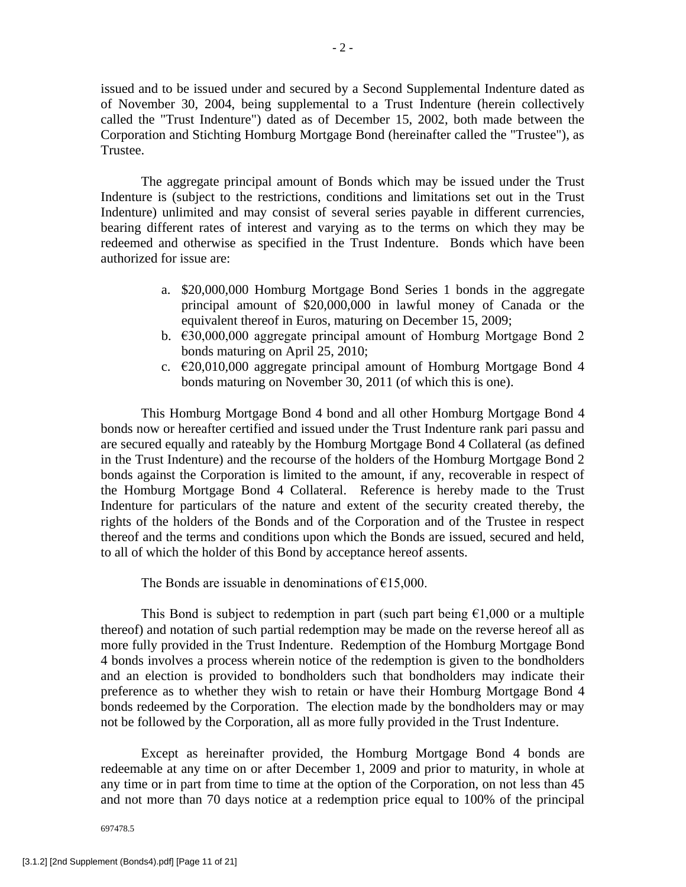issued and to be issued under and secured by a Second Supplemental Indenture dated as of November 30, 2004, being supplemental to a Trust Indenture (herein collectively called the "Trust Indenture") dated as of December 15, 2002, both made between the Corporation and Stichting Homburg Mortgage Bond (hereinafter called the "Trustee"), as Trustee.

The aggregate principal amount of Bonds which may be issued under the Trust Indenture is (subject to the restrictions, conditions and limitations set out in the Trust Indenture) unlimited and may consist of several series payable in different currencies, bearing different rates of interest and varying as to the terms on which they may be redeemed and otherwise as specified in the Trust Indenture. Bonds which have been authorized for issue are:

a. $20,000,000 Homburg Mortgage Bond Series 1 bonds in the aggregate principal amount of $20,000,000 in lawful money of Canada or the equivalent thereof in Euros, maturing on December 15, 2009;
b. €30,000,000 aggregate principal amount of Homburg Mortgage Bond 2 bonds maturing on April 25, 2010;
c. €20,010,000 aggregate principal amount of Homburg Mortgage Bond 4 bonds maturing on November 30, 2011 (of which this is one).

This Homburg Mortgage Bond 4 bond and all other Homburg Mortgage Bond 4 bonds now or hereafter certified and issued under the Trust Indenture rank pari passu and are secured equally and rateably by the Homburg Mortgage Bond 4 Collateral (as defined in the Trust Indenture) and the recourse of the holders of the Homburg Mortgage Bond 2 bonds against the Corporation is limited to the amount, if any, recoverable in respect of the Homburg Mortgage Bond 4 Collateral. Reference is hereby made to the Trust Indenture for particulars of the nature and extent of the security created thereby, the rights of the holders of the Bonds and of the Corporation and of the Trustee in respect thereof and the terms and conditions upon which the Bonds are issued, secured and held, to all of which the holder of this Bond by acceptance hereof assents.

The Bonds are issuable in denominations of €15,000.

This Bond is subject to redemption in part (such part being €1,000 or a multiple thereof) and notation of such partial redemption may be made on the reverse hereof all as more fully provided in the Trust Indenture. Redemption of the Homburg Mortgage Bond 4 bonds involves a process wherein notice of the redemption is given to the bondholders and an election is provided to bondholders such that bondholders may indicate their preference as to whether they wish to retain or have their Homburg Mortgage Bond 4 bonds redeemed by the Corporation. The election made by the bondholders may or may not be followed by the Corporation, all as more fully provided in the Trust Indenture.

Except as hereinafter provided, the Homburg Mortgage Bond 4 bonds are redeemable at any time on or after December 1, 2009 and prior to maturity, in whole at any time or in part from time to time at the option of the Corporation, on not less than 45 and not more than 70 days notice at a redemption price equal to 100% of the principal

697478.5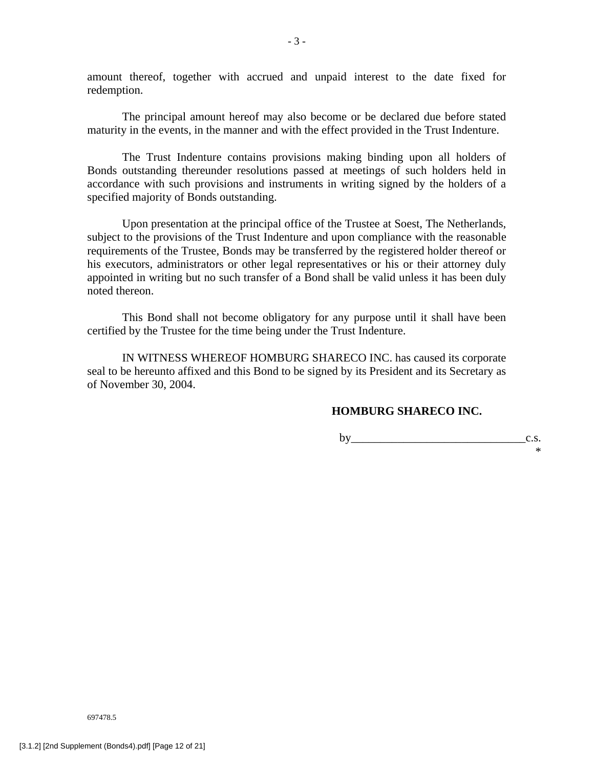amount thereof, together with accrued and unpaid interest to the date fixed for redemption.

The principal amount hereof may also become or be declared due before stated maturity in the events, in the manner and with the effect provided in the Trust Indenture.

The Trust Indenture contains provisions making binding upon all holders of Bonds outstanding thereunder resolutions passed at meetings of such holders held in accordance with such provisions and instruments in writing signed by the holders of a specified majority of Bonds outstanding.

Upon presentation at the principal office of the Trustee at Soest, The Netherlands, subject to the provisions of the Trust Indenture and upon compliance with the reasonable requirements of the Trustee, Bonds may be transferred by the registered holder thereof or his executors, administrators or other legal representatives or his or their attorney duly appointed in writing but no such transfer of a Bond shall be valid unless it has been duly noted thereon.

This Bond shall not become obligatory for any purpose until it shall have been certified by the Trustee for the time being under the Trust Indenture.

IN WITNESS WHEREOF HOMBURG SHARECO INC. has caused its corporate seal to be hereunto affixed and this Bond to be signed by its President and its Secretary as of November 30, 2004.

**HOMBURG SHARECO INC.**

by______________________________c.s.
*

697478.5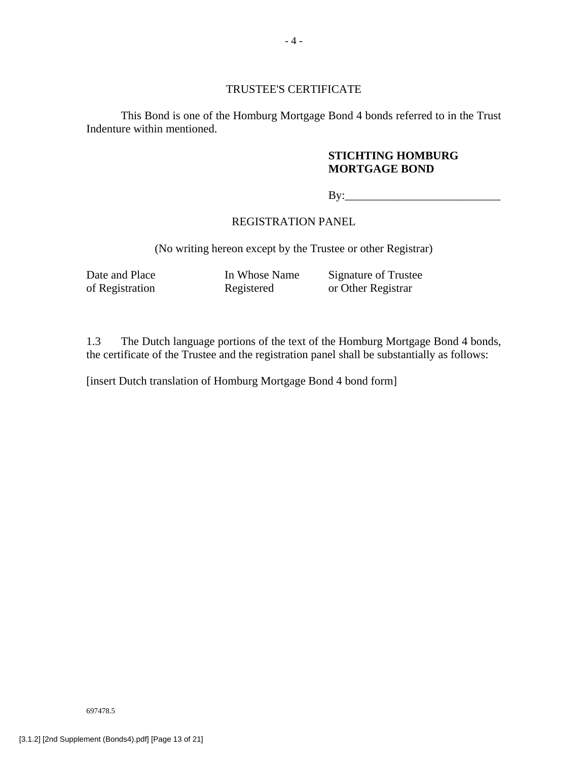TRUSTEE'S CERTIFICATE

This Bond is one of the Homburg Mortgage Bond 4 bonds referred to in the Trust Indenture within mentioned.

**STICHTING HOMBURG MORTGAGE BOND**

By:___________________________

REGISTRATION PANEL

(No writing hereon except by the Trustee or other Registrar)

| Date and Place of Registration | In Whose Name Registered | Signature of Trustee or Other Registrar |
|---|---|---|

1.3 The Dutch language portions of the text of the Homburg Mortgage Bond 4 bonds, the certificate of the Trustee and the registration panel shall be substantially as follows:

[insert Dutch translation of Homburg Mortgage Bond 4 bond form]

697478.5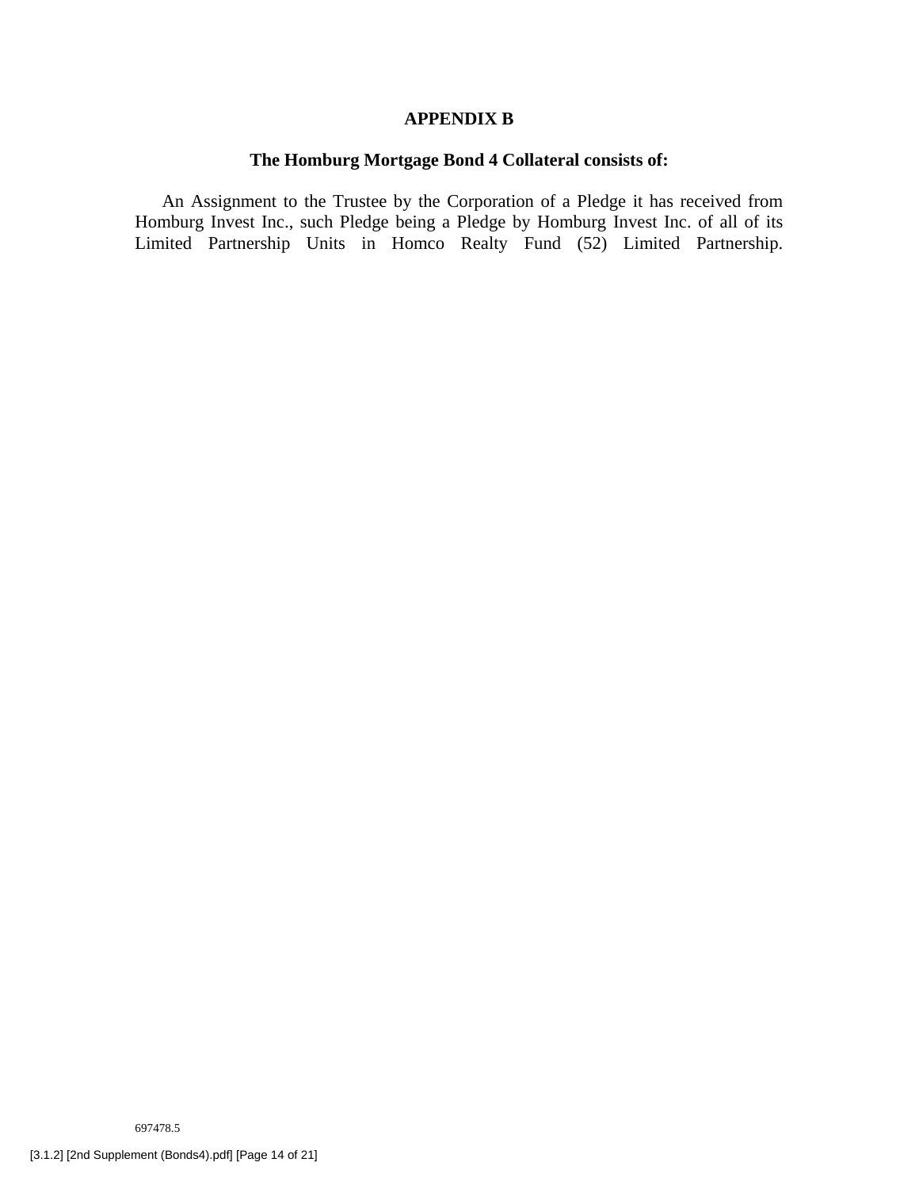# APPENDIX B

## The Homburg Mortgage Bond 4 Collateral consists of:

An Assignment to the Trustee by the Corporation of a Pledge it has received from Homburg Invest Inc., such Pledge being a Pledge by Homburg Invest Inc. of all of its Limited Partnership Units in Homco Realty Fund (52) Limited Partnership.

697478.5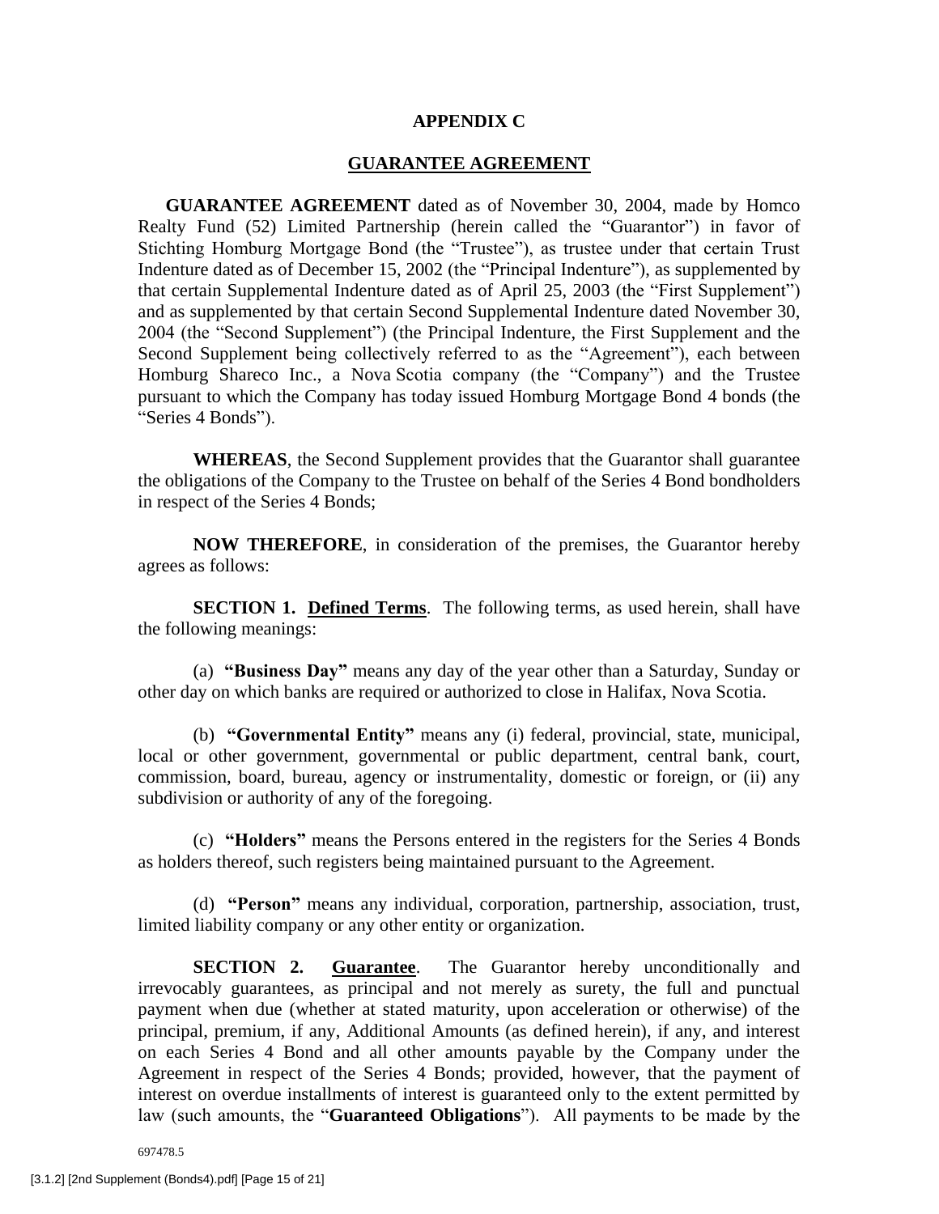# APPENDIX C

## GUARANTEE AGREEMENT

**GUARANTEE AGREEMENT** dated as of November 30, 2004, made by Homco Realty Fund (52) Limited Partnership (herein called the "Guarantor") in favor of Stichting Homburg Mortgage Bond (the "Trustee"), as trustee under that certain Trust Indenture dated as of December 15, 2002 (the "Principal Indenture"), as supplemented by that certain Supplemental Indenture dated as of April 25, 2003 (the "First Supplement") and as supplemented by that certain Second Supplemental Indenture dated November 30, 2004 (the "Second Supplement") (the Principal Indenture, the First Supplement and the Second Supplement being collectively referred to as the "Agreement"), each between Homburg Shareco Inc., a Nova Scotia company (the "Company") and the Trustee pursuant to which the Company has today issued Homburg Mortgage Bond 4 bonds (the "Series 4 Bonds").

**WHEREAS**, the Second Supplement provides that the Guarantor shall guarantee the obligations of the Company to the Trustee on behalf of the Series 4 Bond bondholders in respect of the Series 4 Bonds;

**NOW THEREFORE**, in consideration of the premises, the Guarantor hereby agrees as follows:

**SECTION 1. Defined Terms**. The following terms, as used herein, shall have the following meanings:

(a) **"Business Day"** means any day of the year other than a Saturday, Sunday or other day on which banks are required or authorized to close in Halifax, Nova Scotia.

(b) **"Governmental Entity"** means any (i) federal, provincial, state, municipal, local or other government, governmental or public department, central bank, court, commission, board, bureau, agency or instrumentality, domestic or foreign, or (ii) any subdivision or authority of any of the foregoing.

(c) **"Holders"** means the Persons entered in the registers for the Series 4 Bonds as holders thereof, such registers being maintained pursuant to the Agreement.

(d) **"Person"** means any individual, corporation, partnership, association, trust, limited liability company or any other entity or organization.

**SECTION 2. Guarantee**. The Guarantor hereby unconditionally and irrevocably guarantees, as principal and not merely as surety, the full and punctual payment when due (whether at stated maturity, upon acceleration or otherwise) of the principal, premium, if any, Additional Amounts (as defined herein), if any, and interest on each Series 4 Bond and all other amounts payable by the Company under the Agreement in respect of the Series 4 Bonds; provided, however, that the payment of interest on overdue installments of interest is guaranteed only to the extent permitted by law (such amounts, the "**Guaranteed Obligations**"). All payments to be made by the

697478.5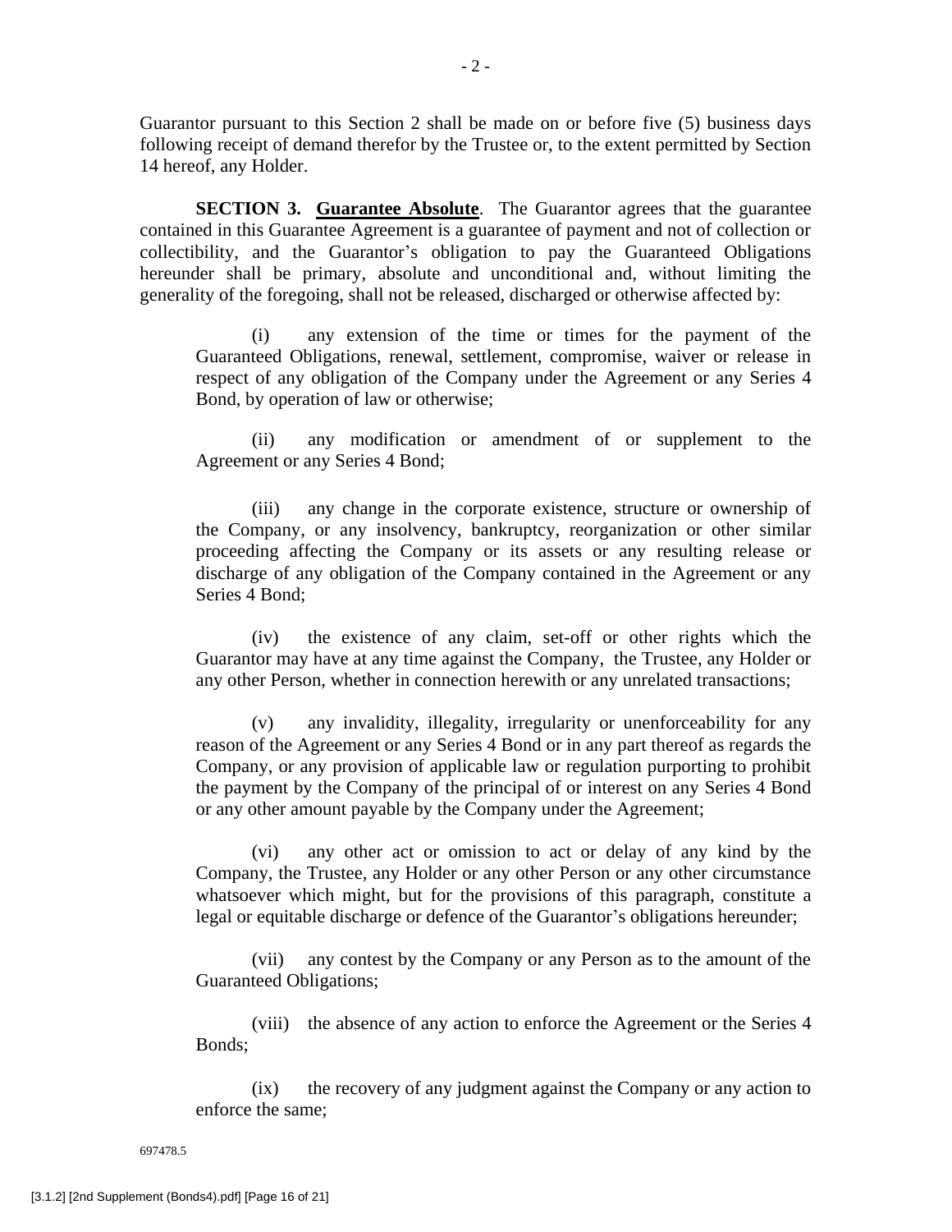Guarantor pursuant to this Section 2 shall be made on or before five (5) business days following receipt of demand therefor by the Trustee or, to the extent permitted by Section 14 hereof, any Holder.

**SECTION 3. Guarantee Absolute**. The Guarantor agrees that the guarantee contained in this Guarantee Agreement is a guarantee of payment and not of collection or collectibility, and the Guarantor's obligation to pay the Guaranteed Obligations hereunder shall be primary, absolute and unconditional and, without limiting the generality of the foregoing, shall not be released, discharged or otherwise affected by:

(i) any extension of the time or times for the payment of the Guaranteed Obligations, renewal, settlement, compromise, waiver or release in respect of any obligation of the Company under the Agreement or any Series 4 Bond, by operation of law or otherwise;

(ii) any modification or amendment of or supplement to the Agreement or any Series 4 Bond;

(iii) any change in the corporate existence, structure or ownership of the Company, or any insolvency, bankruptcy, reorganization or other similar proceeding affecting the Company or its assets or any resulting release or discharge of any obligation of the Company contained in the Agreement or any Series 4 Bond;

(iv) the existence of any claim, set-off or other rights which the Guarantor may have at any time against the Company, the Trustee, any Holder or any other Person, whether in connection herewith or any unrelated transactions;

(v) any invalidity, illegality, irregularity or unenforceability for any reason of the Agreement or any Series 4 Bond or in any part thereof as regards the Company, or any provision of applicable law or regulation purporting to prohibit the payment by the Company of the principal of or interest on any Series 4 Bond or any other amount payable by the Company under the Agreement;

(vi) any other act or omission to act or delay of any kind by the Company, the Trustee, any Holder or any other Person or any other circumstance whatsoever which might, but for the provisions of this paragraph, constitute a legal or equitable discharge or defence of the Guarantor's obligations hereunder;

(vii) any contest by the Company or any Person as to the amount of the Guaranteed Obligations;

(viii) the absence of any action to enforce the Agreement or the Series 4 Bonds;

(ix) the recovery of any judgment against the Company or any action to enforce the same;

697478.5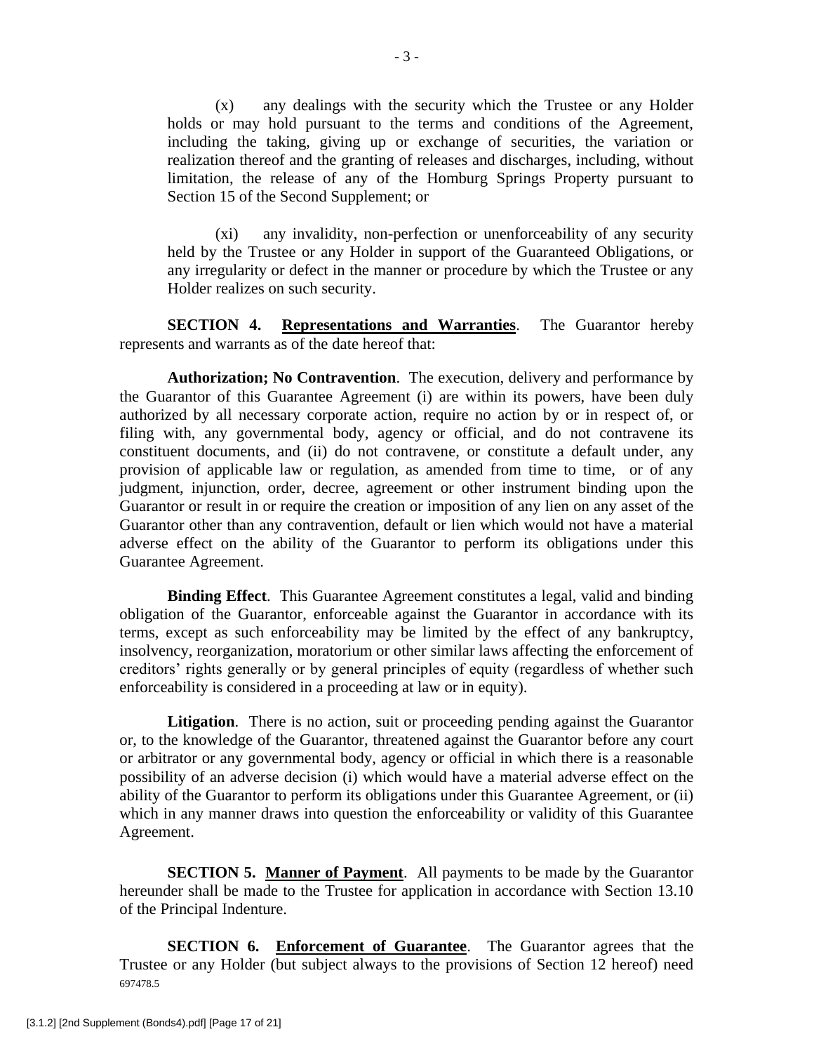(x) any dealings with the security which the Trustee or any Holder holds or may hold pursuant to the terms and conditions of the Agreement, including the taking, giving up or exchange of securities, the variation or realization thereof and the granting of releases and discharges, including, without limitation, the release of any of the Homburg Springs Property pursuant to Section 15 of the Second Supplement; or

(xi) any invalidity, non-perfection or unenforceability of any security held by the Trustee or any Holder in support of the Guaranteed Obligations, or any irregularity or defect in the manner or procedure by which the Trustee or any Holder realizes on such security.

**SECTION 4. Representations and Warranties**. The Guarantor hereby represents and warrants as of the date hereof that:

**Authorization; No Contravention**. The execution, delivery and performance by the Guarantor of this Guarantee Agreement (i) are within its powers, have been duly authorized by all necessary corporate action, require no action by or in respect of, or filing with, any governmental body, agency or official, and do not contravene its constituent documents, and (ii) do not contravene, or constitute a default under, any provision of applicable law or regulation, as amended from time to time, or of any judgment, injunction, order, decree, agreement or other instrument binding upon the Guarantor or result in or require the creation or imposition of any lien on any asset of the Guarantor other than any contravention, default or lien which would not have a material adverse effect on the ability of the Guarantor to perform its obligations under this Guarantee Agreement.

**Binding Effect**. This Guarantee Agreement constitutes a legal, valid and binding obligation of the Guarantor, enforceable against the Guarantor in accordance with its terms, except as such enforceability may be limited by the effect of any bankruptcy, insolvency, reorganization, moratorium or other similar laws affecting the enforcement of creditors' rights generally or by general principles of equity (regardless of whether such enforceability is considered in a proceeding at law or in equity).

**Litigation**. There is no action, suit or proceeding pending against the Guarantor or, to the knowledge of the Guarantor, threatened against the Guarantor before any court or arbitrator or any governmental body, agency or official in which there is a reasonable possibility of an adverse decision (i) which would have a material adverse effect on the ability of the Guarantor to perform its obligations under this Guarantee Agreement, or (ii) which in any manner draws into question the enforceability or validity of this Guarantee Agreement.

**SECTION 5. Manner of Payment**. All payments to be made by the Guarantor hereunder shall be made to the Trustee for application in accordance with Section 13.10 of the Principal Indenture.

**SECTION 6. Enforcement of Guarantee**. The Guarantor agrees that the Trustee or any Holder (but subject always to the provisions of Section 12 hereof) need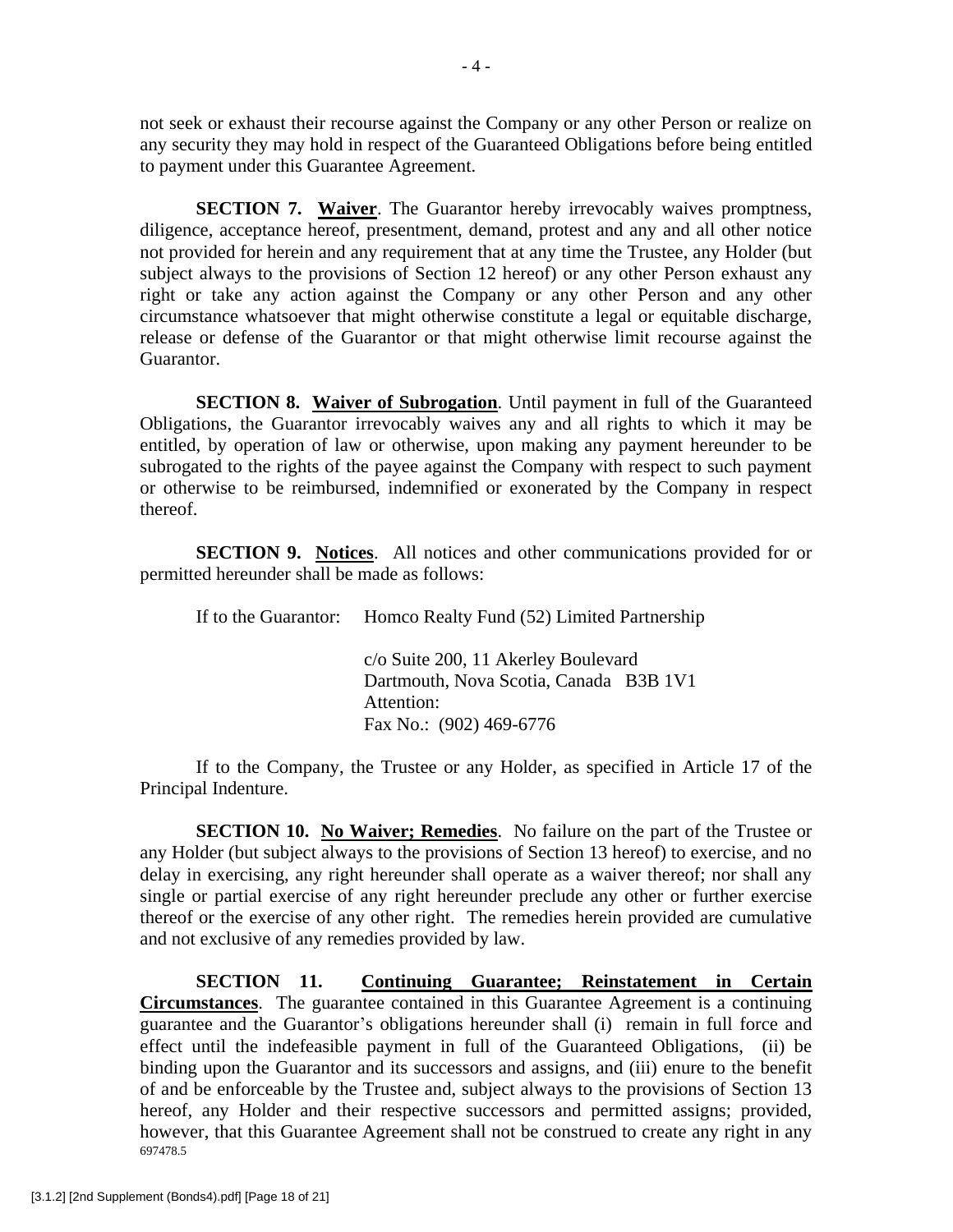not seek or exhaust their recourse against the Company or any other Person or realize on any security they may hold in respect of the Guaranteed Obligations before being entitled to payment under this Guarantee Agreement.

**SECTION 7. Waiver**. The Guarantor hereby irrevocably waives promptness, diligence, acceptance hereof, presentment, demand, protest and any and all other notice not provided for herein and any requirement that at any time the Trustee, any Holder (but subject always to the provisions of Section 12 hereof) or any other Person exhaust any right or take any action against the Company or any other Person and any other circumstance whatsoever that might otherwise constitute a legal or equitable discharge, release or defense of the Guarantor or that might otherwise limit recourse against the Guarantor.

**SECTION 8. Waiver of Subrogation**. Until payment in full of the Guaranteed Obligations, the Guarantor irrevocably waives any and all rights to which it may be entitled, by operation of law or otherwise, upon making any payment hereunder to be subrogated to the rights of the payee against the Company with respect to such payment or otherwise to be reimbursed, indemnified or exonerated by the Company in respect thereof.

**SECTION 9. Notices**. All notices and other communications provided for or permitted hereunder shall be made as follows:

If to the Guarantor: Homco Realty Fund (52) Limited Partnership

c/o Suite 200, 11 Akerley Boulevard
Dartmouth, Nova Scotia, Canada B3B 1V1
Attention:
Fax No.: (902) 469-6776

If to the Company, the Trustee or any Holder, as specified in Article 17 of the Principal Indenture.

**SECTION 10. No Waiver; Remedies**. No failure on the part of the Trustee or any Holder (but subject always to the provisions of Section 13 hereof) to exercise, and no delay in exercising, any right hereunder shall operate as a waiver thereof; nor shall any single or partial exercise of any right hereunder preclude any other or further exercise thereof or the exercise of any other right. The remedies herein provided are cumulative and not exclusive of any remedies provided by law.

**SECTION 11. Continuing Guarantee; Reinstatement in Certain Circumstances**. The guarantee contained in this Guarantee Agreement is a continuing guarantee and the Guarantor's obligations hereunder shall (i) remain in full force and effect until the indefeasible payment in full of the Guaranteed Obligations, (ii) be binding upon the Guarantor and its successors and assigns, and (iii) enure to the benefit of and be enforceable by the Trustee and, subject always to the provisions of Section 13 hereof, any Holder and their respective successors and permitted assigns; provided, however, that this Guarantee Agreement shall not be construed to create any right in any

697478.5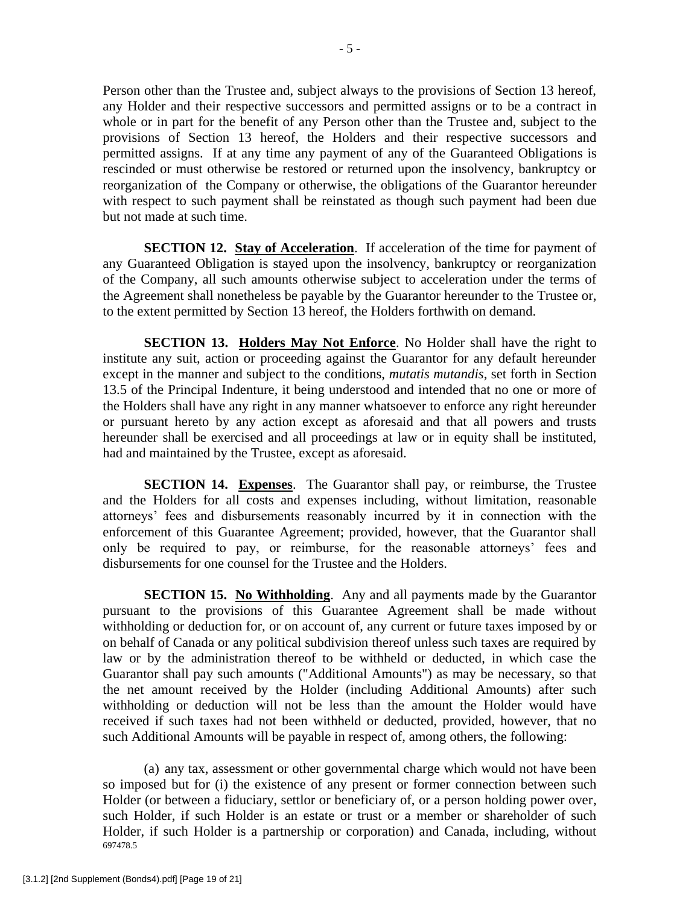Person other than the Trustee and, subject always to the provisions of Section 13 hereof, any Holder and their respective successors and permitted assigns or to be a contract in whole or in part for the benefit of any Person other than the Trustee and, subject to the provisions of Section 13 hereof, the Holders and their respective successors and permitted assigns. If at any time any payment of any of the Guaranteed Obligations is rescinded or must otherwise be restored or returned upon the insolvency, bankruptcy or reorganization of the Company or otherwise, the obligations of the Guarantor hereunder with respect to such payment shall be reinstated as though such payment had been due but not made at such time.

**SECTION 12. Stay of Acceleration**. If acceleration of the time for payment of any Guaranteed Obligation is stayed upon the insolvency, bankruptcy or reorganization of the Company, all such amounts otherwise subject to acceleration under the terms of the Agreement shall nonetheless be payable by the Guarantor hereunder to the Trustee or, to the extent permitted by Section 13 hereof, the Holders forthwith on demand.

**SECTION 13. Holders May Not Enforce**. No Holder shall have the right to institute any suit, action or proceeding against the Guarantor for any default hereunder except in the manner and subject to the conditions, *mutatis mutandis*, set forth in Section 13.5 of the Principal Indenture, it being understood and intended that no one or more of the Holders shall have any right in any manner whatsoever to enforce any right hereunder or pursuant hereto by any action except as aforesaid and that all powers and trusts hereunder shall be exercised and all proceedings at law or in equity shall be instituted, had and maintained by the Trustee, except as aforesaid.

**SECTION 14. Expenses**. The Guarantor shall pay, or reimburse, the Trustee and the Holders for all costs and expenses including, without limitation, reasonable attorneys' fees and disbursements reasonably incurred by it in connection with the enforcement of this Guarantee Agreement; provided, however, that the Guarantor shall only be required to pay, or reimburse, for the reasonable attorneys' fees and disbursements for one counsel for the Trustee and the Holders.

**SECTION 15. No Withholding**. Any and all payments made by the Guarantor pursuant to the provisions of this Guarantee Agreement shall be made without withholding or deduction for, or on account of, any current or future taxes imposed by or on behalf of Canada or any political subdivision thereof unless such taxes are required by law or by the administration thereof to be withheld or deducted, in which case the Guarantor shall pay such amounts ("Additional Amounts") as may be necessary, so that the net amount received by the Holder (including Additional Amounts) after such withholding or deduction will not be less than the amount the Holder would have received if such taxes had not been withheld or deducted, provided, however, that no such Additional Amounts will be payable in respect of, among others, the following:

(a) any tax, assessment or other governmental charge which would not have been so imposed but for (i) the existence of any present or former connection between such Holder (or between a fiduciary, settlor or beneficiary of, or a person holding power over, such Holder, if such Holder is an estate or trust or a member or shareholder of such Holder, if such Holder is a partnership or corporation) and Canada, including, without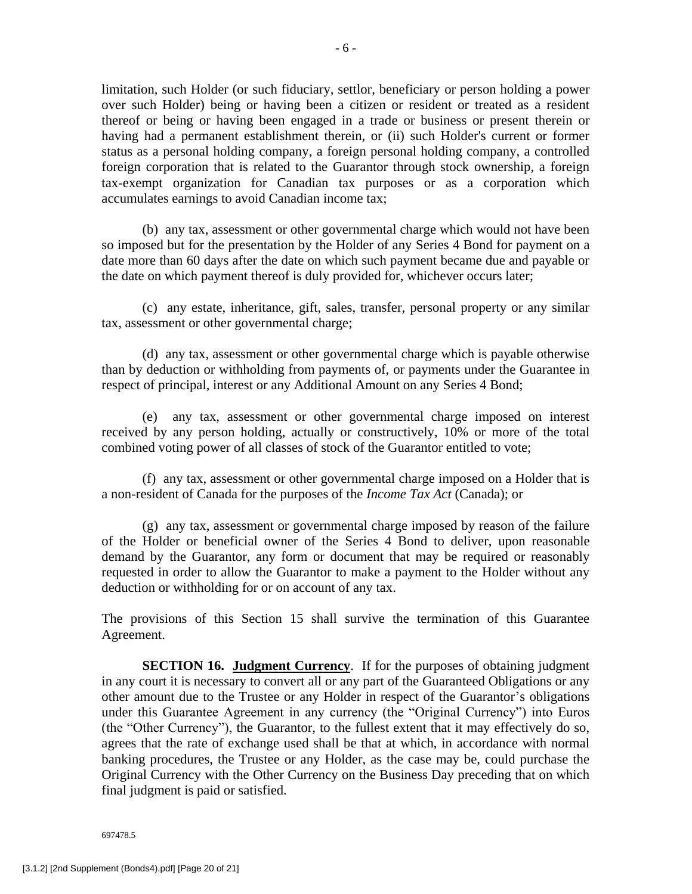limitation, such Holder (or such fiduciary, settlor, beneficiary or person holding a power over such Holder) being or having been a citizen or resident or treated as a resident thereof or being or having been engaged in a trade or business or present therein or having had a permanent establishment therein, or (ii) such Holder's current or former status as a personal holding company, a foreign personal holding company, a controlled foreign corporation that is related to the Guarantor through stock ownership, a foreign tax-exempt organization for Canadian tax purposes or as a corporation which accumulates earnings to avoid Canadian income tax;

(b) any tax, assessment or other governmental charge which would not have been so imposed but for the presentation by the Holder of any Series 4 Bond for payment on a date more than 60 days after the date on which such payment became due and payable or the date on which payment thereof is duly provided for, whichever occurs later;

(c) any estate, inheritance, gift, sales, transfer, personal property or any similar tax, assessment or other governmental charge;

(d) any tax, assessment or other governmental charge which is payable otherwise than by deduction or withholding from payments of, or payments under the Guarantee in respect of principal, interest or any Additional Amount on any Series 4 Bond;

(e) any tax, assessment or other governmental charge imposed on interest received by any person holding, actually or constructively, 10% or more of the total combined voting power of all classes of stock of the Guarantor entitled to vote;

(f) any tax, assessment or other governmental charge imposed on a Holder that is a non-resident of Canada for the purposes of the *Income Tax Act* (Canada); or

(g) any tax, assessment or governmental charge imposed by reason of the failure of the Holder or beneficial owner of the Series 4 Bond to deliver, upon reasonable demand by the Guarantor, any form or document that may be required or reasonably requested in order to allow the Guarantor to make a payment to the Holder without any deduction or withholding for or on account of any tax.

The provisions of this Section 15 shall survive the termination of this Guarantee Agreement.

**SECTION 16. Judgment Currency**. If for the purposes of obtaining judgment in any court it is necessary to convert all or any part of the Guaranteed Obligations or any other amount due to the Trustee or any Holder in respect of the Guarantor's obligations under this Guarantee Agreement in any currency (the "Original Currency") into Euros (the "Other Currency"), the Guarantor, to the fullest extent that it may effectively do so, agrees that the rate of exchange used shall be that at which, in accordance with normal banking procedures, the Trustee or any Holder, as the case may be, could purchase the Original Currency with the Other Currency on the Business Day preceding that on which final judgment is paid or satisfied.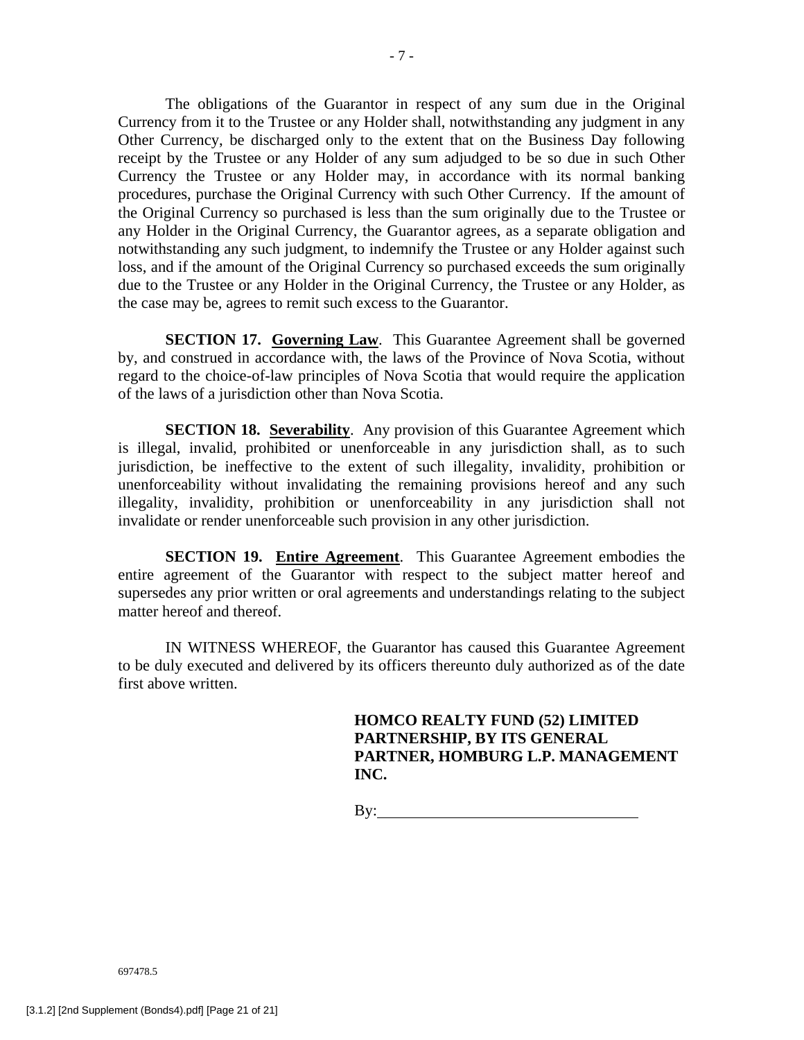The obligations of the Guarantor in respect of any sum due in the Original Currency from it to the Trustee or any Holder shall, notwithstanding any judgment in any Other Currency, be discharged only to the extent that on the Business Day following receipt by the Trustee or any Holder of any sum adjudged to be so due in such Other Currency the Trustee or any Holder may, in accordance with its normal banking procedures, purchase the Original Currency with such Other Currency. If the amount of the Original Currency so purchased is less than the sum originally due to the Trustee or any Holder in the Original Currency, the Guarantor agrees, as a separate obligation and notwithstanding any such judgment, to indemnify the Trustee or any Holder against such loss, and if the amount of the Original Currency so purchased exceeds the sum originally due to the Trustee or any Holder in the Original Currency, the Trustee or any Holder, as the case may be, agrees to remit such excess to the Guarantor.

**SECTION 17. Governing Law**. This Guarantee Agreement shall be governed by, and construed in accordance with, the laws of the Province of Nova Scotia, without regard to the choice-of-law principles of Nova Scotia that would require the application of the laws of a jurisdiction other than Nova Scotia.

**SECTION 18. Severability**. Any provision of this Guarantee Agreement which is illegal, invalid, prohibited or unenforceable in any jurisdiction shall, as to such jurisdiction, be ineffective to the extent of such illegality, invalidity, prohibition or unenforceability without invalidating the remaining provisions hereof and any such illegality, invalidity, prohibition or unenforceability in any jurisdiction shall not invalidate or render unenforceable such provision in any other jurisdiction.

**SECTION 19. Entire Agreement**. This Guarantee Agreement embodies the entire agreement of the Guarantor with respect to the subject matter hereof and supersedes any prior written or oral agreements and understandings relating to the subject matter hereof and thereof.

IN WITNESS WHEREOF, the Guarantor has caused this Guarantee Agreement to be duly executed and delivered by its officers thereunto duly authorized as of the date first above written.

**HOMCO REALTY FUND (52) LIMITED PARTNERSHIP, BY ITS GENERAL PARTNER, HOMBURG L.P. MANAGEMENT INC.**

By:\_\_\_\_\_\_\_\_\_\_\_\_\_\_\_\_\_\_\_\_\_\_\_\_\_\_\_\_\_\_\_\_

697478.5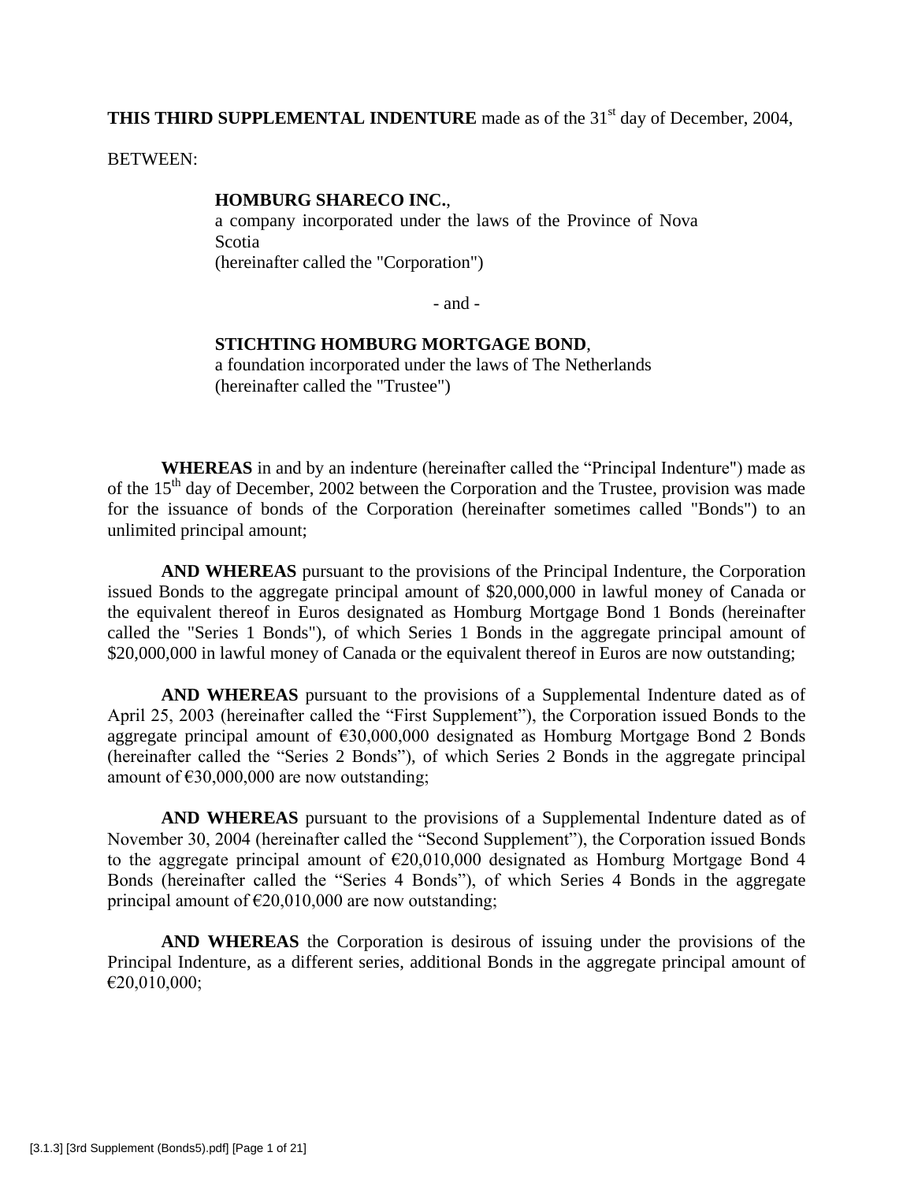**THIS THIRD SUPPLEMENTAL INDENTURE** made as of the 31st day of December, 2004,

BETWEEN:

> **HOMBURG SHARECO INC.**,
> a company incorporated under the laws of the Province of Nova Scotia
> (hereinafter called the "Corporation")
>
> \- and -
>
> **STICHTING HOMBURG MORTGAGE BOND**,
> a foundation incorporated under the laws of The Netherlands
> (hereinafter called the "Trustee")

**WHEREAS** in and by an indenture (hereinafter called the "Principal Indenture") made as of the 15th day of December, 2002 between the Corporation and the Trustee, provision was made for the issuance of bonds of the Corporation (hereinafter sometimes called "Bonds") to an unlimited principal amount;

**AND WHEREAS** pursuant to the provisions of the Principal Indenture, the Corporation issued Bonds to the aggregate principal amount of $20,000,000 in lawful money of Canada or the equivalent thereof in Euros designated as Homburg Mortgage Bond 1 Bonds (hereinafter called the "Series 1 Bonds"), of which Series 1 Bonds in the aggregate principal amount of $20,000,000 in lawful money of Canada or the equivalent thereof in Euros are now outstanding;

**AND WHEREAS** pursuant to the provisions of a Supplemental Indenture dated as of April 25, 2003 (hereinafter called the "First Supplement"), the Corporation issued Bonds to the aggregate principal amount of €30,000,000 designated as Homburg Mortgage Bond 2 Bonds (hereinafter called the "Series 2 Bonds"), of which Series 2 Bonds in the aggregate principal amount of €30,000,000 are now outstanding;

**AND WHEREAS** pursuant to the provisions of a Supplemental Indenture dated as of November 30, 2004 (hereinafter called the "Second Supplement"), the Corporation issued Bonds to the aggregate principal amount of €20,010,000 designated as Homburg Mortgage Bond 4 Bonds (hereinafter called the "Series 4 Bonds"), of which Series 4 Bonds in the aggregate principal amount of €20,010,000 are now outstanding;

**AND WHEREAS** the Corporation is desirous of issuing under the provisions of the Principal Indenture, as a different series, additional Bonds in the aggregate principal amount of €20,010,000;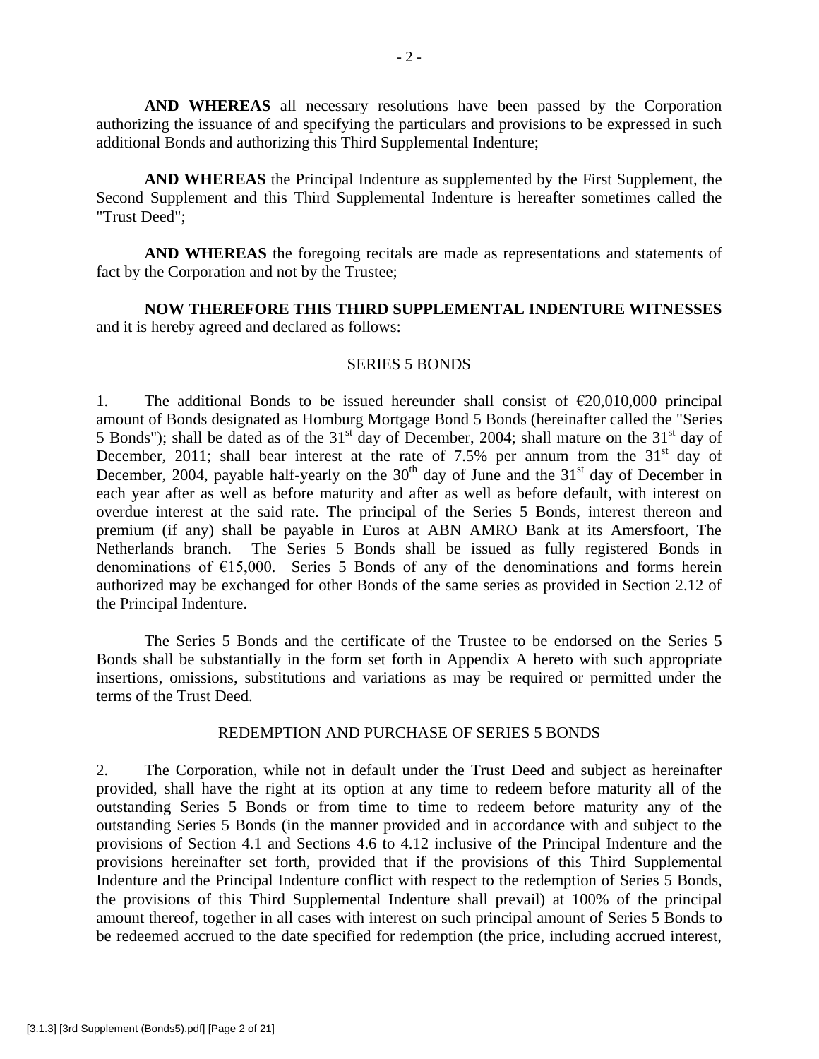**AND WHEREAS** all necessary resolutions have been passed by the Corporation authorizing the issuance of and specifying the particulars and provisions to be expressed in such additional Bonds and authorizing this Third Supplemental Indenture;

**AND WHEREAS** the Principal Indenture as supplemented by the First Supplement, the Second Supplement and this Third Supplemental Indenture is hereafter sometimes called the "Trust Deed";

**AND WHEREAS** the foregoing recitals are made as representations and statements of fact by the Corporation and not by the Trustee;

**NOW THEREFORE THIS THIRD SUPPLEMENTAL INDENTURE WITNESSES** and it is hereby agreed and declared as follows:

SERIES 5 BONDS

1. The additional Bonds to be issued hereunder shall consist of €20,010,000 principal amount of Bonds designated as Homburg Mortgage Bond 5 Bonds (hereinafter called the "Series 5 Bonds"); shall be dated as of the 31st day of December, 2004; shall mature on the 31st day of December, 2011; shall bear interest at the rate of 7.5% per annum from the 31st day of December, 2004, payable half-yearly on the 30th day of June and the 31st day of December in each year after as well as before maturity and after as well as before default, with interest on overdue interest at the said rate. The principal of the Series 5 Bonds, interest thereon and premium (if any) shall be payable in Euros at ABN AMRO Bank at its Amersfoort, The Netherlands branch. The Series 5 Bonds shall be issued as fully registered Bonds in denominations of €15,000. Series 5 Bonds of any of the denominations and forms herein authorized may be exchanged for other Bonds of the same series as provided in Section 2.12 of the Principal Indenture.

The Series 5 Bonds and the certificate of the Trustee to be endorsed on the Series 5 Bonds shall be substantially in the form set forth in Appendix A hereto with such appropriate insertions, omissions, substitutions and variations as may be required or permitted under the terms of the Trust Deed.

REDEMPTION AND PURCHASE OF SERIES 5 BONDS

2. The Corporation, while not in default under the Trust Deed and subject as hereinafter provided, shall have the right at its option at any time to redeem before maturity all of the outstanding Series 5 Bonds or from time to time to redeem before maturity any of the outstanding Series 5 Bonds (in the manner provided and in accordance with and subject to the provisions of Section 4.1 and Sections 4.6 to 4.12 inclusive of the Principal Indenture and the provisions hereinafter set forth, provided that if the provisions of this Third Supplemental Indenture and the Principal Indenture conflict with respect to the redemption of Series 5 Bonds, the provisions of this Third Supplemental Indenture shall prevail) at 100% of the principal amount thereof, together in all cases with interest on such principal amount of Series 5 Bonds to be redeemed accrued to the date specified for redemption (the price, including accrued interest,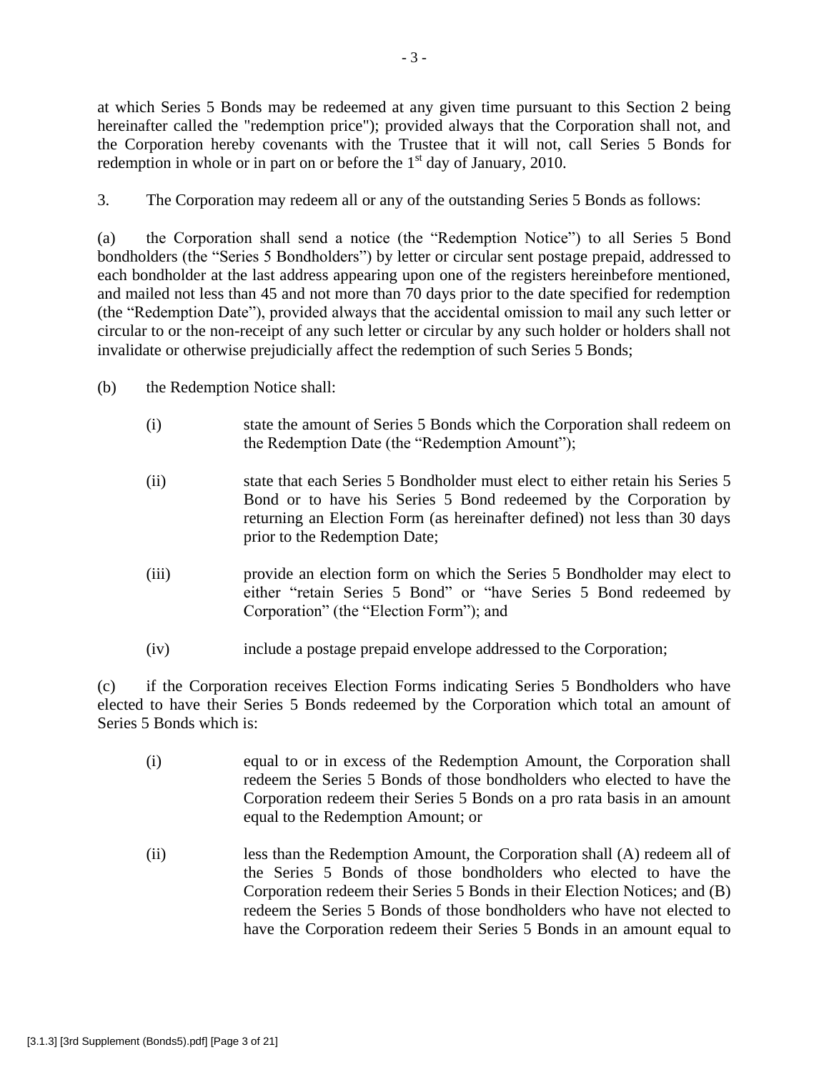at which Series 5 Bonds may be redeemed at any given time pursuant to this Section 2 being hereinafter called the "redemption price"); provided always that the Corporation shall not, and the Corporation hereby covenants with the Trustee that it will not, call Series 5 Bonds for redemption in whole or in part on or before the 1st day of January, 2010.

3. The Corporation may redeem all or any of the outstanding Series 5 Bonds as follows:

(a) the Corporation shall send a notice (the "Redemption Notice") to all Series 5 Bond bondholders (the "Series 5 Bondholders") by letter or circular sent postage prepaid, addressed to each bondholder at the last address appearing upon one of the registers hereinbefore mentioned, and mailed not less than 45 and not more than 70 days prior to the date specified for redemption (the "Redemption Date"), provided always that the accidental omission to mail any such letter or circular to or the non-receipt of any such letter or circular by any such holder or holders shall not invalidate or otherwise prejudicially affect the redemption of such Series 5 Bonds;

(b) the Redemption Notice shall:

> (i) state the amount of Series 5 Bonds which the Corporation shall redeem on the Redemption Date (the "Redemption Amount");
>
> (ii) state that each Series 5 Bondholder must elect to either retain his Series 5 Bond or to have his Series 5 Bond redeemed by the Corporation by returning an Election Form (as hereinafter defined) not less than 30 days prior to the Redemption Date;
>
> (iii) provide an election form on which the Series 5 Bondholder may elect to either "retain Series 5 Bond" or "have Series 5 Bond redeemed by Corporation" (the "Election Form"); and
>
> (iv) include a postage prepaid envelope addressed to the Corporation;

(c) if the Corporation receives Election Forms indicating Series 5 Bondholders who have elected to have their Series 5 Bonds redeemed by the Corporation which total an amount of Series 5 Bonds which is:

> (i) equal to or in excess of the Redemption Amount, the Corporation shall redeem the Series 5 Bonds of those bondholders who elected to have the Corporation redeem their Series 5 Bonds on a pro rata basis in an amount equal to the Redemption Amount; or
>
> (ii) less than the Redemption Amount, the Corporation shall (A) redeem all of the Series 5 Bonds of those bondholders who elected to have the Corporation redeem their Series 5 Bonds in their Election Notices; and (B) redeem the Series 5 Bonds of those bondholders who have not elected to have the Corporation redeem their Series 5 Bonds in an amount equal to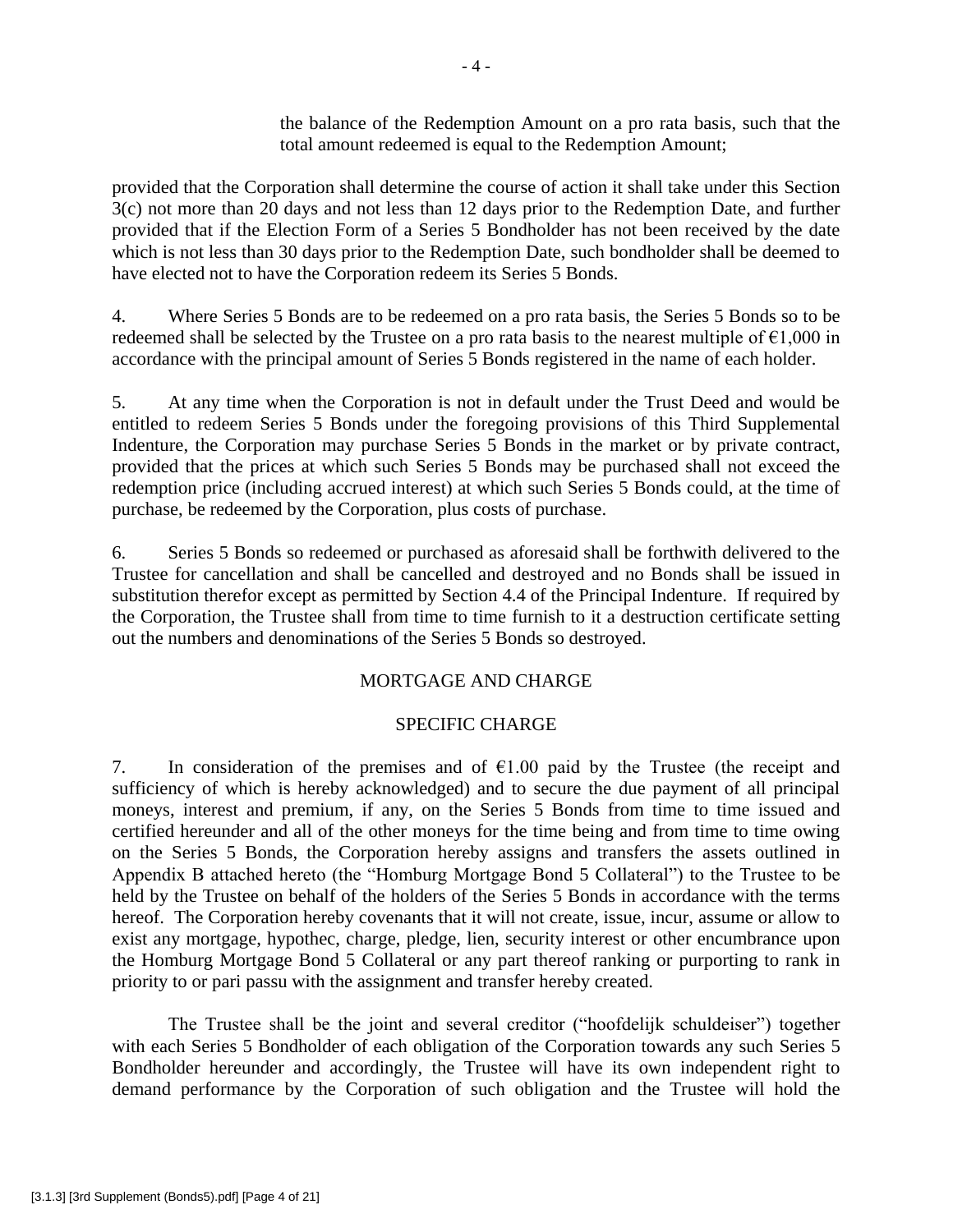the balance of the Redemption Amount on a pro rata basis, such that the total amount redeemed is equal to the Redemption Amount;

provided that the Corporation shall determine the course of action it shall take under this Section 3(c) not more than 20 days and not less than 12 days prior to the Redemption Date, and further provided that if the Election Form of a Series 5 Bondholder has not been received by the date which is not less than 30 days prior to the Redemption Date, such bondholder shall be deemed to have elected not to have the Corporation redeem its Series 5 Bonds.

4. Where Series 5 Bonds are to be redeemed on a pro rata basis, the Series 5 Bonds so to be redeemed shall be selected by the Trustee on a pro rata basis to the nearest multiple of €1,000 in accordance with the principal amount of Series 5 Bonds registered in the name of each holder.

5. At any time when the Corporation is not in default under the Trust Deed and would be entitled to redeem Series 5 Bonds under the foregoing provisions of this Third Supplemental Indenture, the Corporation may purchase Series 5 Bonds in the market or by private contract, provided that the prices at which such Series 5 Bonds may be purchased shall not exceed the redemption price (including accrued interest) at which such Series 5 Bonds could, at the time of purchase, be redeemed by the Corporation, plus costs of purchase.

6. Series 5 Bonds so redeemed or purchased as aforesaid shall be forthwith delivered to the Trustee for cancellation and shall be cancelled and destroyed and no Bonds shall be issued in substitution therefor except as permitted by Section 4.4 of the Principal Indenture. If required by the Corporation, the Trustee shall from time to time furnish to it a destruction certificate setting out the numbers and denominations of the Series 5 Bonds so destroyed.

## MORTGAGE AND CHARGE

### SPECIFIC CHARGE

7. In consideration of the premises and of €1.00 paid by the Trustee (the receipt and sufficiency of which is hereby acknowledged) and to secure the due payment of all principal moneys, interest and premium, if any, on the Series 5 Bonds from time to time issued and certified hereunder and all of the other moneys for the time being and from time to time owing on the Series 5 Bonds, the Corporation hereby assigns and transfers the assets outlined in Appendix B attached hereto (the "Homburg Mortgage Bond 5 Collateral") to the Trustee to be held by the Trustee on behalf of the holders of the Series 5 Bonds in accordance with the terms hereof. The Corporation hereby covenants that it will not create, issue, incur, assume or allow to exist any mortgage, hypothec, charge, pledge, lien, security interest or other encumbrance upon the Homburg Mortgage Bond 5 Collateral or any part thereof ranking or purporting to rank in priority to or pari passu with the assignment and transfer hereby created.

The Trustee shall be the joint and several creditor ("hoofdelijk schuldeiser") together with each Series 5 Bondholder of each obligation of the Corporation towards any such Series 5 Bondholder hereunder and accordingly, the Trustee will have its own independent right to demand performance by the Corporation of such obligation and the Trustee will hold the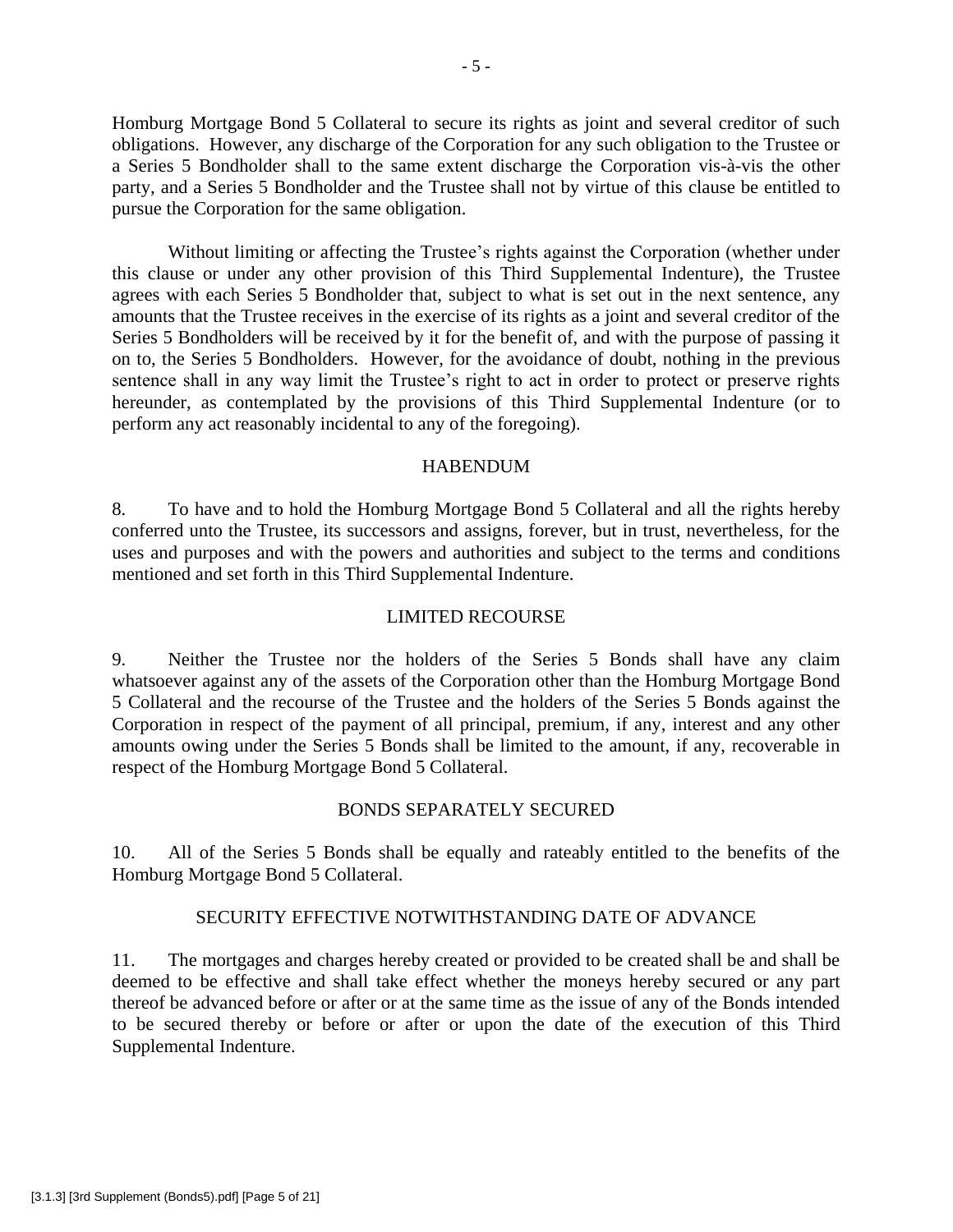Homburg Mortgage Bond 5 Collateral to secure its rights as joint and several creditor of such obligations. However, any discharge of the Corporation for any such obligation to the Trustee or a Series 5 Bondholder shall to the same extent discharge the Corporation vis-à-vis the other party, and a Series 5 Bondholder and the Trustee shall not by virtue of this clause be entitled to pursue the Corporation for the same obligation.

Without limiting or affecting the Trustee's rights against the Corporation (whether under this clause or under any other provision of this Third Supplemental Indenture), the Trustee agrees with each Series 5 Bondholder that, subject to what is set out in the next sentence, any amounts that the Trustee receives in the exercise of its rights as a joint and several creditor of the Series 5 Bondholders will be received by it for the benefit of, and with the purpose of passing it on to, the Series 5 Bondholders. However, for the avoidance of doubt, nothing in the previous sentence shall in any way limit the Trustee's right to act in order to protect or preserve rights hereunder, as contemplated by the provisions of this Third Supplemental Indenture (or to perform any act reasonably incidental to any of the foregoing).

## HABENDUM

8. To have and to hold the Homburg Mortgage Bond 5 Collateral and all the rights hereby conferred unto the Trustee, its successors and assigns, forever, but in trust, nevertheless, for the uses and purposes and with the powers and authorities and subject to the terms and conditions mentioned and set forth in this Third Supplemental Indenture.

## LIMITED RECOURSE

9. Neither the Trustee nor the holders of the Series 5 Bonds shall have any claim whatsoever against any of the assets of the Corporation other than the Homburg Mortgage Bond 5 Collateral and the recourse of the Trustee and the holders of the Series 5 Bonds against the Corporation in respect of the payment of all principal, premium, if any, interest and any other amounts owing under the Series 5 Bonds shall be limited to the amount, if any, recoverable in respect of the Homburg Mortgage Bond 5 Collateral.

## BONDS SEPARATELY SECURED

10. All of the Series 5 Bonds shall be equally and rateably entitled to the benefits of the Homburg Mortgage Bond 5 Collateral.

## SECURITY EFFECTIVE NOTWITHSTANDING DATE OF ADVANCE

11. The mortgages and charges hereby created or provided to be created shall be and shall be deemed to be effective and shall take effect whether the moneys hereby secured or any part thereof be advanced before or after or at the same time as the issue of any of the Bonds intended to be secured thereby or before or after or upon the date of the execution of this Third Supplemental Indenture.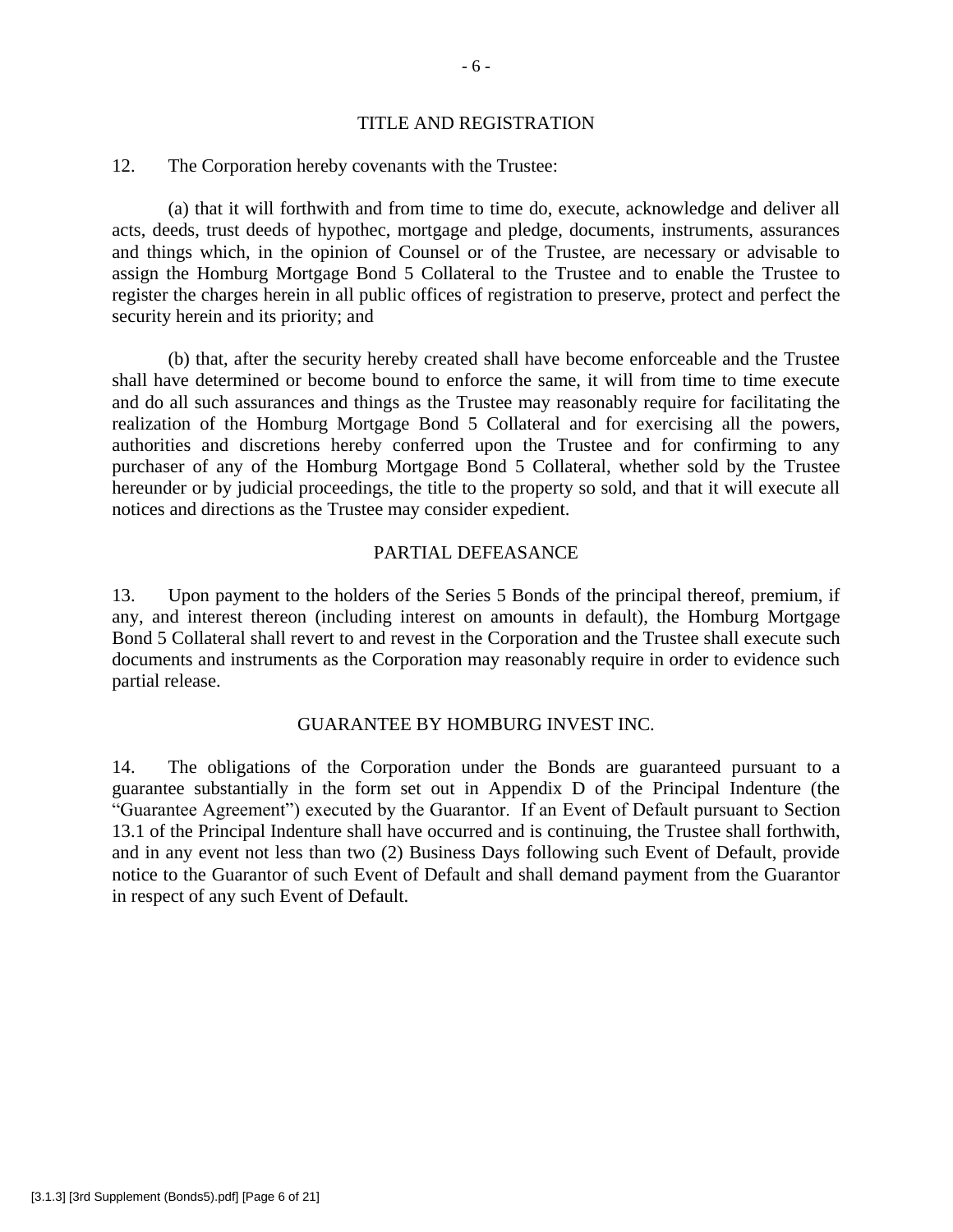## TITLE AND REGISTRATION

12. The Corporation hereby covenants with the Trustee:

(a) that it will forthwith and from time to time do, execute, acknowledge and deliver all acts, deeds, trust deeds of hypothec, mortgage and pledge, documents, instruments, assurances and things which, in the opinion of Counsel or of the Trustee, are necessary or advisable to assign the Homburg Mortgage Bond 5 Collateral to the Trustee and to enable the Trustee to register the charges herein in all public offices of registration to preserve, protect and perfect the security herein and its priority; and

(b) that, after the security hereby created shall have become enforceable and the Trustee shall have determined or become bound to enforce the same, it will from time to time execute and do all such assurances and things as the Trustee may reasonably require for facilitating the realization of the Homburg Mortgage Bond 5 Collateral and for exercising all the powers, authorities and discretions hereby conferred upon the Trustee and for confirming to any purchaser of any of the Homburg Mortgage Bond 5 Collateral, whether sold by the Trustee hereunder or by judicial proceedings, the title to the property so sold, and that it will execute all notices and directions as the Trustee may consider expedient.

## PARTIAL DEFEASANCE

13. Upon payment to the holders of the Series 5 Bonds of the principal thereof, premium, if any, and interest thereon (including interest on amounts in default), the Homburg Mortgage Bond 5 Collateral shall revert to and revest in the Corporation and the Trustee shall execute such documents and instruments as the Corporation may reasonably require in order to evidence such partial release.

## GUARANTEE BY HOMBURG INVEST INC.

14. The obligations of the Corporation under the Bonds are guaranteed pursuant to a guarantee substantially in the form set out in Appendix D of the Principal Indenture (the "Guarantee Agreement") executed by the Guarantor. If an Event of Default pursuant to Section 13.1 of the Principal Indenture shall have occurred and is continuing, the Trustee shall forthwith, and in any event not less than two (2) Business Days following such Event of Default, provide notice to the Guarantor of such Event of Default and shall demand payment from the Guarantor in respect of any such Event of Default.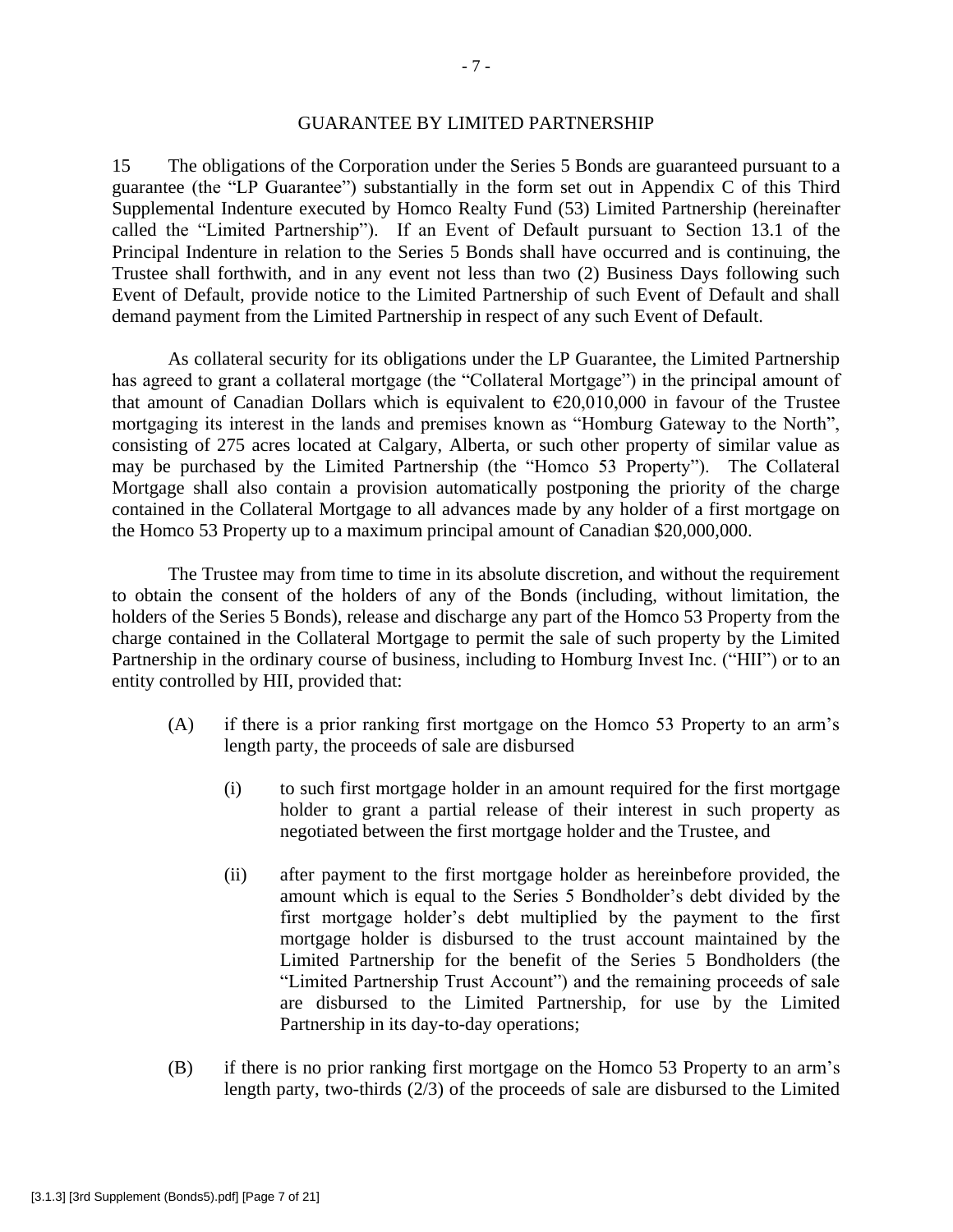## GUARANTEE BY LIMITED PARTNERSHIP

15 The obligations of the Corporation under the Series 5 Bonds are guaranteed pursuant to a guarantee (the "LP Guarantee") substantially in the form set out in Appendix C of this Third Supplemental Indenture executed by Homco Realty Fund (53) Limited Partnership (hereinafter called the "Limited Partnership"). If an Event of Default pursuant to Section 13.1 of the Principal Indenture in relation to the Series 5 Bonds shall have occurred and is continuing, the Trustee shall forthwith, and in any event not less than two (2) Business Days following such Event of Default, provide notice to the Limited Partnership of such Event of Default and shall demand payment from the Limited Partnership in respect of any such Event of Default.

As collateral security for its obligations under the LP Guarantee, the Limited Partnership has agreed to grant a collateral mortgage (the "Collateral Mortgage") in the principal amount of that amount of Canadian Dollars which is equivalent to €20,010,000 in favour of the Trustee mortgaging its interest in the lands and premises known as "Homburg Gateway to the North", consisting of 275 acres located at Calgary, Alberta, or such other property of similar value as may be purchased by the Limited Partnership (the "Homco 53 Property"). The Collateral Mortgage shall also contain a provision automatically postponing the priority of the charge contained in the Collateral Mortgage to all advances made by any holder of a first mortgage on the Homco 53 Property up to a maximum principal amount of Canadian $20,000,000.

The Trustee may from time to time in its absolute discretion, and without the requirement to obtain the consent of the holders of any of the Bonds (including, without limitation, the holders of the Series 5 Bonds), release and discharge any part of the Homco 53 Property from the charge contained in the Collateral Mortgage to permit the sale of such property by the Limited Partnership in the ordinary course of business, including to Homburg Invest Inc. ("HII") or to an entity controlled by HII, provided that:

(A) if there is a prior ranking first mortgage on the Homco 53 Property to an arm's length party, the proceeds of sale are disbursed

(i) to such first mortgage holder in an amount required for the first mortgage holder to grant a partial release of their interest in such property as negotiated between the first mortgage holder and the Trustee, and

(ii) after payment to the first mortgage holder as hereinbefore provided, the amount which is equal to the Series 5 Bondholder's debt divided by the first mortgage holder's debt multiplied by the payment to the first mortgage holder is disbursed to the trust account maintained by the Limited Partnership for the benefit of the Series 5 Bondholders (the "Limited Partnership Trust Account") and the remaining proceeds of sale are disbursed to the Limited Partnership, for use by the Limited Partnership in its day-to-day operations;

(B) if there is no prior ranking first mortgage on the Homco 53 Property to an arm's length party, two-thirds (2/3) of the proceeds of sale are disbursed to the Limited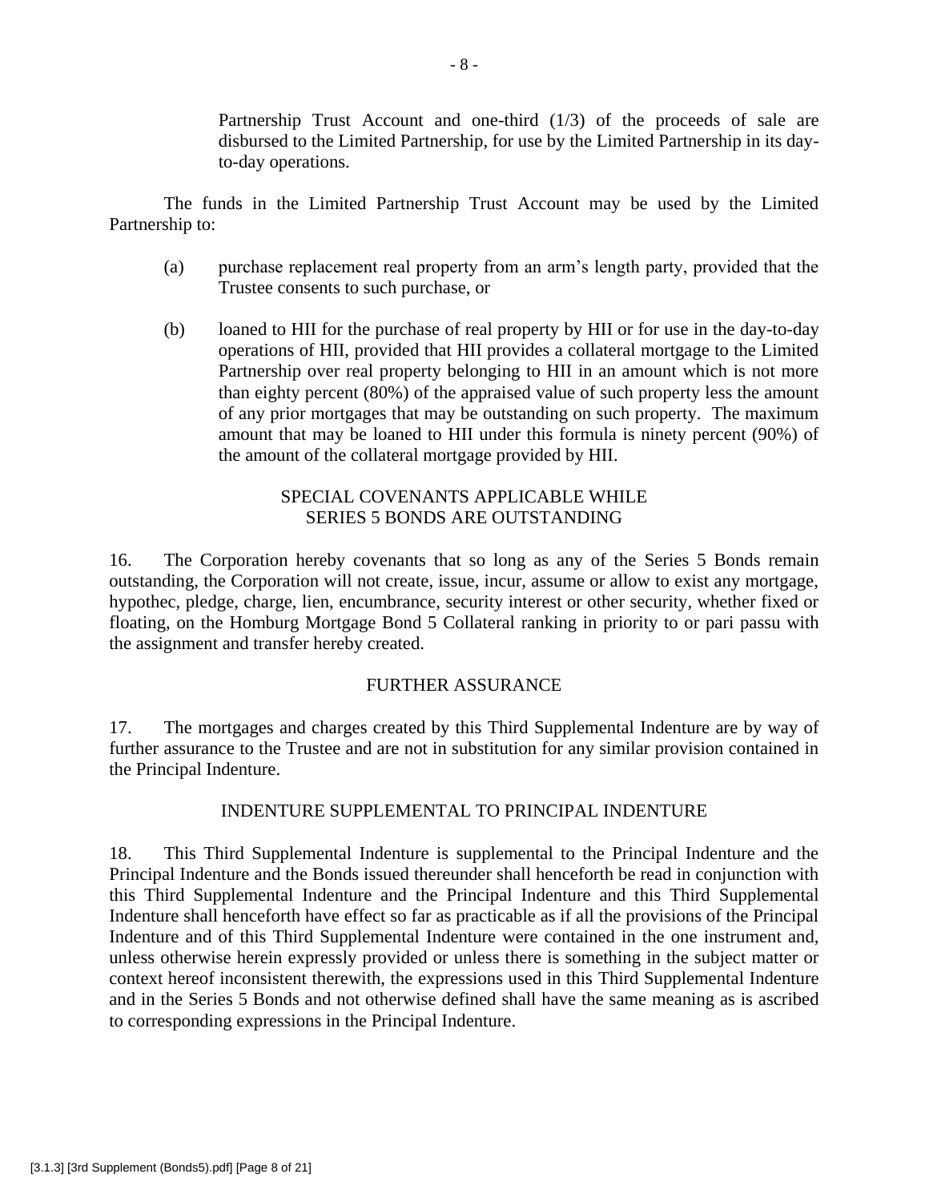Partnership Trust Account and one-third (1/3) of the proceeds of sale are disbursed to the Limited Partnership, for use by the Limited Partnership in its day-to-day operations.

The funds in the Limited Partnership Trust Account may be used by the Limited Partnership to:

(a) purchase replacement real property from an arm's length party, provided that the Trustee consents to such purchase, or

(b) loaned to HII for the purchase of real property by HII or for use in the day-to-day operations of HII, provided that HII provides a collateral mortgage to the Limited Partnership over real property belonging to HII in an amount which is not more than eighty percent (80%) of the appraised value of such property less the amount of any prior mortgages that may be outstanding on such property. The maximum amount that may be loaned to HII under this formula is ninety percent (90%) of the amount of the collateral mortgage provided by HII.

## SPECIAL COVENANTS APPLICABLE WHILE SERIES 5 BONDS ARE OUTSTANDING

16. The Corporation hereby covenants that so long as any of the Series 5 Bonds remain outstanding, the Corporation will not create, issue, incur, assume or allow to exist any mortgage, hypothec, pledge, charge, lien, encumbrance, security interest or other security, whether fixed or floating, on the Homburg Mortgage Bond 5 Collateral ranking in priority to or pari passu with the assignment and transfer hereby created.

## FURTHER ASSURANCE

17. The mortgages and charges created by this Third Supplemental Indenture are by way of further assurance to the Trustee and are not in substitution for any similar provision contained in the Principal Indenture.

## INDENTURE SUPPLEMENTAL TO PRINCIPAL INDENTURE

18. This Third Supplemental Indenture is supplemental to the Principal Indenture and the Principal Indenture and the Bonds issued thereunder shall henceforth be read in conjunction with this Third Supplemental Indenture and the Principal Indenture and this Third Supplemental Indenture shall henceforth have effect so far as practicable as if all the provisions of the Principal Indenture and of this Third Supplemental Indenture were contained in the one instrument and, unless otherwise herein expressly provided or unless there is something in the subject matter or context hereof inconsistent therewith, the expressions used in this Third Supplemental Indenture and in the Series 5 Bonds and not otherwise defined shall have the same meaning as is ascribed to corresponding expressions in the Principal Indenture.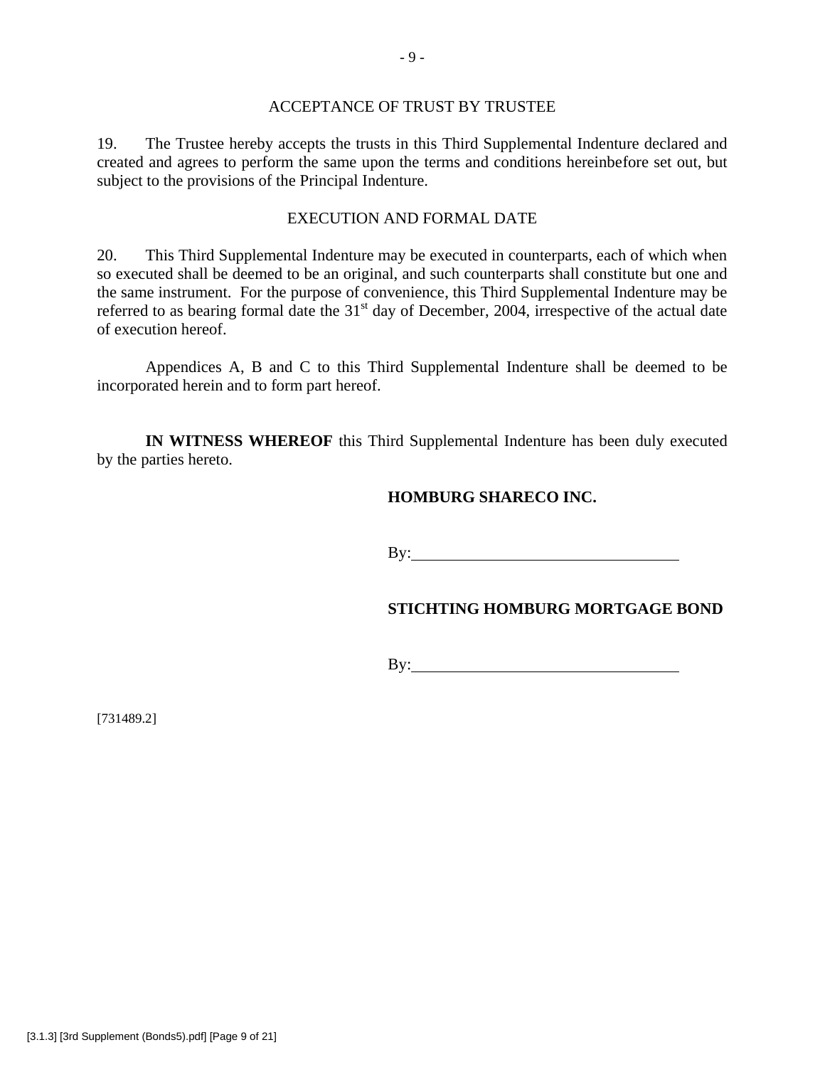## ACCEPTANCE OF TRUST BY TRUSTEE

19. The Trustee hereby accepts the trusts in this Third Supplemental Indenture declared and created and agrees to perform the same upon the terms and conditions hereinbefore set out, but subject to the provisions of the Principal Indenture.

## EXECUTION AND FORMAL DATE

20. This Third Supplemental Indenture may be executed in counterparts, each of which when so executed shall be deemed to be an original, and such counterparts shall constitute but one and the same instrument. For the purpose of convenience, this Third Supplemental Indenture may be referred to as bearing formal date the 31st day of December, 2004, irrespective of the actual date of execution hereof.

Appendices A, B and C to this Third Supplemental Indenture shall be deemed to be incorporated herein and to form part hereof.

**IN WITNESS WHEREOF** this Third Supplemental Indenture has been duly executed by the parties hereto.

**HOMBURG SHARECO INC.**

By:\_\_\_\_\_\_\_\_\_\_\_\_\_\_\_\_\_\_\_\_\_\_\_\_\_\_\_\_\_\_\_\_

**STICHTING HOMBURG MORTGAGE BOND**

By:\_\_\_\_\_\_\_\_\_\_\_\_\_\_\_\_\_\_\_\_\_\_\_\_\_\_\_\_\_\_\_\_

[731489.2]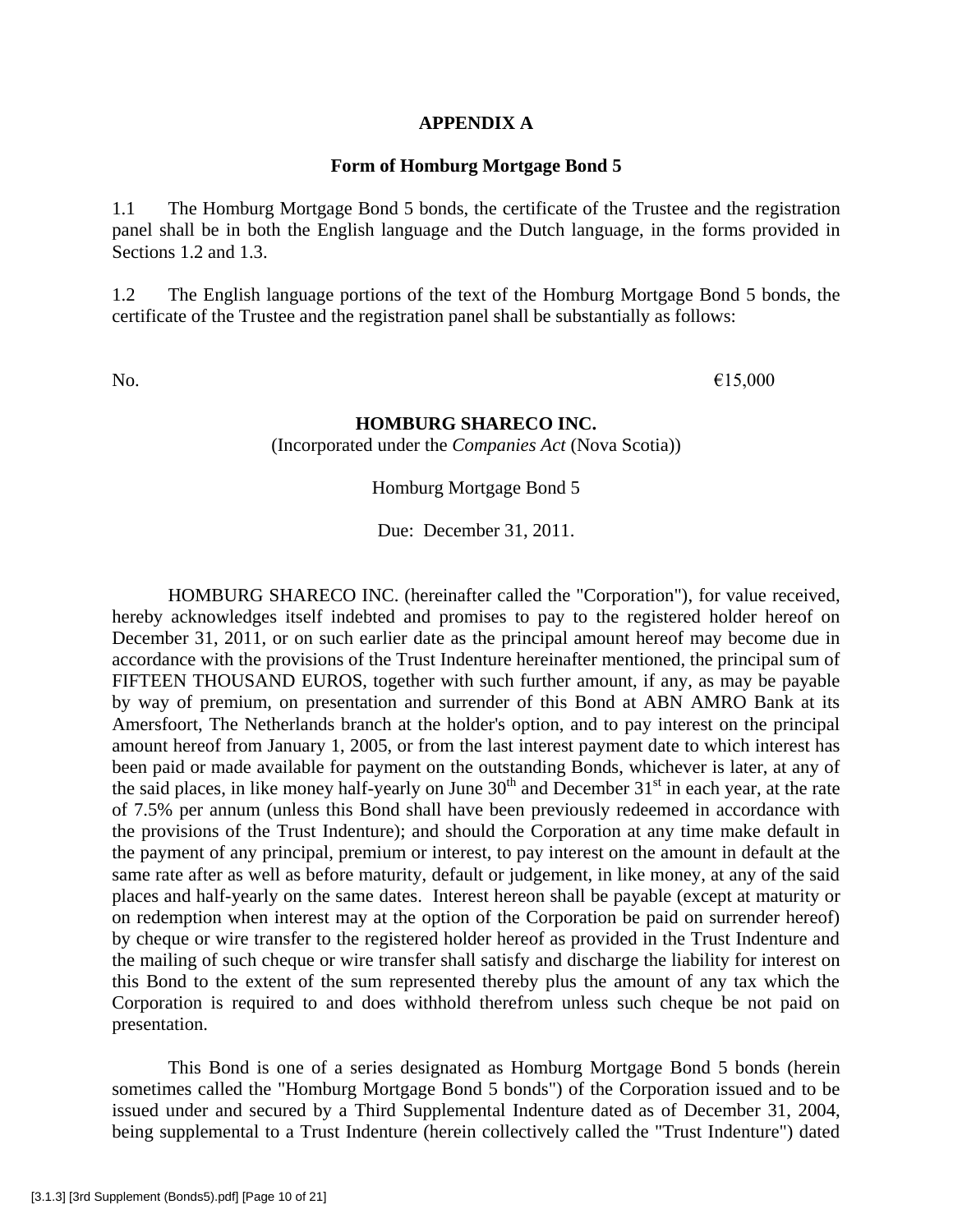## APPENDIX A

### Form of Homburg Mortgage Bond 5

1.1 The Homburg Mortgage Bond 5 bonds, the certificate of the Trustee and the registration panel shall be in both the English language and the Dutch language, in the forms provided in Sections 1.2 and 1.3.

1.2 The English language portions of the text of the Homburg Mortgage Bond 5 bonds, the certificate of the Trustee and the registration panel shall be substantially as follows:

No. €15,000

**HOMBURG SHARECO INC.**

(Incorporated under the *Companies Act* (Nova Scotia))

Homburg Mortgage Bond 5

Due: December 31, 2011.

HOMBURG SHARECO INC. (hereinafter called the "Corporation"), for value received, hereby acknowledges itself indebted and promises to pay to the registered holder hereof on December 31, 2011, or on such earlier date as the principal amount hereof may become due in accordance with the provisions of the Trust Indenture hereinafter mentioned, the principal sum of FIFTEEN THOUSAND EUROS, together with such further amount, if any, as may be payable by way of premium, on presentation and surrender of this Bond at ABN AMRO Bank at its Amersfoort, The Netherlands branch at the holder's option, and to pay interest on the principal amount hereof from January 1, 2005, or from the last interest payment date to which interest has been paid or made available for payment on the outstanding Bonds, whichever is later, at any of the said places, in like money half-yearly on June 30th and December 31st in each year, at the rate of 7.5% per annum (unless this Bond shall have been previously redeemed in accordance with the provisions of the Trust Indenture); and should the Corporation at any time make default in the payment of any principal, premium or interest, to pay interest on the amount in default at the same rate after as well as before maturity, default or judgement, in like money, at any of the said places and half-yearly on the same dates. Interest hereon shall be payable (except at maturity or on redemption when interest may at the option of the Corporation be paid on surrender hereof) by cheque or wire transfer to the registered holder hereof as provided in the Trust Indenture and the mailing of such cheque or wire transfer shall satisfy and discharge the liability for interest on this Bond to the extent of the sum represented thereby plus the amount of any tax which the Corporation is required to and does withhold therefrom unless such cheque be not paid on presentation.

This Bond is one of a series designated as Homburg Mortgage Bond 5 bonds (herein sometimes called the "Homburg Mortgage Bond 5 bonds") of the Corporation issued and to be issued under and secured by a Third Supplemental Indenture dated as of December 31, 2004, being supplemental to a Trust Indenture (herein collectively called the "Trust Indenture") dated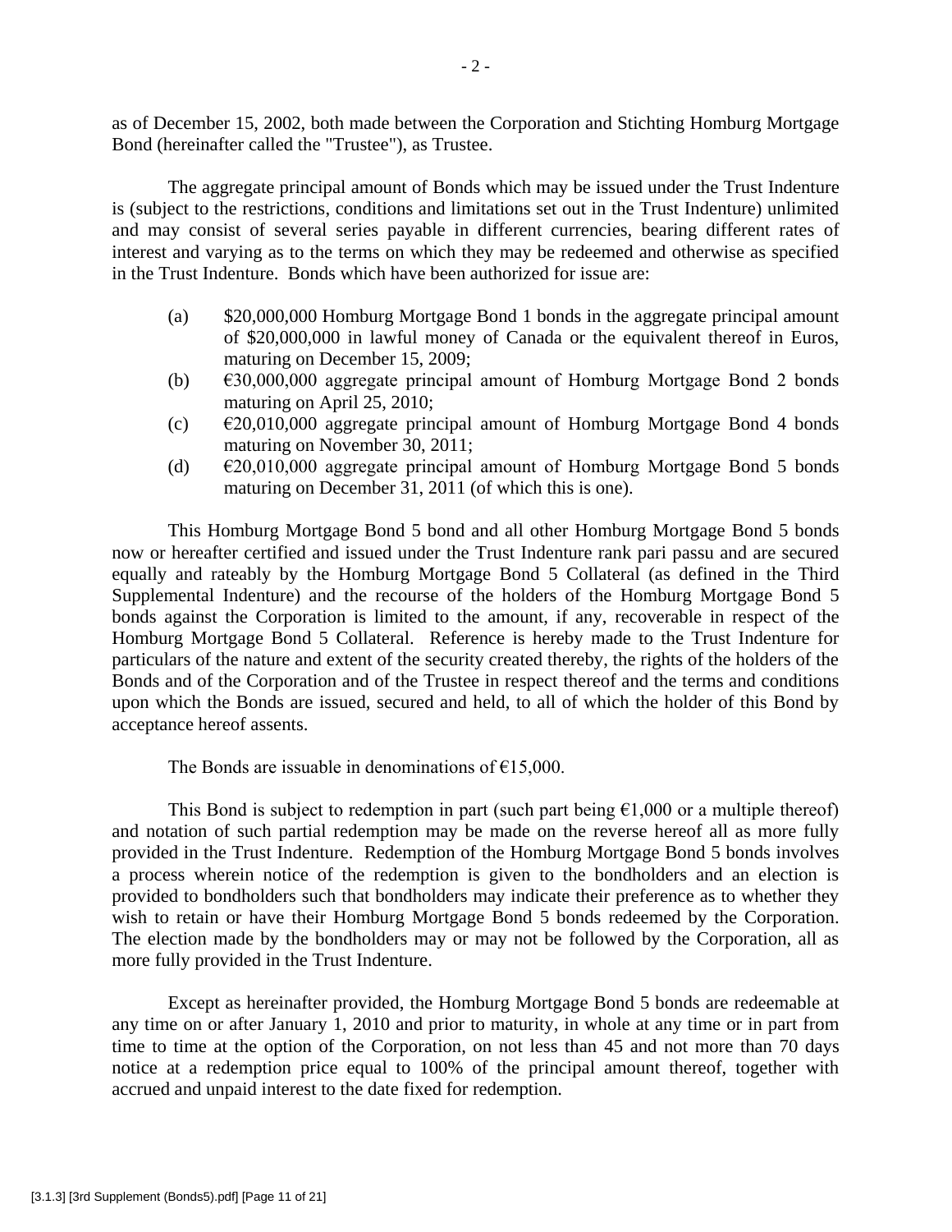as of December 15, 2002, both made between the Corporation and Stichting Homburg Mortgage Bond (hereinafter called the "Trustee"), as Trustee.

The aggregate principal amount of Bonds which may be issued under the Trust Indenture is (subject to the restrictions, conditions and limitations set out in the Trust Indenture) unlimited and may consist of several series payable in different currencies, bearing different rates of interest and varying as to the terms on which they may be redeemed and otherwise as specified in the Trust Indenture. Bonds which have been authorized for issue are:

(a) $20,000,000 Homburg Mortgage Bond 1 bonds in the aggregate principal amount of $20,000,000 in lawful money of Canada or the equivalent thereof in Euros, maturing on December 15, 2009;

(b) €30,000,000 aggregate principal amount of Homburg Mortgage Bond 2 bonds maturing on April 25, 2010;

(c) €20,010,000 aggregate principal amount of Homburg Mortgage Bond 4 bonds maturing on November 30, 2011;

(d) €20,010,000 aggregate principal amount of Homburg Mortgage Bond 5 bonds maturing on December 31, 2011 (of which this is one).

This Homburg Mortgage Bond 5 bond and all other Homburg Mortgage Bond 5 bonds now or hereafter certified and issued under the Trust Indenture rank pari passu and are secured equally and rateably by the Homburg Mortgage Bond 5 Collateral (as defined in the Third Supplemental Indenture) and the recourse of the holders of the Homburg Mortgage Bond 5 bonds against the Corporation is limited to the amount, if any, recoverable in respect of the Homburg Mortgage Bond 5 Collateral. Reference is hereby made to the Trust Indenture for particulars of the nature and extent of the security created thereby, the rights of the holders of the Bonds and of the Corporation and of the Trustee in respect thereof and the terms and conditions upon which the Bonds are issued, secured and held, to all of which the holder of this Bond by acceptance hereof assents.

The Bonds are issuable in denominations of €15,000.

This Bond is subject to redemption in part (such part being €1,000 or a multiple thereof) and notation of such partial redemption may be made on the reverse hereof all as more fully provided in the Trust Indenture. Redemption of the Homburg Mortgage Bond 5 bonds involves a process wherein notice of the redemption is given to the bondholders and an election is provided to bondholders such that bondholders may indicate their preference as to whether they wish to retain or have their Homburg Mortgage Bond 5 bonds redeemed by the Corporation. The election made by the bondholders may or may not be followed by the Corporation, all as more fully provided in the Trust Indenture.

Except as hereinafter provided, the Homburg Mortgage Bond 5 bonds are redeemable at any time on or after January 1, 2010 and prior to maturity, in whole at any time or in part from time to time at the option of the Corporation, on not less than 45 and not more than 70 days notice at a redemption price equal to 100% of the principal amount thereof, together with accrued and unpaid interest to the date fixed for redemption.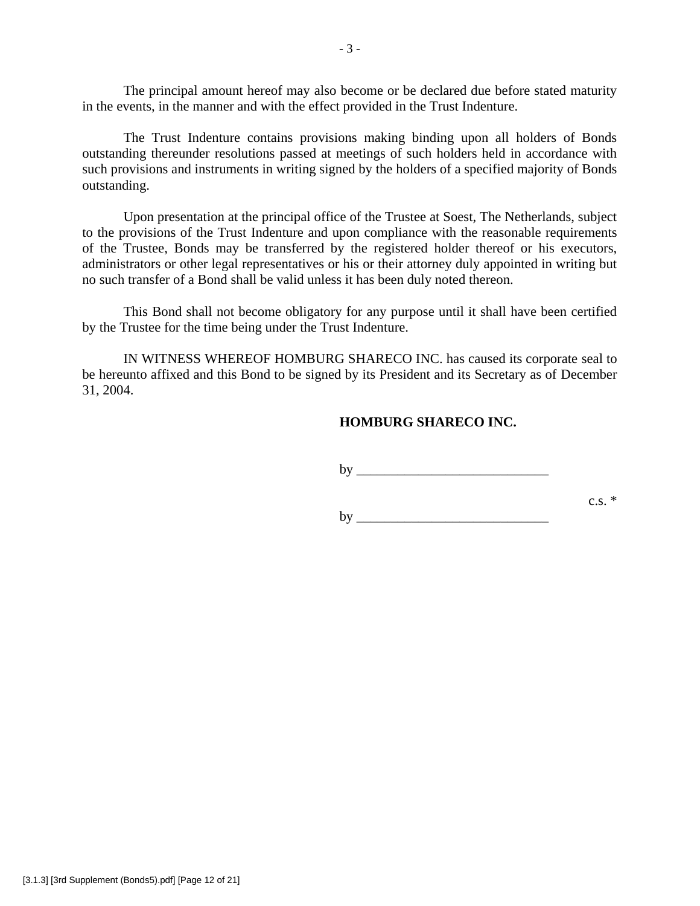The principal amount hereof may also become or be declared due before stated maturity in the events, in the manner and with the effect provided in the Trust Indenture.

The Trust Indenture contains provisions making binding upon all holders of Bonds outstanding thereunder resolutions passed at meetings of such holders held in accordance with such provisions and instruments in writing signed by the holders of a specified majority of Bonds outstanding.

Upon presentation at the principal office of the Trustee at Soest, The Netherlands, subject to the provisions of the Trust Indenture and upon compliance with the reasonable requirements of the Trustee, Bonds may be transferred by the registered holder thereof or his executors, administrators or other legal representatives or his or their attorney duly appointed in writing but no such transfer of a Bond shall be valid unless it has been duly noted thereon.

This Bond shall not become obligatory for any purpose until it shall have been certified by the Trustee for the time being under the Trust Indenture.

IN WITNESS WHEREOF HOMBURG SHARECO INC. has caused its corporate seal to be hereunto affixed and this Bond to be signed by its President and its Secretary as of December 31, 2004.

**HOMBURG SHARECO INC.**

by ____________________________

c.s. *

by ____________________________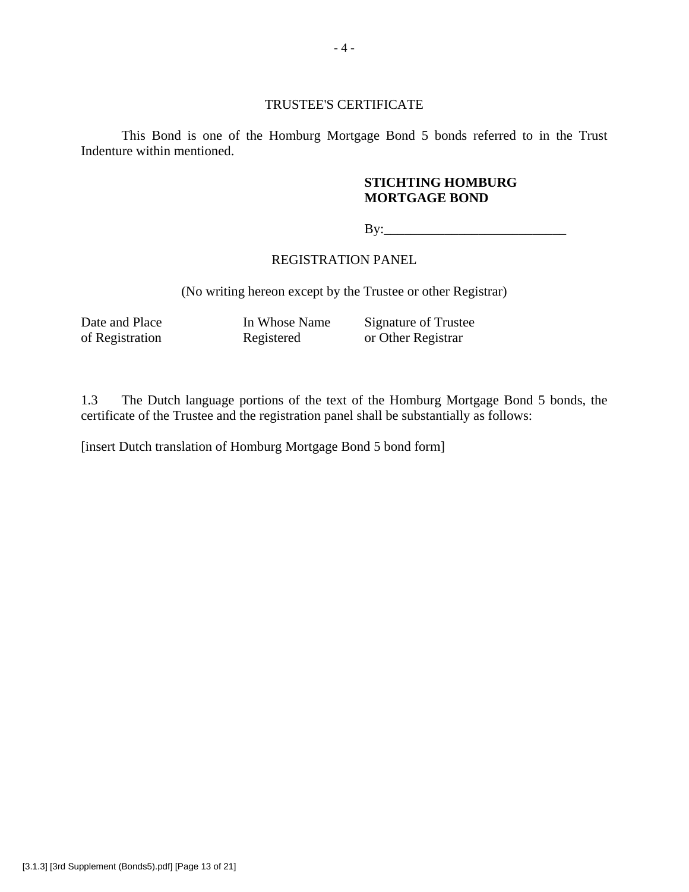## TRUSTEE'S CERTIFICATE

This Bond is one of the Homburg Mortgage Bond 5 bonds referred to in the Trust Indenture within mentioned.

**STICHTING HOMBURG MORTGAGE BOND**

By:___________________________

## REGISTRATION PANEL

(No writing hereon except by the Trustee or other Registrar)

| Date and Place of Registration | In Whose Name Registered | Signature of Trustee or Other Registrar |
|---|---|---|

1.3 The Dutch language portions of the text of the Homburg Mortgage Bond 5 bonds, the certificate of the Trustee and the registration panel shall be substantially as follows:

[insert Dutch translation of Homburg Mortgage Bond 5 bond form]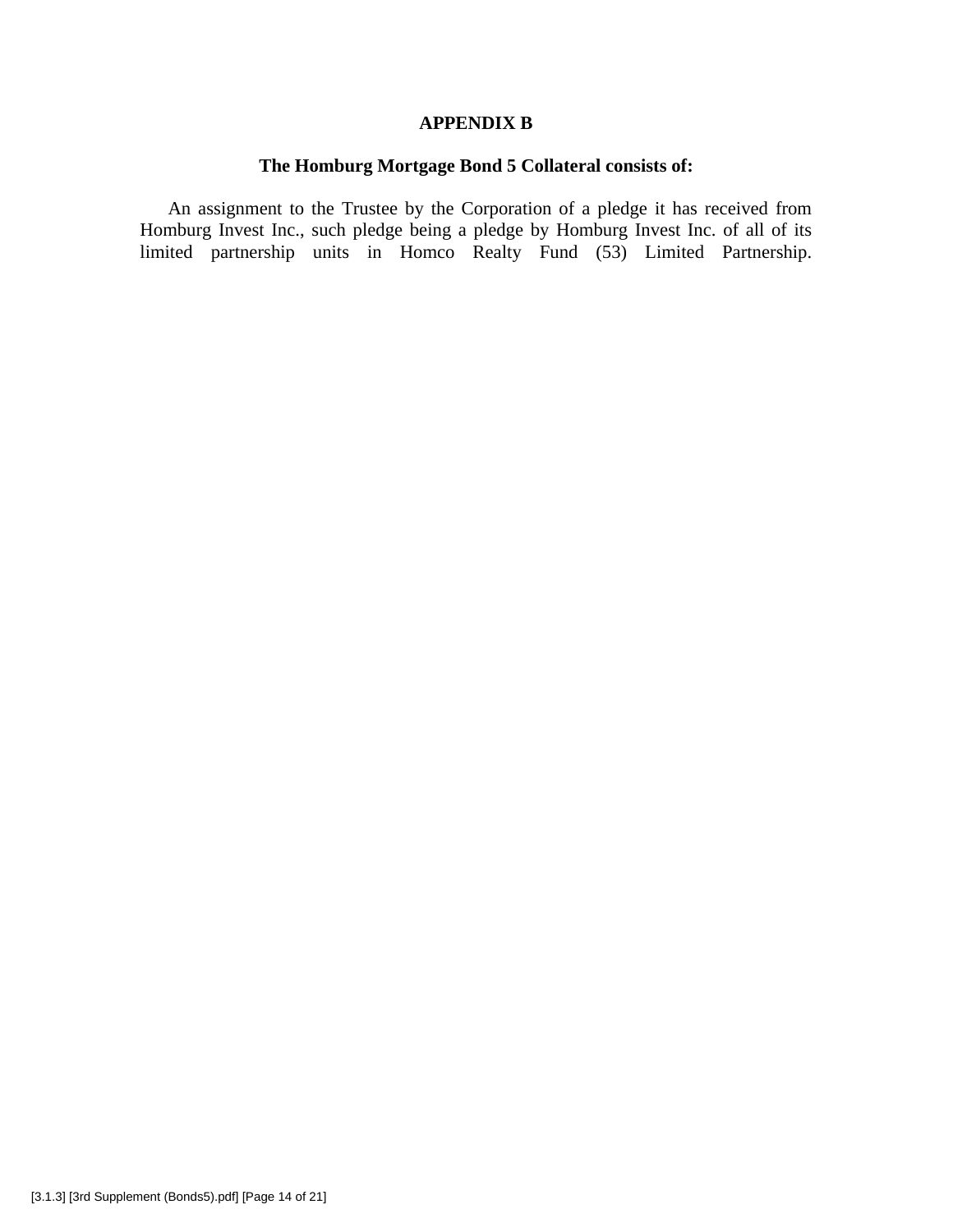# APPENDIX B

## The Homburg Mortgage Bond 5 Collateral consists of:

An assignment to the Trustee by the Corporation of a pledge it has received from Homburg Invest Inc., such pledge being a pledge by Homburg Invest Inc. of all of its limited partnership units in Homco Realty Fund (53) Limited Partnership.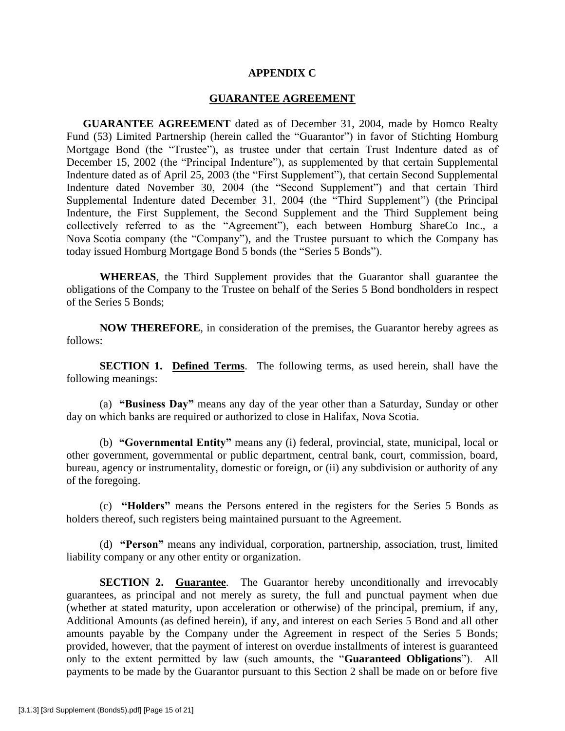## APPENDIX C

## GUARANTEE AGREEMENT

**GUARANTEE AGREEMENT** dated as of December 31, 2004, made by Homco Realty Fund (53) Limited Partnership (herein called the "Guarantor") in favor of Stichting Homburg Mortgage Bond (the "Trustee"), as trustee under that certain Trust Indenture dated as of December 15, 2002 (the "Principal Indenture"), as supplemented by that certain Supplemental Indenture dated as of April 25, 2003 (the "First Supplement"), that certain Second Supplemental Indenture dated November 30, 2004 (the "Second Supplement") and that certain Third Supplemental Indenture dated December 31, 2004 (the "Third Supplement") (the Principal Indenture, the First Supplement, the Second Supplement and the Third Supplement being collectively referred to as the "Agreement"), each between Homburg ShareCo Inc., a Nova Scotia company (the "Company"), and the Trustee pursuant to which the Company has today issued Homburg Mortgage Bond 5 bonds (the "Series 5 Bonds").

**WHEREAS**, the Third Supplement provides that the Guarantor shall guarantee the obligations of the Company to the Trustee on behalf of the Series 5 Bond bondholders in respect of the Series 5 Bonds;

**NOW THEREFORE**, in consideration of the premises, the Guarantor hereby agrees as follows:

**SECTION 1. <u>Defined Terms</u>**. The following terms, as used herein, shall have the following meanings:

(a) **"Business Day"** means any day of the year other than a Saturday, Sunday or other day on which banks are required or authorized to close in Halifax, Nova Scotia.

(b) **"Governmental Entity"** means any (i) federal, provincial, state, municipal, local or other government, governmental or public department, central bank, court, commission, board, bureau, agency or instrumentality, domestic or foreign, or (ii) any subdivision or authority of any of the foregoing.

(c) **"Holders"** means the Persons entered in the registers for the Series 5 Bonds as holders thereof, such registers being maintained pursuant to the Agreement.

(d) **"Person"** means any individual, corporation, partnership, association, trust, limited liability company or any other entity or organization.

**SECTION 2. <u>Guarantee</u>**. The Guarantor hereby unconditionally and irrevocably guarantees, as principal and not merely as surety, the full and punctual payment when due (whether at stated maturity, upon acceleration or otherwise) of the principal, premium, if any, Additional Amounts (as defined herein), if any, and interest on each Series 5 Bond and all other amounts payable by the Company under the Agreement in respect of the Series 5 Bonds; provided, however, that the payment of interest on overdue installments of interest is guaranteed only to the extent permitted by law (such amounts, the "**Guaranteed Obligations**"). All payments to be made by the Guarantor pursuant to this Section 2 shall be made on or before five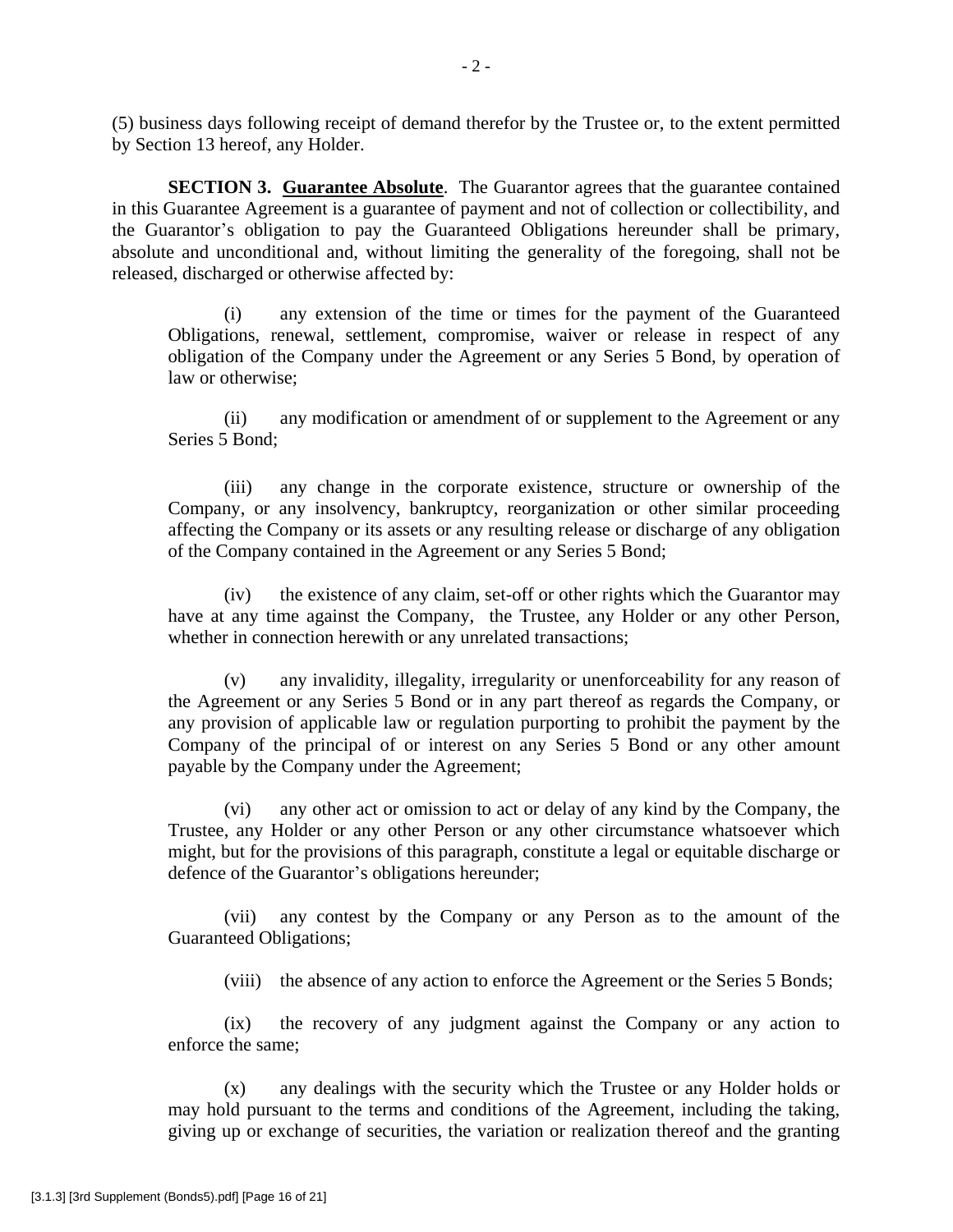(5) business days following receipt of demand therefor by the Trustee or, to the extent permitted by Section 13 hereof, any Holder.

**SECTION 3. Guarantee Absolute**. The Guarantor agrees that the guarantee contained in this Guarantee Agreement is a guarantee of payment and not of collection or collectibility, and the Guarantor's obligation to pay the Guaranteed Obligations hereunder shall be primary, absolute and unconditional and, without limiting the generality of the foregoing, shall not be released, discharged or otherwise affected by:

(i) any extension of the time or times for the payment of the Guaranteed Obligations, renewal, settlement, compromise, waiver or release in respect of any obligation of the Company under the Agreement or any Series 5 Bond, by operation of law or otherwise;

(ii) any modification or amendment of or supplement to the Agreement or any Series 5 Bond;

(iii) any change in the corporate existence, structure or ownership of the Company, or any insolvency, bankruptcy, reorganization or other similar proceeding affecting the Company or its assets or any resulting release or discharge of any obligation of the Company contained in the Agreement or any Series 5 Bond;

(iv) the existence of any claim, set-off or other rights which the Guarantor may have at any time against the Company, the Trustee, any Holder or any other Person, whether in connection herewith or any unrelated transactions;

(v) any invalidity, illegality, irregularity or unenforceability for any reason of the Agreement or any Series 5 Bond or in any part thereof as regards the Company, or any provision of applicable law or regulation purporting to prohibit the payment by the Company of the principal of or interest on any Series 5 Bond or any other amount payable by the Company under the Agreement;

(vi) any other act or omission to act or delay of any kind by the Company, the Trustee, any Holder or any other Person or any other circumstance whatsoever which might, but for the provisions of this paragraph, constitute a legal or equitable discharge or defence of the Guarantor's obligations hereunder;

(vii) any contest by the Company or any Person as to the amount of the Guaranteed Obligations;

(viii) the absence of any action to enforce the Agreement or the Series 5 Bonds;

(ix) the recovery of any judgment against the Company or any action to enforce the same;

(x) any dealings with the security which the Trustee or any Holder holds or may hold pursuant to the terms and conditions of the Agreement, including the taking, giving up or exchange of securities, the variation or realization thereof and the granting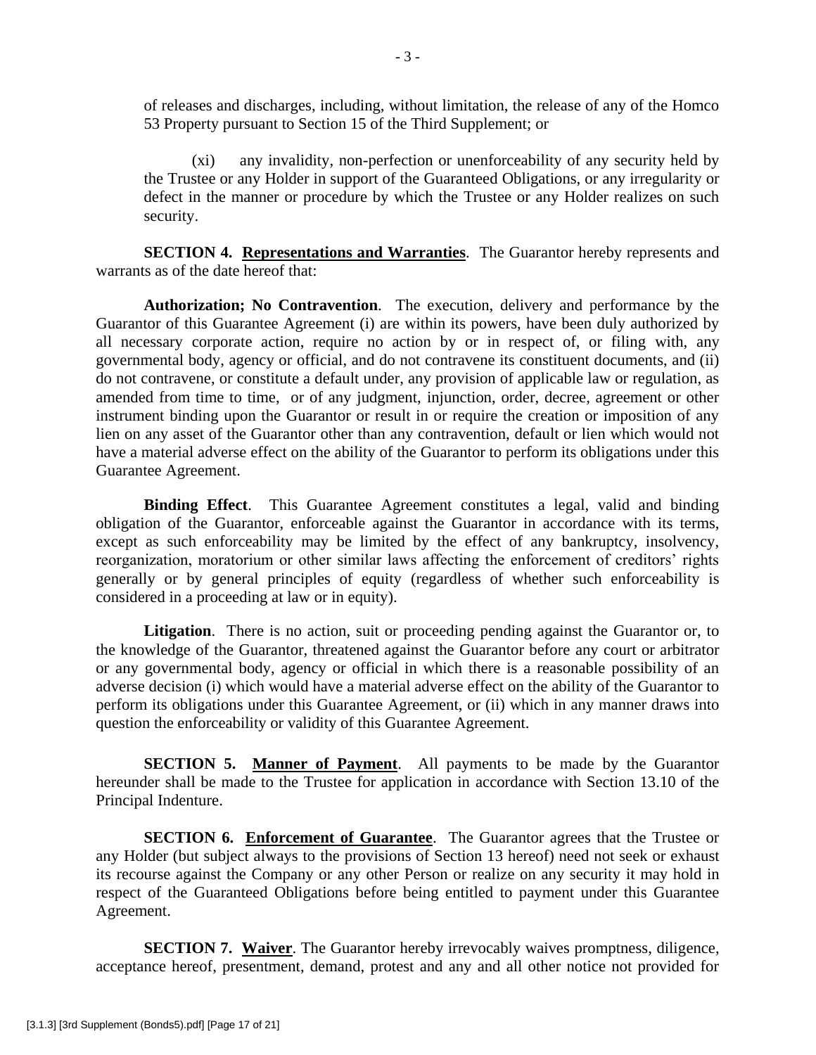of releases and discharges, including, without limitation, the release of any of the Homco 53 Property pursuant to Section 15 of the Third Supplement; or

(xi) any invalidity, non-perfection or unenforceability of any security held by the Trustee or any Holder in support of the Guaranteed Obligations, or any irregularity or defect in the manner or procedure by which the Trustee or any Holder realizes on such security.

**SECTION 4. Representations and Warranties**. The Guarantor hereby represents and warrants as of the date hereof that:

**Authorization; No Contravention**. The execution, delivery and performance by the Guarantor of this Guarantee Agreement (i) are within its powers, have been duly authorized by all necessary corporate action, require no action by or in respect of, or filing with, any governmental body, agency or official, and do not contravene its constituent documents, and (ii) do not contravene, or constitute a default under, any provision of applicable law or regulation, as amended from time to time, or of any judgment, injunction, order, decree, agreement or other instrument binding upon the Guarantor or result in or require the creation or imposition of any lien on any asset of the Guarantor other than any contravention, default or lien which would not have a material adverse effect on the ability of the Guarantor to perform its obligations under this Guarantee Agreement.

**Binding Effect**. This Guarantee Agreement constitutes a legal, valid and binding obligation of the Guarantor, enforceable against the Guarantor in accordance with its terms, except as such enforceability may be limited by the effect of any bankruptcy, insolvency, reorganization, moratorium or other similar laws affecting the enforcement of creditors' rights generally or by general principles of equity (regardless of whether such enforceability is considered in a proceeding at law or in equity).

**Litigation**. There is no action, suit or proceeding pending against the Guarantor or, to the knowledge of the Guarantor, threatened against the Guarantor before any court or arbitrator or any governmental body, agency or official in which there is a reasonable possibility of an adverse decision (i) which would have a material adverse effect on the ability of the Guarantor to perform its obligations under this Guarantee Agreement, or (ii) which in any manner draws into question the enforceability or validity of this Guarantee Agreement.

**SECTION 5. Manner of Payment**. All payments to be made by the Guarantor hereunder shall be made to the Trustee for application in accordance with Section 13.10 of the Principal Indenture.

**SECTION 6. Enforcement of Guarantee**. The Guarantor agrees that the Trustee or any Holder (but subject always to the provisions of Section 13 hereof) need not seek or exhaust its recourse against the Company or any other Person or realize on any security it may hold in respect of the Guaranteed Obligations before being entitled to payment under this Guarantee Agreement.

**SECTION 7. Waiver**. The Guarantor hereby irrevocably waives promptness, diligence, acceptance hereof, presentment, demand, protest and any and all other notice not provided for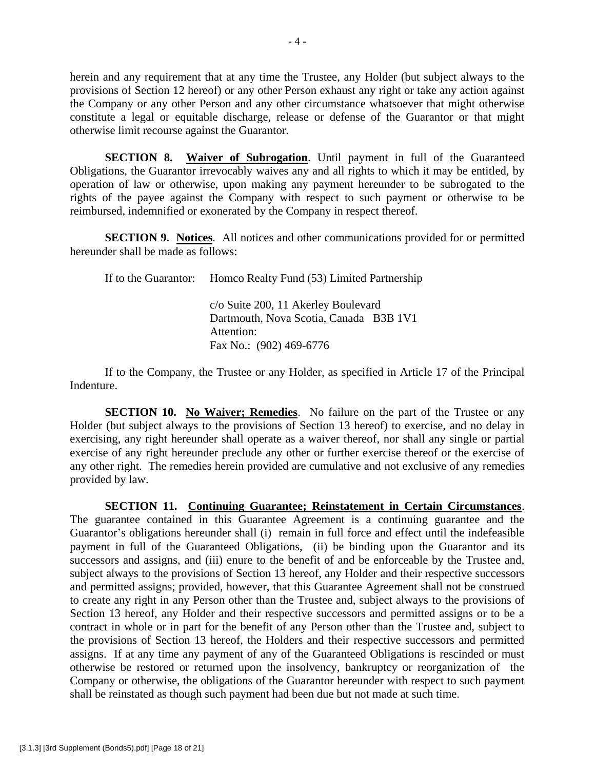herein and any requirement that at any time the Trustee, any Holder (but subject always to the provisions of Section 12 hereof) or any other Person exhaust any right or take any action against the Company or any other Person and any other circumstance whatsoever that might otherwise constitute a legal or equitable discharge, release or defense of the Guarantor or that might otherwise limit recourse against the Guarantor.

**SECTION 8. Waiver of Subrogation**. Until payment in full of the Guaranteed Obligations, the Guarantor irrevocably waives any and all rights to which it may be entitled, by operation of law or otherwise, upon making any payment hereunder to be subrogated to the rights of the payee against the Company with respect to such payment or otherwise to be reimbursed, indemnified or exonerated by the Company in respect thereof.

**SECTION 9. Notices**. All notices and other communications provided for or permitted hereunder shall be made as follows:

If to the Guarantor: Homco Realty Fund (53) Limited Partnership

c/o Suite 200, 11 Akerley Boulevard
Dartmouth, Nova Scotia, Canada B3B 1V1
Attention:
Fax No.: (902) 469-6776

If to the Company, the Trustee or any Holder, as specified in Article 17 of the Principal Indenture.

**SECTION 10. No Waiver; Remedies**. No failure on the part of the Trustee or any Holder (but subject always to the provisions of Section 13 hereof) to exercise, and no delay in exercising, any right hereunder shall operate as a waiver thereof, nor shall any single or partial exercise of any right hereunder preclude any other or further exercise thereof or the exercise of any other right. The remedies herein provided are cumulative and not exclusive of any remedies provided by law.

**SECTION 11. Continuing Guarantee; Reinstatement in Certain Circumstances**. The guarantee contained in this Guarantee Agreement is a continuing guarantee and the Guarantor's obligations hereunder shall (i) remain in full force and effect until the indefeasible payment in full of the Guaranteed Obligations, (ii) be binding upon the Guarantor and its successors and assigns, and (iii) enure to the benefit of and be enforceable by the Trustee and, subject always to the provisions of Section 13 hereof, any Holder and their respective successors and permitted assigns; provided, however, that this Guarantee Agreement shall not be construed to create any right in any Person other than the Trustee and, subject always to the provisions of Section 13 hereof, any Holder and their respective successors and permitted assigns or to be a contract in whole or in part for the benefit of any Person other than the Trustee and, subject to the provisions of Section 13 hereof, the Holders and their respective successors and permitted assigns. If at any time any payment of any of the Guaranteed Obligations is rescinded or must otherwise be restored or returned upon the insolvency, bankruptcy or reorganization of the Company or otherwise, the obligations of the Guarantor hereunder with respect to such payment shall be reinstated as though such payment had been due but not made at such time.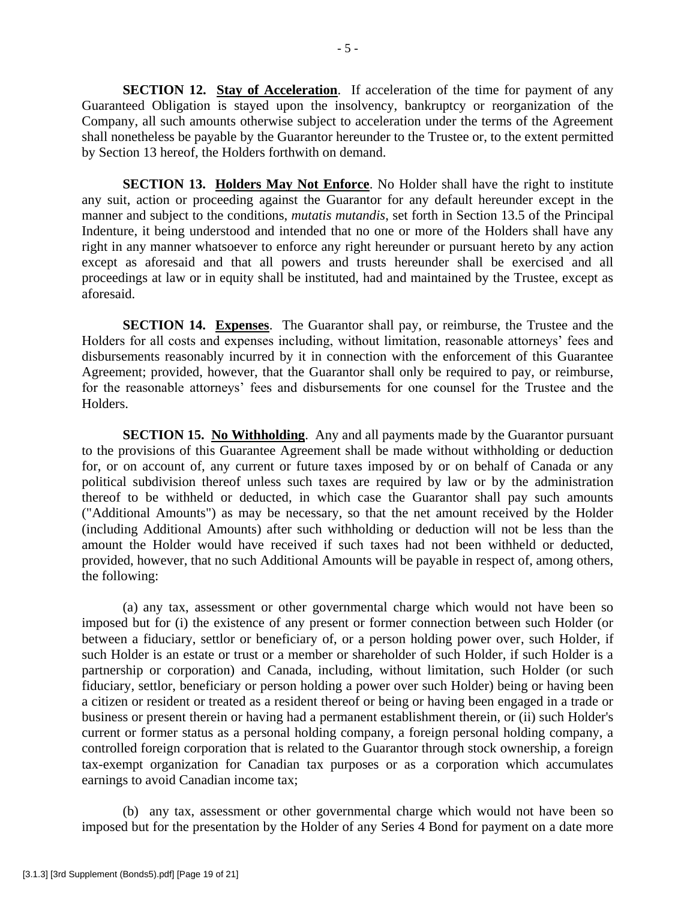**SECTION 12. Stay of Acceleration**. If acceleration of the time for payment of any Guaranteed Obligation is stayed upon the insolvency, bankruptcy or reorganization of the Company, all such amounts otherwise subject to acceleration under the terms of the Agreement shall nonetheless be payable by the Guarantor hereunder to the Trustee or, to the extent permitted by Section 13 hereof, the Holders forthwith on demand.

**SECTION 13. Holders May Not Enforce**. No Holder shall have the right to institute any suit, action or proceeding against the Guarantor for any default hereunder except in the manner and subject to the conditions, *mutatis mutandis*, set forth in Section 13.5 of the Principal Indenture, it being understood and intended that no one or more of the Holders shall have any right in any manner whatsoever to enforce any right hereunder or pursuant hereto by any action except as aforesaid and that all powers and trusts hereunder shall be exercised and all proceedings at law or in equity shall be instituted, had and maintained by the Trustee, except as aforesaid.

**SECTION 14. Expenses**. The Guarantor shall pay, or reimburse, the Trustee and the Holders for all costs and expenses including, without limitation, reasonable attorneys' fees and disbursements reasonably incurred by it in connection with the enforcement of this Guarantee Agreement; provided, however, that the Guarantor shall only be required to pay, or reimburse, for the reasonable attorneys' fees and disbursements for one counsel for the Trustee and the Holders.

**SECTION 15. No Withholding**. Any and all payments made by the Guarantor pursuant to the provisions of this Guarantee Agreement shall be made without withholding or deduction for, or on account of, any current or future taxes imposed by or on behalf of Canada or any political subdivision thereof unless such taxes are required by law or by the administration thereof to be withheld or deducted, in which case the Guarantor shall pay such amounts ("Additional Amounts") as may be necessary, so that the net amount received by the Holder (including Additional Amounts) after such withholding or deduction will not be less than the amount the Holder would have received if such taxes had not been withheld or deducted, provided, however, that no such Additional Amounts will be payable in respect of, among others, the following:

(a) any tax, assessment or other governmental charge which would not have been so imposed but for (i) the existence of any present or former connection between such Holder (or between a fiduciary, settlor or beneficiary of, or a person holding power over, such Holder, if such Holder is an estate or trust or a member or shareholder of such Holder, if such Holder is a partnership or corporation) and Canada, including, without limitation, such Holder (or such fiduciary, settlor, beneficiary or person holding a power over such Holder) being or having been a citizen or resident or treated as a resident thereof or being or having been engaged in a trade or business or present therein or having had a permanent establishment therein, or (ii) such Holder's current or former status as a personal holding company, a foreign personal holding company, a controlled foreign corporation that is related to the Guarantor through stock ownership, a foreign tax-exempt organization for Canadian tax purposes or as a corporation which accumulates earnings to avoid Canadian income tax;

(b) any tax, assessment or other governmental charge which would not have been so imposed but for the presentation by the Holder of any Series 4 Bond for payment on a date more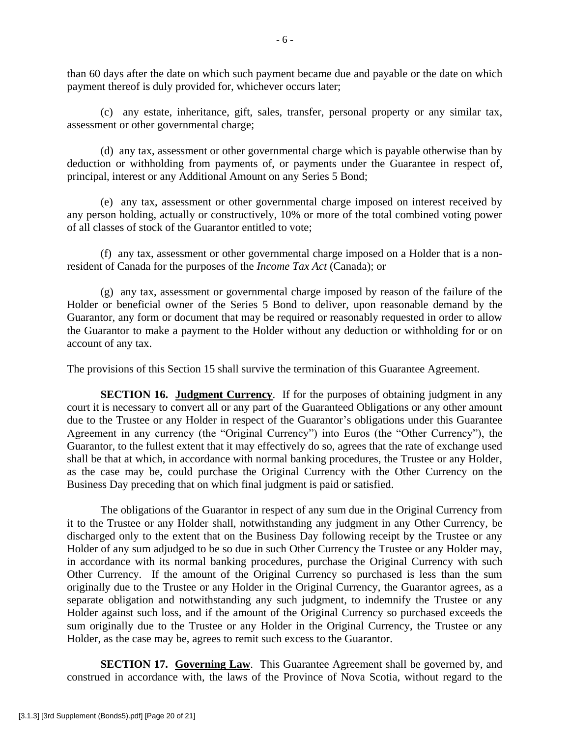than 60 days after the date on which such payment became due and payable or the date on which payment thereof is duly provided for, whichever occurs later;

(c) any estate, inheritance, gift, sales, transfer, personal property or any similar tax, assessment or other governmental charge;

(d) any tax, assessment or other governmental charge which is payable otherwise than by deduction or withholding from payments of, or payments under the Guarantee in respect of, principal, interest or any Additional Amount on any Series 5 Bond;

(e) any tax, assessment or other governmental charge imposed on interest received by any person holding, actually or constructively, 10% or more of the total combined voting power of all classes of stock of the Guarantor entitled to vote;

(f) any tax, assessment or other governmental charge imposed on a Holder that is a non-resident of Canada for the purposes of the *Income Tax Act* (Canada); or

(g) any tax, assessment or governmental charge imposed by reason of the failure of the Holder or beneficial owner of the Series 5 Bond to deliver, upon reasonable demand by the Guarantor, any form or document that may be required or reasonably requested in order to allow the Guarantor to make a payment to the Holder without any deduction or withholding for or on account of any tax.

The provisions of this Section 15 shall survive the termination of this Guarantee Agreement.

**SECTION 16. Judgment Currency**. If for the purposes of obtaining judgment in any court it is necessary to convert all or any part of the Guaranteed Obligations or any other amount due to the Trustee or any Holder in respect of the Guarantor's obligations under this Guarantee Agreement in any currency (the "Original Currency") into Euros (the "Other Currency"), the Guarantor, to the fullest extent that it may effectively do so, agrees that the rate of exchange used shall be that at which, in accordance with normal banking procedures, the Trustee or any Holder, as the case may be, could purchase the Original Currency with the Other Currency on the Business Day preceding that on which final judgment is paid or satisfied.

The obligations of the Guarantor in respect of any sum due in the Original Currency from it to the Trustee or any Holder shall, notwithstanding any judgment in any Other Currency, be discharged only to the extent that on the Business Day following receipt by the Trustee or any Holder of any sum adjudged to be so due in such Other Currency the Trustee or any Holder may, in accordance with its normal banking procedures, purchase the Original Currency with such Other Currency. If the amount of the Original Currency so purchased is less than the sum originally due to the Trustee or any Holder in the Original Currency, the Guarantor agrees, as a separate obligation and notwithstanding any such judgment, to indemnify the Trustee or any Holder against such loss, and if the amount of the Original Currency so purchased exceeds the sum originally due to the Trustee or any Holder in the Original Currency, the Trustee or any Holder, as the case may be, agrees to remit such excess to the Guarantor.

**SECTION 17. Governing Law**. This Guarantee Agreement shall be governed by, and construed in accordance with, the laws of the Province of Nova Scotia, without regard to the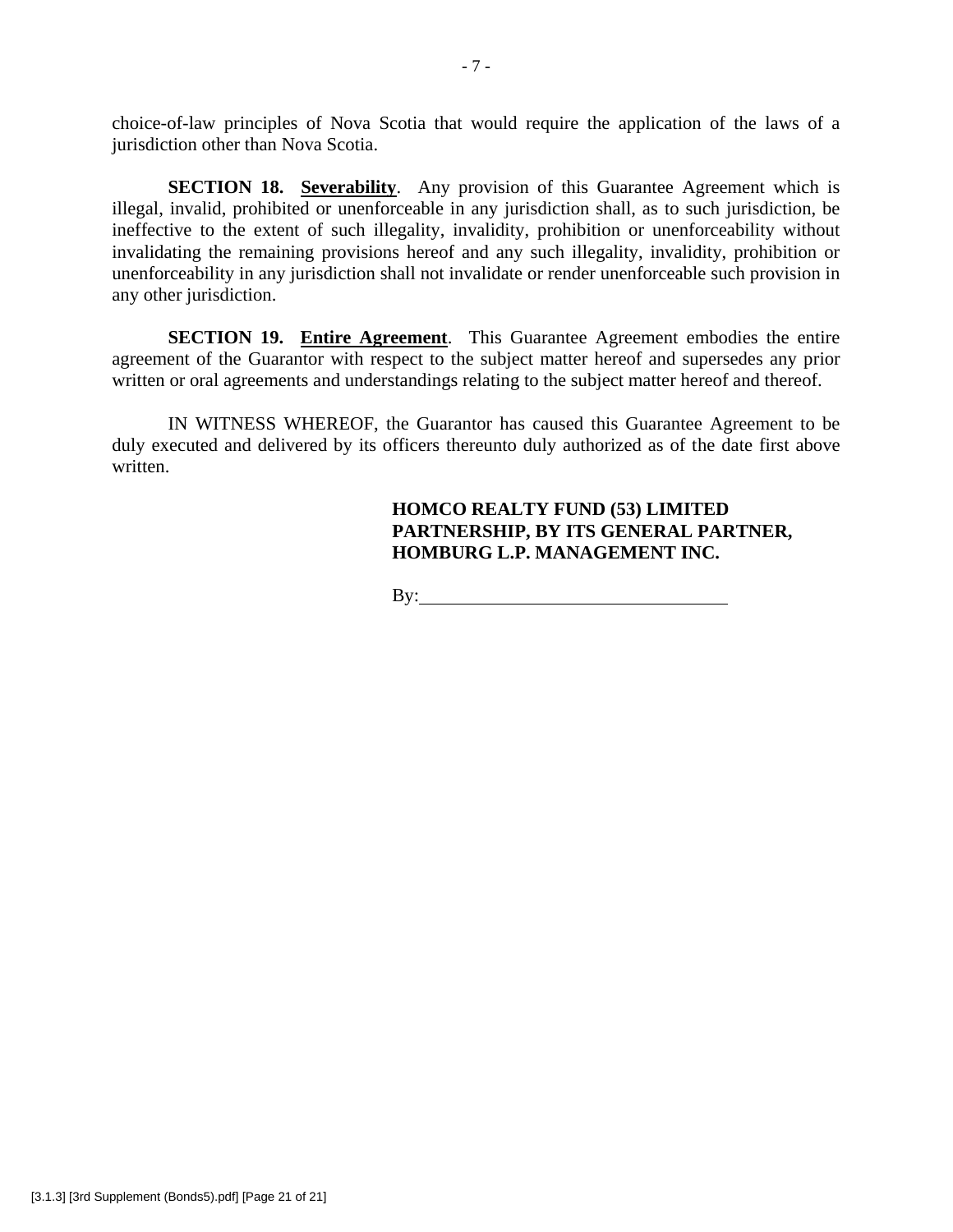choice-of-law principles of Nova Scotia that would require the application of the laws of a jurisdiction other than Nova Scotia.

**SECTION 18. <u>Severability</u>**. Any provision of this Guarantee Agreement which is illegal, invalid, prohibited or unenforceable in any jurisdiction shall, as to such jurisdiction, be ineffective to the extent of such illegality, invalidity, prohibition or unenforceability without invalidating the remaining provisions hereof and any such illegality, invalidity, prohibition or unenforceability in any jurisdiction shall not invalidate or render unenforceable such provision in any other jurisdiction.

**SECTION 19. <u>Entire Agreement</u>**. This Guarantee Agreement embodies the entire agreement of the Guarantor with respect to the subject matter hereof and supersedes any prior written or oral agreements and understandings relating to the subject matter hereof and thereof.

IN WITNESS WHEREOF, the Guarantor has caused this Guarantee Agreement to be duly executed and delivered by its officers thereunto duly authorized as of the date first above written.

**HOMCO REALTY FUND (53) LIMITED PARTNERSHIP, BY ITS GENERAL PARTNER, HOMBURG L.P. MANAGEMENT INC.**

By: ______________________________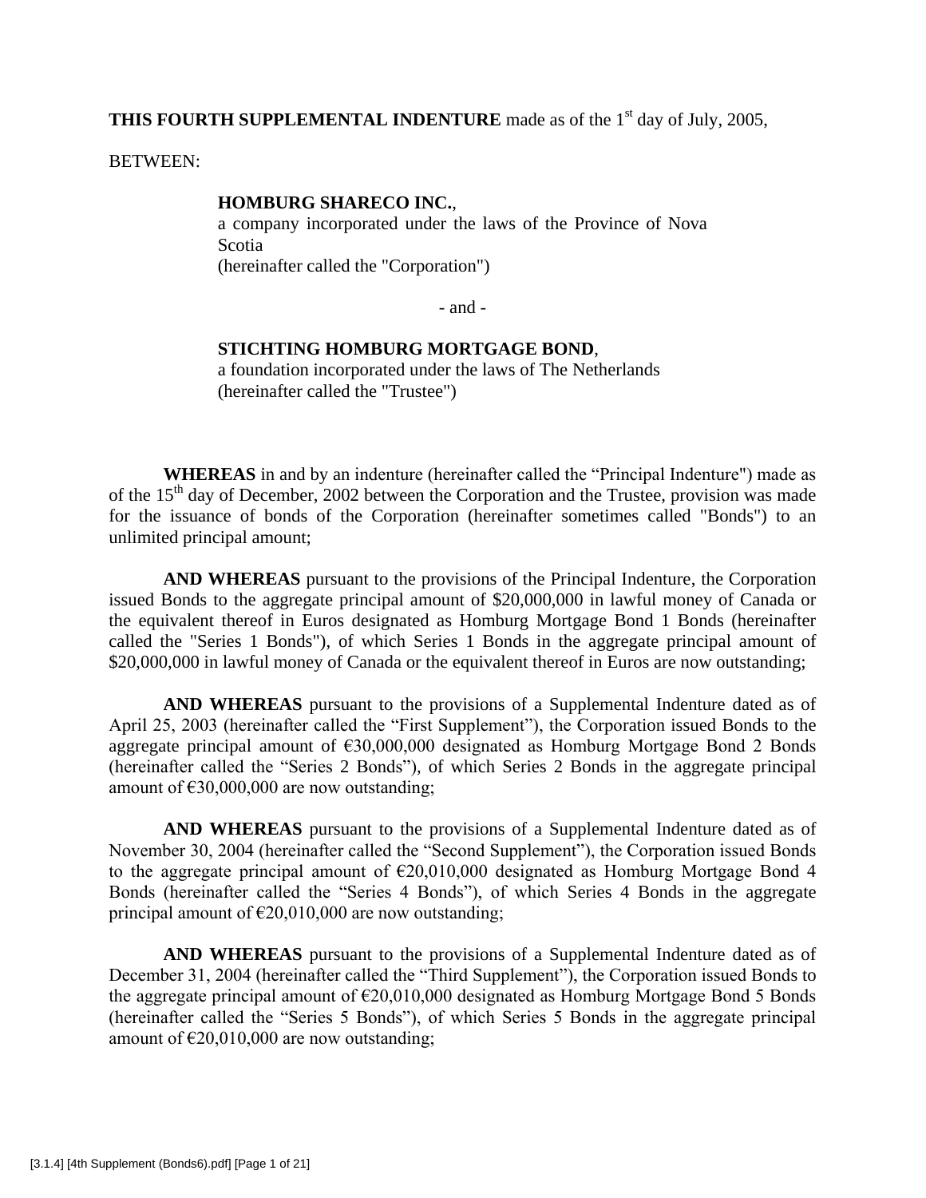**THIS FOURTH SUPPLEMENTAL INDENTURE** made as of the 1st day of July, 2005,

BETWEEN:

> **HOMBURG SHARECO INC.**,
> a company incorporated under the laws of the Province of Nova Scotia
> (hereinafter called the "Corporation")
>
> \- and -
>
> **STICHTING HOMBURG MORTGAGE BOND**,
> a foundation incorporated under the laws of The Netherlands
> (hereinafter called the "Trustee")

**WHEREAS** in and by an indenture (hereinafter called the "Principal Indenture") made as of the 15th day of December, 2002 between the Corporation and the Trustee, provision was made for the issuance of bonds of the Corporation (hereinafter sometimes called "Bonds") to an unlimited principal amount;

**AND WHEREAS** pursuant to the provisions of the Principal Indenture, the Corporation issued Bonds to the aggregate principal amount of $20,000,000 in lawful money of Canada or the equivalent thereof in Euros designated as Homburg Mortgage Bond 1 Bonds (hereinafter called the "Series 1 Bonds"), of which Series 1 Bonds in the aggregate principal amount of $20,000,000 in lawful money of Canada or the equivalent thereof in Euros are now outstanding;

**AND WHEREAS** pursuant to the provisions of a Supplemental Indenture dated as of April 25, 2003 (hereinafter called the "First Supplement"), the Corporation issued Bonds to the aggregate principal amount of €30,000,000 designated as Homburg Mortgage Bond 2 Bonds (hereinafter called the "Series 2 Bonds"), of which Series 2 Bonds in the aggregate principal amount of €30,000,000 are now outstanding;

**AND WHEREAS** pursuant to the provisions of a Supplemental Indenture dated as of November 30, 2004 (hereinafter called the "Second Supplement"), the Corporation issued Bonds to the aggregate principal amount of €20,010,000 designated as Homburg Mortgage Bond 4 Bonds (hereinafter called the "Series 4 Bonds"), of which Series 4 Bonds in the aggregate principal amount of €20,010,000 are now outstanding;

**AND WHEREAS** pursuant to the provisions of a Supplemental Indenture dated as of December 31, 2004 (hereinafter called the "Third Supplement"), the Corporation issued Bonds to the aggregate principal amount of €20,010,000 designated as Homburg Mortgage Bond 5 Bonds (hereinafter called the "Series 5 Bonds"), of which Series 5 Bonds in the aggregate principal amount of €20,010,000 are now outstanding;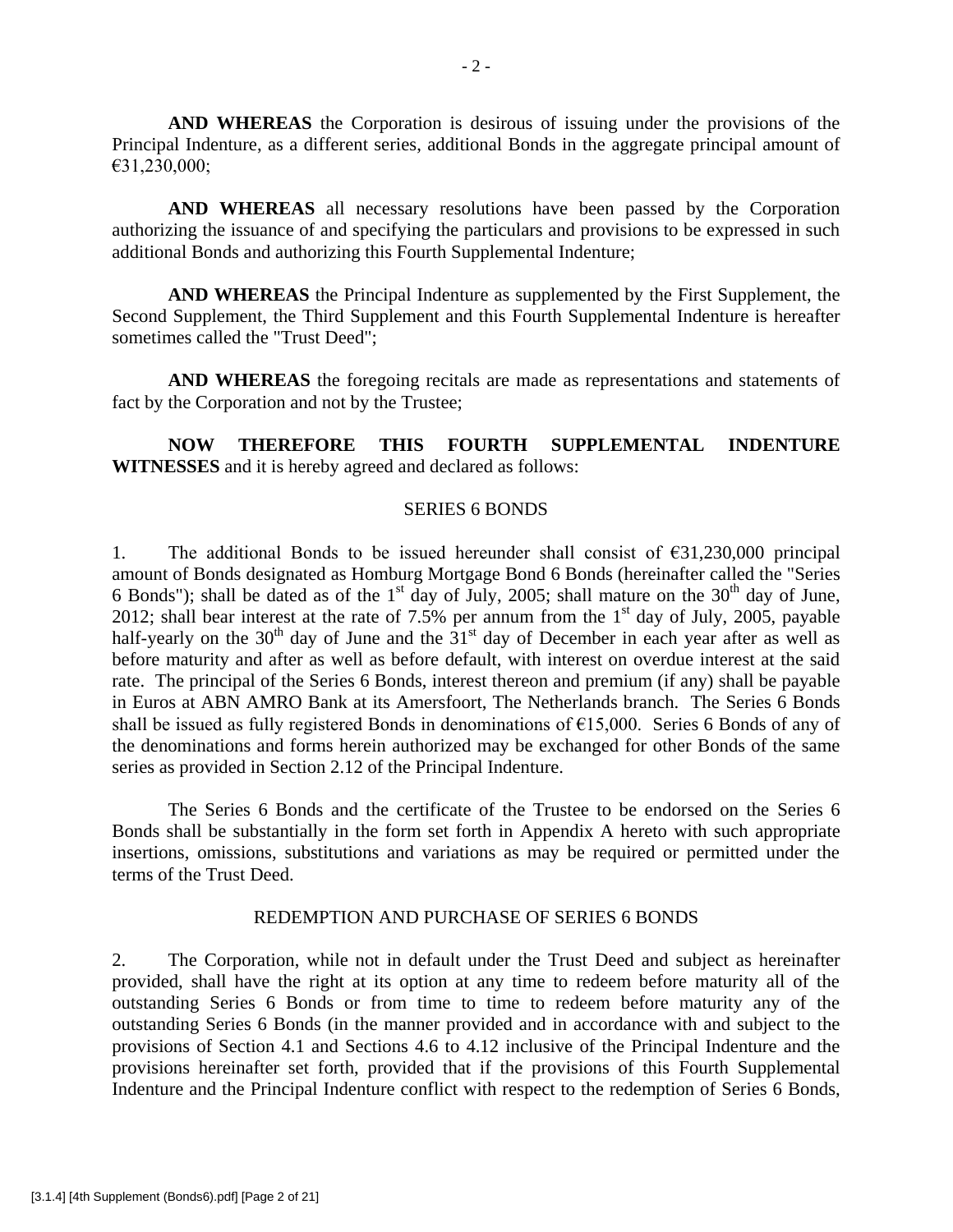**AND WHEREAS** the Corporation is desirous of issuing under the provisions of the Principal Indenture, as a different series, additional Bonds in the aggregate principal amount of €31,230,000;

**AND WHEREAS** all necessary resolutions have been passed by the Corporation authorizing the issuance of and specifying the particulars and provisions to be expressed in such additional Bonds and authorizing this Fourth Supplemental Indenture;

**AND WHEREAS** the Principal Indenture as supplemented by the First Supplement, the Second Supplement, the Third Supplement and this Fourth Supplemental Indenture is hereafter sometimes called the "Trust Deed";

**AND WHEREAS** the foregoing recitals are made as representations and statements of fact by the Corporation and not by the Trustee;

**NOW THEREFORE THIS FOURTH SUPPLEMENTAL INDENTURE WITNESSES** and it is hereby agreed and declared as follows:

## SERIES 6 BONDS

1. The additional Bonds to be issued hereunder shall consist of €31,230,000 principal amount of Bonds designated as Homburg Mortgage Bond 6 Bonds (hereinafter called the "Series 6 Bonds"); shall be dated as of the 1st day of July, 2005; shall mature on the 30th day of June, 2012; shall bear interest at the rate of 7.5% per annum from the 1st day of July, 2005, payable half-yearly on the 30th day of June and the 31st day of December in each year after as well as before maturity and after as well as before default, with interest on overdue interest at the said rate. The principal of the Series 6 Bonds, interest thereon and premium (if any) shall be payable in Euros at ABN AMRO Bank at its Amersfoort, The Netherlands branch. The Series 6 Bonds shall be issued as fully registered Bonds in denominations of €15,000. Series 6 Bonds of any of the denominations and forms herein authorized may be exchanged for other Bonds of the same series as provided in Section 2.12 of the Principal Indenture.

The Series 6 Bonds and the certificate of the Trustee to be endorsed on the Series 6 Bonds shall be substantially in the form set forth in Appendix A hereto with such appropriate insertions, omissions, substitutions and variations as may be required or permitted under the terms of the Trust Deed.

## REDEMPTION AND PURCHASE OF SERIES 6 BONDS

2. The Corporation, while not in default under the Trust Deed and subject as hereinafter provided, shall have the right at its option at any time to redeem before maturity all of the outstanding Series 6 Bonds or from time to time to redeem before maturity any of the outstanding Series 6 Bonds (in the manner provided and in accordance with and subject to the provisions of Section 4.1 and Sections 4.6 to 4.12 inclusive of the Principal Indenture and the provisions hereinafter set forth, provided that if the provisions of this Fourth Supplemental Indenture and the Principal Indenture conflict with respect to the redemption of Series 6 Bonds,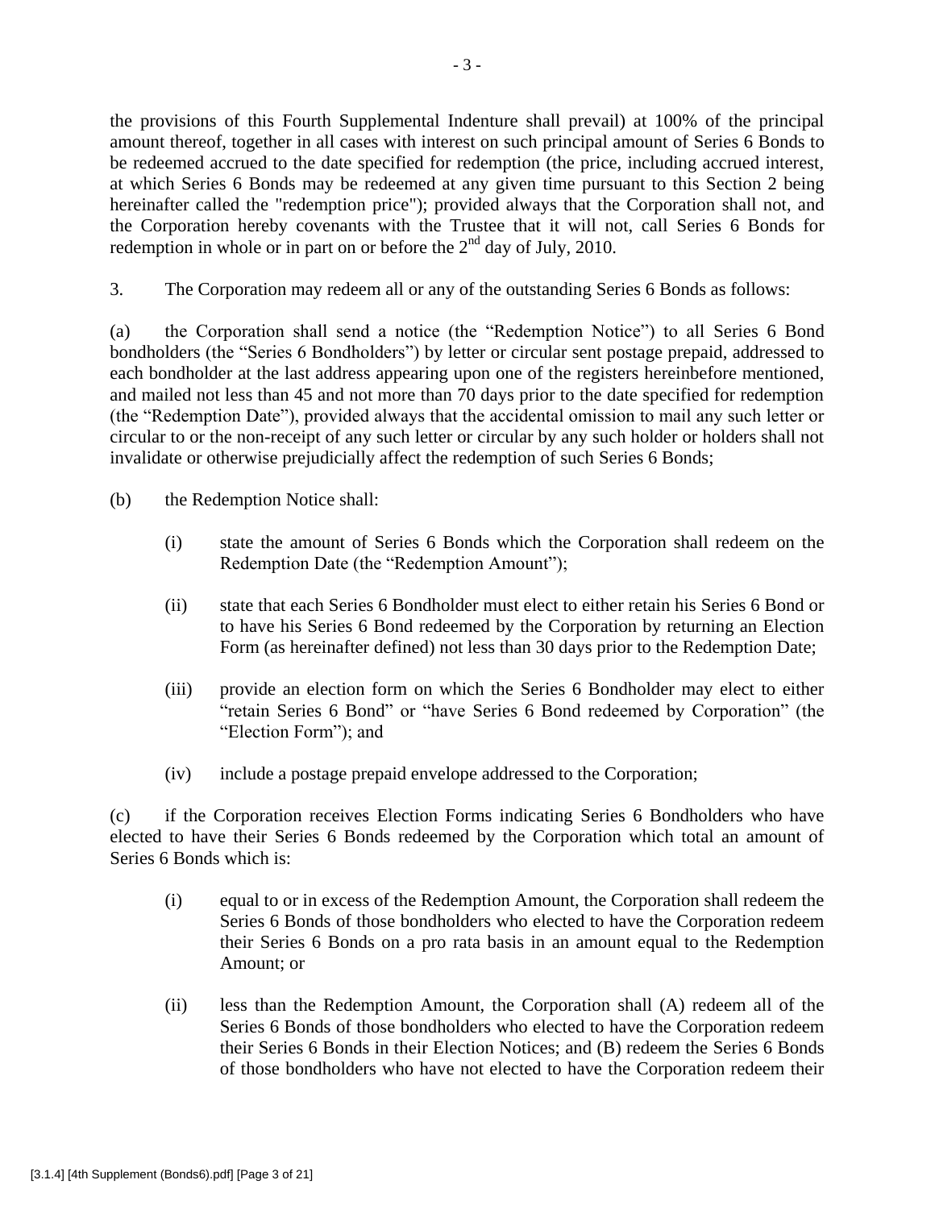the provisions of this Fourth Supplemental Indenture shall prevail) at 100% of the principal amount thereof, together in all cases with interest on such principal amount of Series 6 Bonds to be redeemed accrued to the date specified for redemption (the price, including accrued interest, at which Series 6 Bonds may be redeemed at any given time pursuant to this Section 2 being hereinafter called the "redemption price"); provided always that the Corporation shall not, and the Corporation hereby covenants with the Trustee that it will not, call Series 6 Bonds for redemption in whole or in part on or before the 2nd day of July, 2010.

3. The Corporation may redeem all or any of the outstanding Series 6 Bonds as follows:

(a) the Corporation shall send a notice (the "Redemption Notice") to all Series 6 Bond bondholders (the "Series 6 Bondholders") by letter or circular sent postage prepaid, addressed to each bondholder at the last address appearing upon one of the registers hereinbefore mentioned, and mailed not less than 45 and not more than 70 days prior to the date specified for redemption (the "Redemption Date"), provided always that the accidental omission to mail any such letter or circular to or the non-receipt of any such letter or circular by any such holder or holders shall not invalidate or otherwise prejudicially affect the redemption of such Series 6 Bonds;

(b) the Redemption Notice shall:

- (i) state the amount of Series 6 Bonds which the Corporation shall redeem on the Redemption Date (the "Redemption Amount");
- (ii) state that each Series 6 Bondholder must elect to either retain his Series 6 Bond or to have his Series 6 Bond redeemed by the Corporation by returning an Election Form (as hereinafter defined) not less than 30 days prior to the Redemption Date;
- (iii) provide an election form on which the Series 6 Bondholder may elect to either "retain Series 6 Bond" or "have Series 6 Bond redeemed by Corporation" (the "Election Form"); and
- (iv) include a postage prepaid envelope addressed to the Corporation;

(c) if the Corporation receives Election Forms indicating Series 6 Bondholders who have elected to have their Series 6 Bonds redeemed by the Corporation which total an amount of Series 6 Bonds which is:

- (i) equal to or in excess of the Redemption Amount, the Corporation shall redeem the Series 6 Bonds of those bondholders who elected to have the Corporation redeem their Series 6 Bonds on a pro rata basis in an amount equal to the Redemption Amount; or
- (ii) less than the Redemption Amount, the Corporation shall (A) redeem all of the Series 6 Bonds of those bondholders who elected to have the Corporation redeem their Series 6 Bonds in their Election Notices; and (B) redeem the Series 6 Bonds of those bondholders who have not elected to have the Corporation redeem their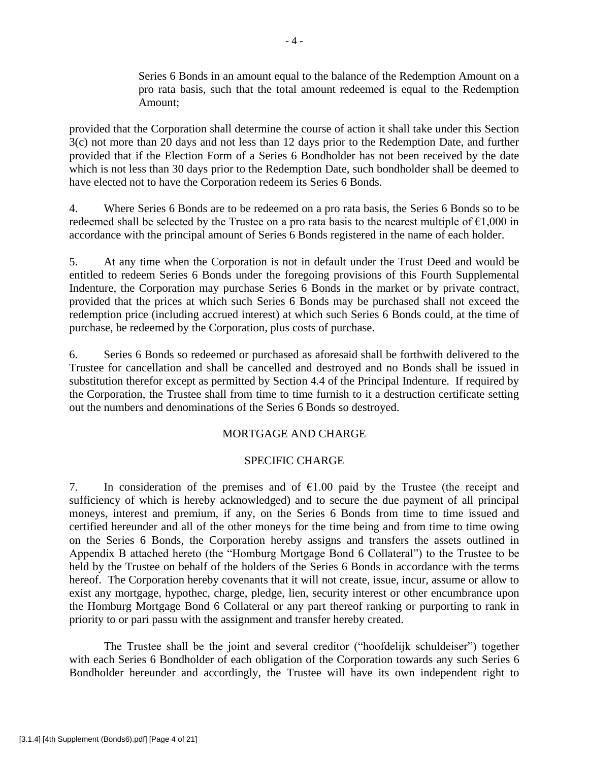Series 6 Bonds in an amount equal to the balance of the Redemption Amount on a pro rata basis, such that the total amount redeemed is equal to the Redemption Amount;

provided that the Corporation shall determine the course of action it shall take under this Section 3(c) not more than 20 days and not less than 12 days prior to the Redemption Date, and further provided that if the Election Form of a Series 6 Bondholder has not been received by the date which is not less than 30 days prior to the Redemption Date, such bondholder shall be deemed to have elected not to have the Corporation redeem its Series 6 Bonds.

4. Where Series 6 Bonds are to be redeemed on a pro rata basis, the Series 6 Bonds so to be redeemed shall be selected by the Trustee on a pro rata basis to the nearest multiple of €1,000 in accordance with the principal amount of Series 6 Bonds registered in the name of each holder.

5. At any time when the Corporation is not in default under the Trust Deed and would be entitled to redeem Series 6 Bonds under the foregoing provisions of this Fourth Supplemental Indenture, the Corporation may purchase Series 6 Bonds in the market or by private contract, provided that the prices at which such Series 6 Bonds may be purchased shall not exceed the redemption price (including accrued interest) at which such Series 6 Bonds could, at the time of purchase, be redeemed by the Corporation, plus costs of purchase.

6. Series 6 Bonds so redeemed or purchased as aforesaid shall be forthwith delivered to the Trustee for cancellation and shall be cancelled and destroyed and no Bonds shall be issued in substitution therefor except as permitted by Section 4.4 of the Principal Indenture. If required by the Corporation, the Trustee shall from time to time furnish to it a destruction certificate setting out the numbers and denominations of the Series 6 Bonds so destroyed.

## MORTGAGE AND CHARGE

### SPECIFIC CHARGE

7. In consideration of the premises and of €1.00 paid by the Trustee (the receipt and sufficiency of which is hereby acknowledged) and to secure the due payment of all principal moneys, interest and premium, if any, on the Series 6 Bonds from time to time issued and certified hereunder and all of the other moneys for the time being and from time to time owing on the Series 6 Bonds, the Corporation hereby assigns and transfers the assets outlined in Appendix B attached hereto (the "Homburg Mortgage Bond 6 Collateral") to the Trustee to be held by the Trustee on behalf of the holders of the Series 6 Bonds in accordance with the terms hereof. The Corporation hereby covenants that it will not create, issue, incur, assume or allow to exist any mortgage, hypothec, charge, pledge, lien, security interest or other encumbrance upon the Homburg Mortgage Bond 6 Collateral or any part thereof ranking or purporting to rank in priority to or pari passu with the assignment and transfer hereby created.

The Trustee shall be the joint and several creditor ("hoofdelijk schuldeiser") together with each Series 6 Bondholder of each obligation of the Corporation towards any such Series 6 Bondholder hereunder and accordingly, the Trustee will have its own independent right to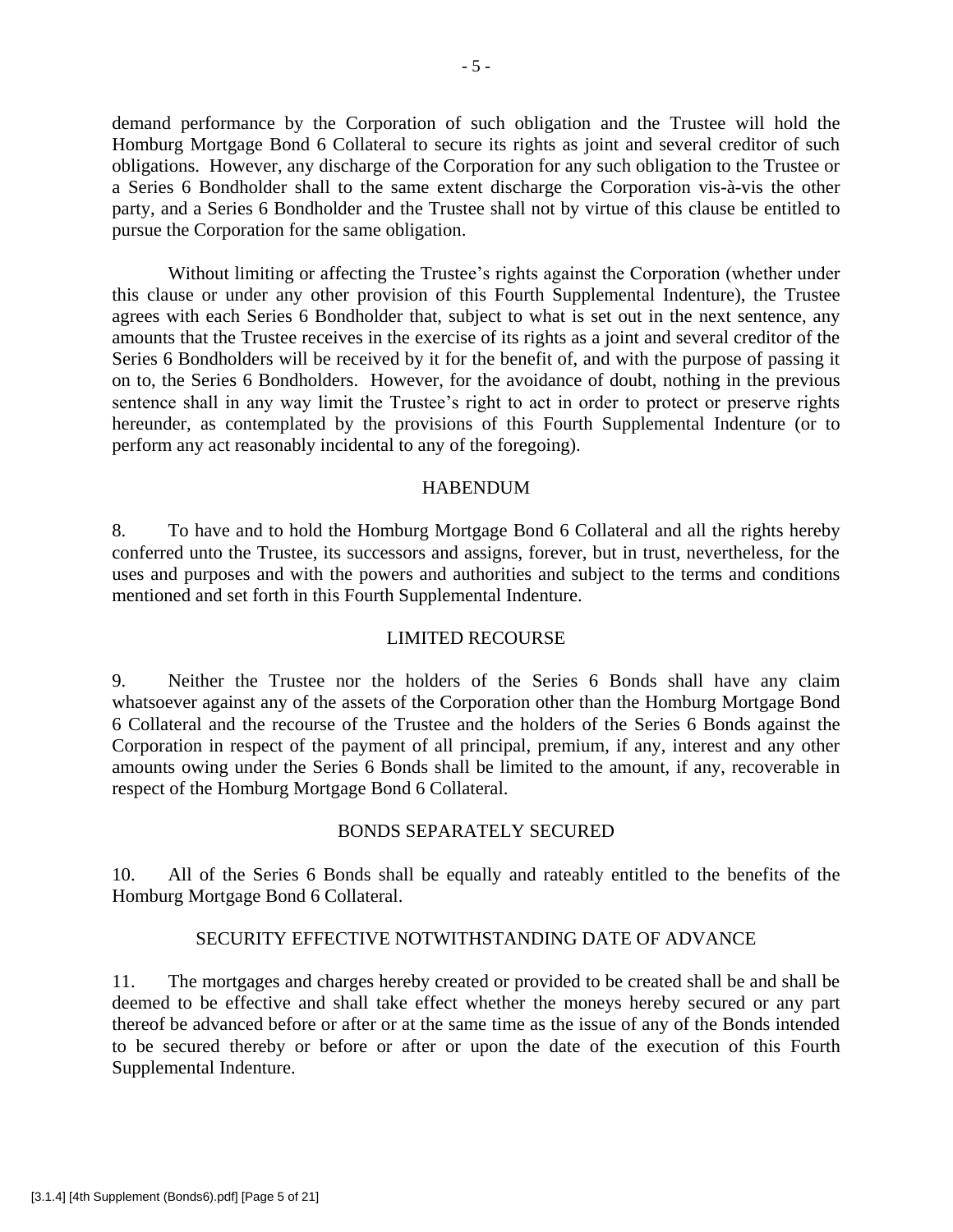demand performance by the Corporation of such obligation and the Trustee will hold the Homburg Mortgage Bond 6 Collateral to secure its rights as joint and several creditor of such obligations. However, any discharge of the Corporation for any such obligation to the Trustee or a Series 6 Bondholder shall to the same extent discharge the Corporation vis-à-vis the other party, and a Series 6 Bondholder and the Trustee shall not by virtue of this clause be entitled to pursue the Corporation for the same obligation.

Without limiting or affecting the Trustee's rights against the Corporation (whether under this clause or under any other provision of this Fourth Supplemental Indenture), the Trustee agrees with each Series 6 Bondholder that, subject to what is set out in the next sentence, any amounts that the Trustee receives in the exercise of its rights as a joint and several creditor of the Series 6 Bondholders will be received by it for the benefit of, and with the purpose of passing it on to, the Series 6 Bondholders. However, for the avoidance of doubt, nothing in the previous sentence shall in any way limit the Trustee's right to act in order to protect or preserve rights hereunder, as contemplated by the provisions of this Fourth Supplemental Indenture (or to perform any act reasonably incidental to any of the foregoing).

## HABENDUM

8. To have and to hold the Homburg Mortgage Bond 6 Collateral and all the rights hereby conferred unto the Trustee, its successors and assigns, forever, but in trust, nevertheless, for the uses and purposes and with the powers and authorities and subject to the terms and conditions mentioned and set forth in this Fourth Supplemental Indenture.

## LIMITED RECOURSE

9. Neither the Trustee nor the holders of the Series 6 Bonds shall have any claim whatsoever against any of the assets of the Corporation other than the Homburg Mortgage Bond 6 Collateral and the recourse of the Trustee and the holders of the Series 6 Bonds against the Corporation in respect of the payment of all principal, premium, if any, interest and any other amounts owing under the Series 6 Bonds shall be limited to the amount, if any, recoverable in respect of the Homburg Mortgage Bond 6 Collateral.

## BONDS SEPARATELY SECURED

10. All of the Series 6 Bonds shall be equally and rateably entitled to the benefits of the Homburg Mortgage Bond 6 Collateral.

## SECURITY EFFECTIVE NOTWITHSTANDING DATE OF ADVANCE

11. The mortgages and charges hereby created or provided to be created shall be and shall be deemed to be effective and shall take effect whether the moneys hereby secured or any part thereof be advanced before or after or at the same time as the issue of any of the Bonds intended to be secured thereby or before or after or upon the date of the execution of this Fourth Supplemental Indenture.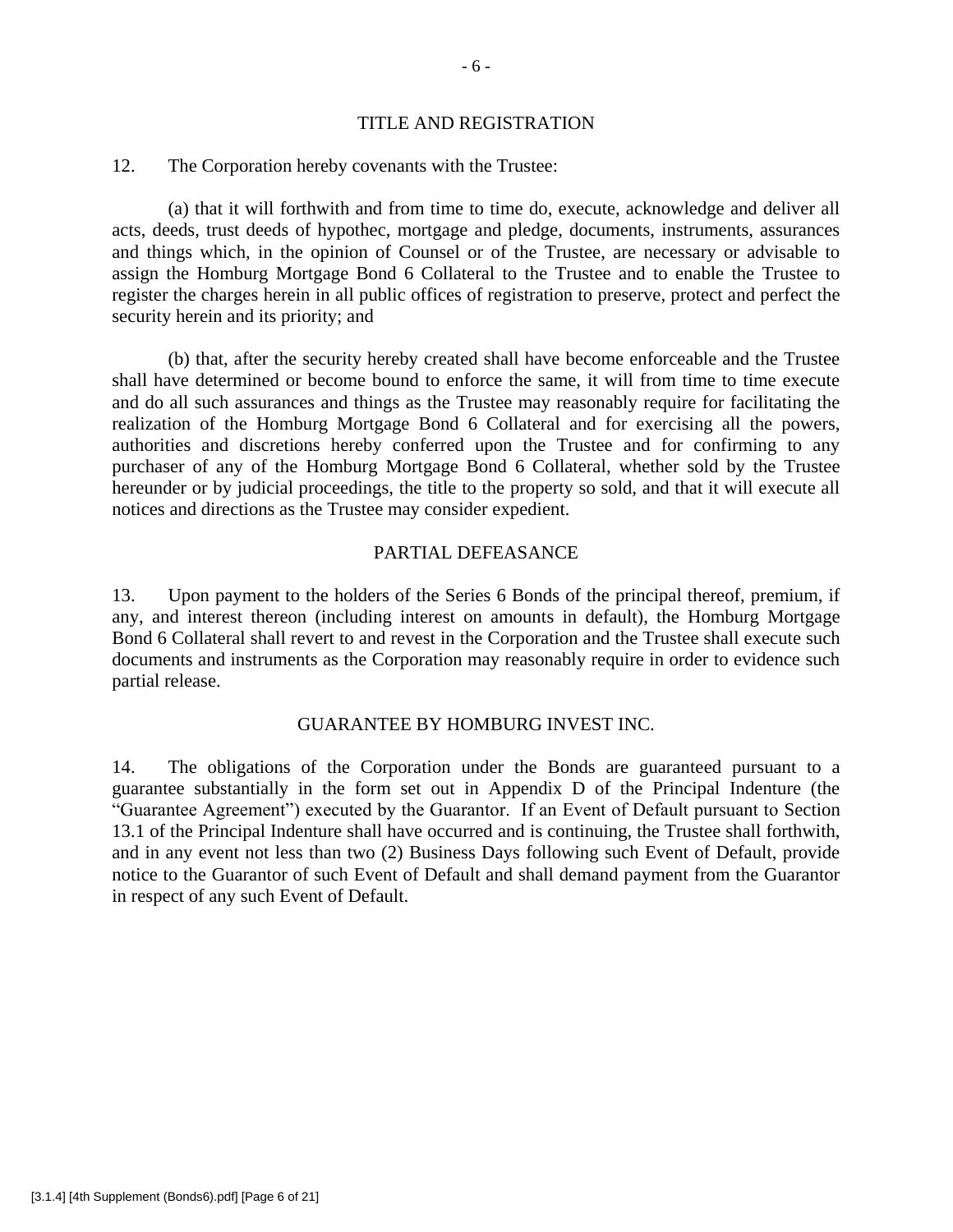## TITLE AND REGISTRATION

12. The Corporation hereby covenants with the Trustee:

(a) that it will forthwith and from time to time do, execute, acknowledge and deliver all acts, deeds, trust deeds of hypothec, mortgage and pledge, documents, instruments, assurances and things which, in the opinion of Counsel or of the Trustee, are necessary or advisable to assign the Homburg Mortgage Bond 6 Collateral to the Trustee and to enable the Trustee to register the charges herein in all public offices of registration to preserve, protect and perfect the security herein and its priority; and

(b) that, after the security hereby created shall have become enforceable and the Trustee shall have determined or become bound to enforce the same, it will from time to time execute and do all such assurances and things as the Trustee may reasonably require for facilitating the realization of the Homburg Mortgage Bond 6 Collateral and for exercising all the powers, authorities and discretions hereby conferred upon the Trustee and for confirming to any purchaser of any of the Homburg Mortgage Bond 6 Collateral, whether sold by the Trustee hereunder or by judicial proceedings, the title to the property so sold, and that it will execute all notices and directions as the Trustee may consider expedient.

## PARTIAL DEFEASANCE

13. Upon payment to the holders of the Series 6 Bonds of the principal thereof, premium, if any, and interest thereon (including interest on amounts in default), the Homburg Mortgage Bond 6 Collateral shall revert to and revest in the Corporation and the Trustee shall execute such documents and instruments as the Corporation may reasonably require in order to evidence such partial release.

## GUARANTEE BY HOMBURG INVEST INC.

14. The obligations of the Corporation under the Bonds are guaranteed pursuant to a guarantee substantially in the form set out in Appendix D of the Principal Indenture (the "Guarantee Agreement") executed by the Guarantor. If an Event of Default pursuant to Section 13.1 of the Principal Indenture shall have occurred and is continuing, the Trustee shall forthwith, and in any event not less than two (2) Business Days following such Event of Default, provide notice to the Guarantor of such Event of Default and shall demand payment from the Guarantor in respect of any such Event of Default.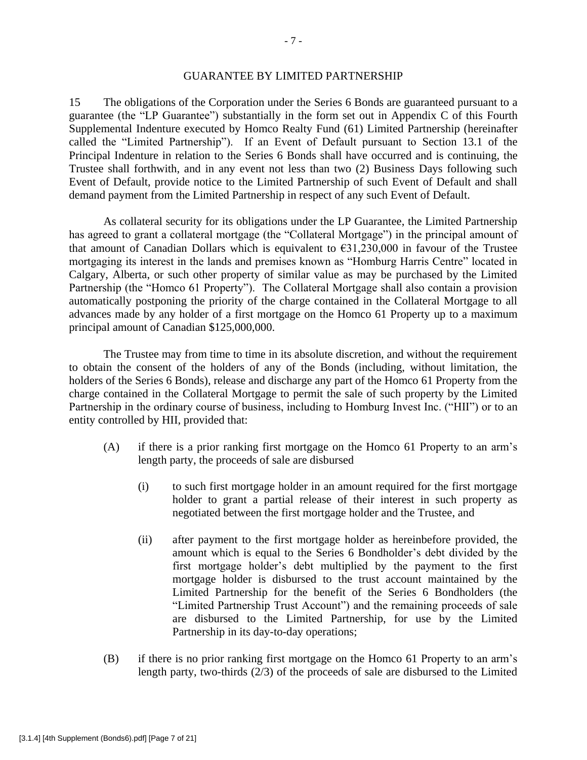## GUARANTEE BY LIMITED PARTNERSHIP

15 The obligations of the Corporation under the Series 6 Bonds are guaranteed pursuant to a guarantee (the "LP Guarantee") substantially in the form set out in Appendix C of this Fourth Supplemental Indenture executed by Homco Realty Fund (61) Limited Partnership (hereinafter called the "Limited Partnership"). If an Event of Default pursuant to Section 13.1 of the Principal Indenture in relation to the Series 6 Bonds shall have occurred and is continuing, the Trustee shall forthwith, and in any event not less than two (2) Business Days following such Event of Default, provide notice to the Limited Partnership of such Event of Default and shall demand payment from the Limited Partnership in respect of any such Event of Default.

As collateral security for its obligations under the LP Guarantee, the Limited Partnership has agreed to grant a collateral mortgage (the "Collateral Mortgage") in the principal amount of that amount of Canadian Dollars which is equivalent to €31,230,000 in favour of the Trustee mortgaging its interest in the lands and premises known as "Homburg Harris Centre" located in Calgary, Alberta, or such other property of similar value as may be purchased by the Limited Partnership (the "Homco 61 Property"). The Collateral Mortgage shall also contain a provision automatically postponing the priority of the charge contained in the Collateral Mortgage to all advances made by any holder of a first mortgage on the Homco 61 Property up to a maximum principal amount of Canadian $125,000,000.

The Trustee may from time to time in its absolute discretion, and without the requirement to obtain the consent of the holders of any of the Bonds (including, without limitation, the holders of the Series 6 Bonds), release and discharge any part of the Homco 61 Property from the charge contained in the Collateral Mortgage to permit the sale of such property by the Limited Partnership in the ordinary course of business, including to Homburg Invest Inc. ("HII") or to an entity controlled by HII, provided that:

(A) if there is a prior ranking first mortgage on the Homco 61 Property to an arm's length party, the proceeds of sale are disbursed

(i) to such first mortgage holder in an amount required for the first mortgage holder to grant a partial release of their interest in such property as negotiated between the first mortgage holder and the Trustee, and

(ii) after payment to the first mortgage holder as hereinbefore provided, the amount which is equal to the Series 6 Bondholder's debt divided by the first mortgage holder's debt multiplied by the payment to the first mortgage holder is disbursed to the trust account maintained by the Limited Partnership for the benefit of the Series 6 Bondholders (the "Limited Partnership Trust Account") and the remaining proceeds of sale are disbursed to the Limited Partnership, for use by the Limited Partnership in its day-to-day operations;

(B) if there is no prior ranking first mortgage on the Homco 61 Property to an arm's length party, two-thirds (2/3) of the proceeds of sale are disbursed to the Limited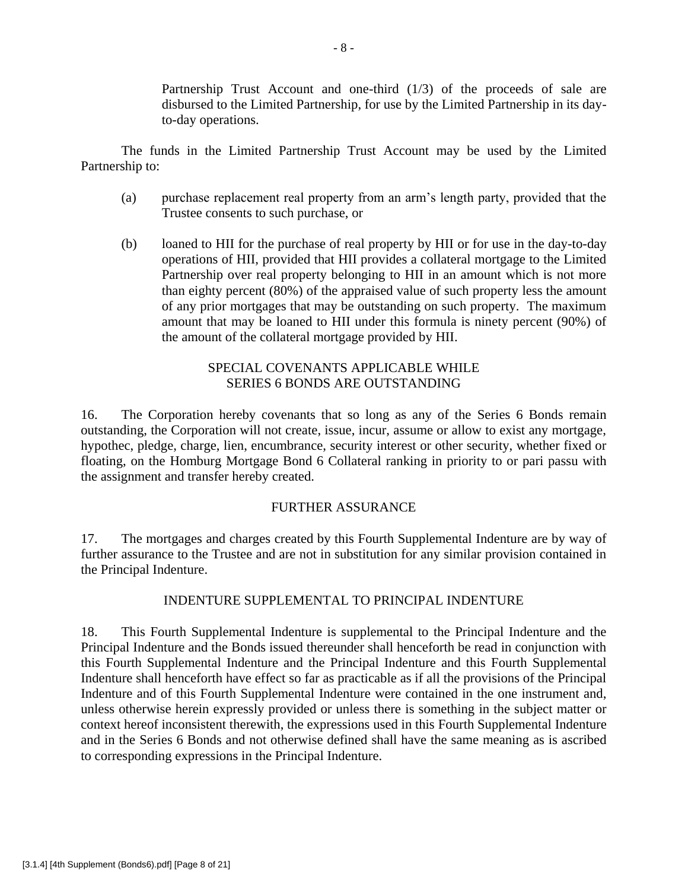Partnership Trust Account and one-third (1/3) of the proceeds of sale are disbursed to the Limited Partnership, for use by the Limited Partnership in its day-to-day operations.

The funds in the Limited Partnership Trust Account may be used by the Limited Partnership to:

(a) purchase replacement real property from an arm's length party, provided that the Trustee consents to such purchase, or

(b) loaned to HII for the purchase of real property by HII or for use in the day-to-day operations of HII, provided that HII provides a collateral mortgage to the Limited Partnership over real property belonging to HII in an amount which is not more than eighty percent (80%) of the appraised value of such property less the amount of any prior mortgages that may be outstanding on such property. The maximum amount that may be loaned to HII under this formula is ninety percent (90%) of the amount of the collateral mortgage provided by HII.

## SPECIAL COVENANTS APPLICABLE WHILE SERIES 6 BONDS ARE OUTSTANDING

16. The Corporation hereby covenants that so long as any of the Series 6 Bonds remain outstanding, the Corporation will not create, issue, incur, assume or allow to exist any mortgage, hypothec, pledge, charge, lien, encumbrance, security interest or other security, whether fixed or floating, on the Homburg Mortgage Bond 6 Collateral ranking in priority to or pari passu with the assignment and transfer hereby created.

## FURTHER ASSURANCE

17. The mortgages and charges created by this Fourth Supplemental Indenture are by way of further assurance to the Trustee and are not in substitution for any similar provision contained in the Principal Indenture.

## INDENTURE SUPPLEMENTAL TO PRINCIPAL INDENTURE

18. This Fourth Supplemental Indenture is supplemental to the Principal Indenture and the Principal Indenture and the Bonds issued thereunder shall henceforth be read in conjunction with this Fourth Supplemental Indenture and the Principal Indenture and this Fourth Supplemental Indenture shall henceforth have effect so far as practicable as if all the provisions of the Principal Indenture and of this Fourth Supplemental Indenture were contained in the one instrument and, unless otherwise herein expressly provided or unless there is something in the subject matter or context hereof inconsistent therewith, the expressions used in this Fourth Supplemental Indenture and in the Series 6 Bonds and not otherwise defined shall have the same meaning as is ascribed to corresponding expressions in the Principal Indenture.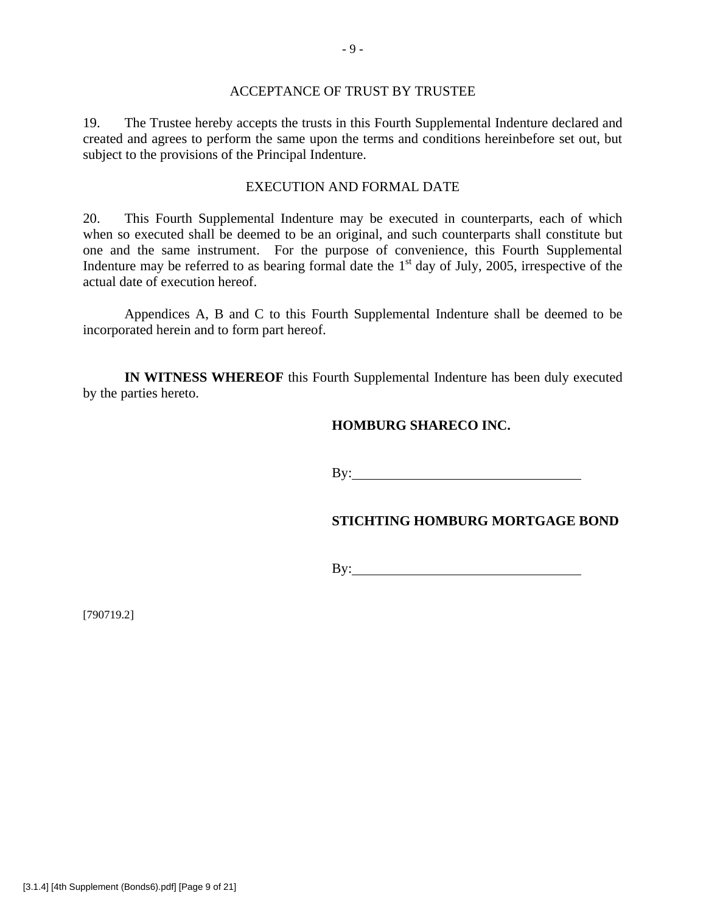## ACCEPTANCE OF TRUST BY TRUSTEE

19. The Trustee hereby accepts the trusts in this Fourth Supplemental Indenture declared and created and agrees to perform the same upon the terms and conditions hereinbefore set out, but subject to the provisions of the Principal Indenture.

## EXECUTION AND FORMAL DATE

20. This Fourth Supplemental Indenture may be executed in counterparts, each of which when so executed shall be deemed to be an original, and such counterparts shall constitute but one and the same instrument. For the purpose of convenience, this Fourth Supplemental Indenture may be referred to as bearing formal date the 1st day of July, 2005, irrespective of the actual date of execution hereof.

Appendices A, B and C to this Fourth Supplemental Indenture shall be deemed to be incorporated herein and to form part hereof.

**IN WITNESS WHEREOF** this Fourth Supplemental Indenture has been duly executed by the parties hereto.

**HOMBURG SHARECO INC.**

By:\_\_\_\_\_\_\_\_\_\_\_\_\_\_\_\_\_\_\_\_\_\_\_\_\_\_\_\_\_\_\_\_

**STICHTING HOMBURG MORTGAGE BOND**

By:\_\_\_\_\_\_\_\_\_\_\_\_\_\_\_\_\_\_\_\_\_\_\_\_\_\_\_\_\_\_\_\_

[790719.2]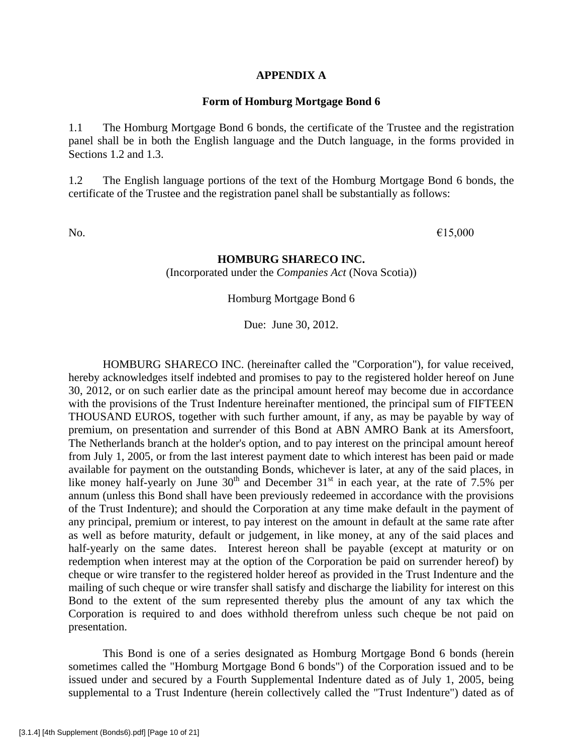**APPENDIX A**

**Form of Homburg Mortgage Bond 6**

1.1 The Homburg Mortgage Bond 6 bonds, the certificate of the Trustee and the registration panel shall be in both the English language and the Dutch language, in the forms provided in Sections 1.2 and 1.3.

1.2 The English language portions of the text of the Homburg Mortgage Bond 6 bonds, the certificate of the Trustee and the registration panel shall be substantially as follows:

No. €15,000

**HOMBURG SHARECO INC.**

(Incorporated under the *Companies Act* (Nova Scotia))

Homburg Mortgage Bond 6

Due: June 30, 2012.

HOMBURG SHARECO INC. (hereinafter called the "Corporation"), for value received, hereby acknowledges itself indebted and promises to pay to the registered holder hereof on June 30, 2012, or on such earlier date as the principal amount hereof may become due in accordance with the provisions of the Trust Indenture hereinafter mentioned, the principal sum of FIFTEEN THOUSAND EUROS, together with such further amount, if any, as may be payable by way of premium, on presentation and surrender of this Bond at ABN AMRO Bank at its Amersfoort, The Netherlands branch at the holder's option, and to pay interest on the principal amount hereof from July 1, 2005, or from the last interest payment date to which interest has been paid or made available for payment on the outstanding Bonds, whichever is later, at any of the said places, in like money half-yearly on June 30th and December 31st in each year, at the rate of 7.5% per annum (unless this Bond shall have been previously redeemed in accordance with the provisions of the Trust Indenture); and should the Corporation at any time make default in the payment of any principal, premium or interest, to pay interest on the amount in default at the same rate after as well as before maturity, default or judgement, in like money, at any of the said places and half-yearly on the same dates. Interest hereon shall be payable (except at maturity or on redemption when interest may at the option of the Corporation be paid on surrender hereof) by cheque or wire transfer to the registered holder hereof as provided in the Trust Indenture and the mailing of such cheque or wire transfer shall satisfy and discharge the liability for interest on this Bond to the extent of the sum represented thereby plus the amount of any tax which the Corporation is required to and does withhold therefrom unless such cheque be not paid on presentation.

This Bond is one of a series designated as Homburg Mortgage Bond 6 bonds (herein sometimes called the "Homburg Mortgage Bond 6 bonds") of the Corporation issued and to be issued under and secured by a Fourth Supplemental Indenture dated as of July 1, 2005, being supplemental to a Trust Indenture (herein collectively called the "Trust Indenture") dated as of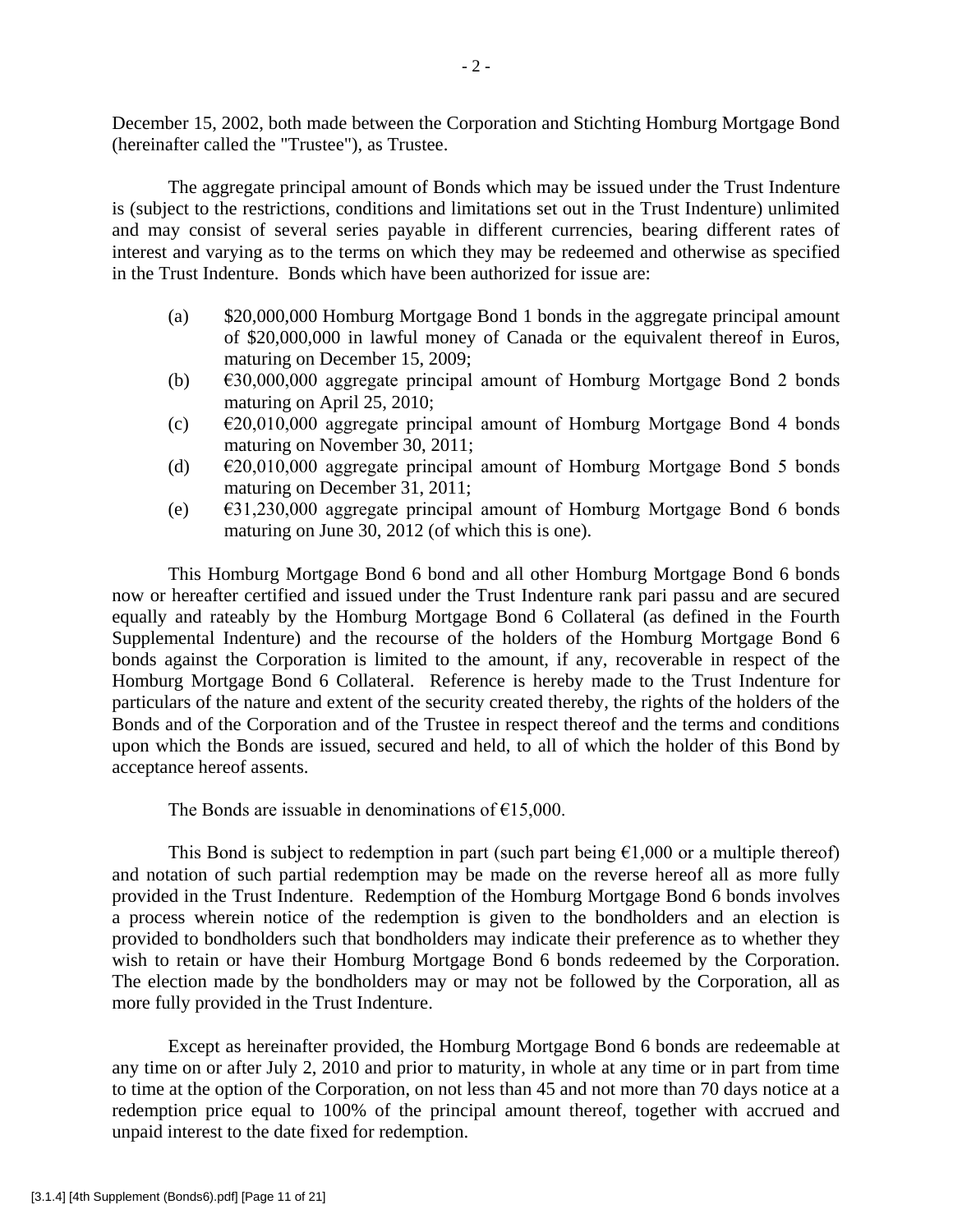December 15, 2002, both made between the Corporation and Stichting Homburg Mortgage Bond (hereinafter called the "Trustee"), as Trustee.

The aggregate principal amount of Bonds which may be issued under the Trust Indenture is (subject to the restrictions, conditions and limitations set out in the Trust Indenture) unlimited and may consist of several series payable in different currencies, bearing different rates of interest and varying as to the terms on which they may be redeemed and otherwise as specified in the Trust Indenture. Bonds which have been authorized for issue are:

(a) $20,000,000 Homburg Mortgage Bond 1 bonds in the aggregate principal amount of $20,000,000 in lawful money of Canada or the equivalent thereof in Euros, maturing on December 15, 2009;

(b) €30,000,000 aggregate principal amount of Homburg Mortgage Bond 2 bonds maturing on April 25, 2010;

(c) €20,010,000 aggregate principal amount of Homburg Mortgage Bond 4 bonds maturing on November 30, 2011;

(d) €20,010,000 aggregate principal amount of Homburg Mortgage Bond 5 bonds maturing on December 31, 2011;

(e) €31,230,000 aggregate principal amount of Homburg Mortgage Bond 6 bonds maturing on June 30, 2012 (of which this is one).

This Homburg Mortgage Bond 6 bond and all other Homburg Mortgage Bond 6 bonds now or hereafter certified and issued under the Trust Indenture rank pari passu and are secured equally and rateably by the Homburg Mortgage Bond 6 Collateral (as defined in the Fourth Supplemental Indenture) and the recourse of the holders of the Homburg Mortgage Bond 6 bonds against the Corporation is limited to the amount, if any, recoverable in respect of the Homburg Mortgage Bond 6 Collateral. Reference is hereby made to the Trust Indenture for particulars of the nature and extent of the security created thereby, the rights of the holders of the Bonds and of the Corporation and of the Trustee in respect thereof and the terms and conditions upon which the Bonds are issued, secured and held, to all of which the holder of this Bond by acceptance hereof assents.

The Bonds are issuable in denominations of €15,000.

This Bond is subject to redemption in part (such part being €1,000 or a multiple thereof) and notation of such partial redemption may be made on the reverse hereof all as more fully provided in the Trust Indenture. Redemption of the Homburg Mortgage Bond 6 bonds involves a process wherein notice of the redemption is given to the bondholders and an election is provided to bondholders such that bondholders may indicate their preference as to whether they wish to retain or have their Homburg Mortgage Bond 6 bonds redeemed by the Corporation. The election made by the bondholders may or may not be followed by the Corporation, all as more fully provided in the Trust Indenture.

Except as hereinafter provided, the Homburg Mortgage Bond 6 bonds are redeemable at any time on or after July 2, 2010 and prior to maturity, in whole at any time or in part from time to time at the option of the Corporation, on not less than 45 and not more than 70 days notice at a redemption price equal to 100% of the principal amount thereof, together with accrued and unpaid interest to the date fixed for redemption.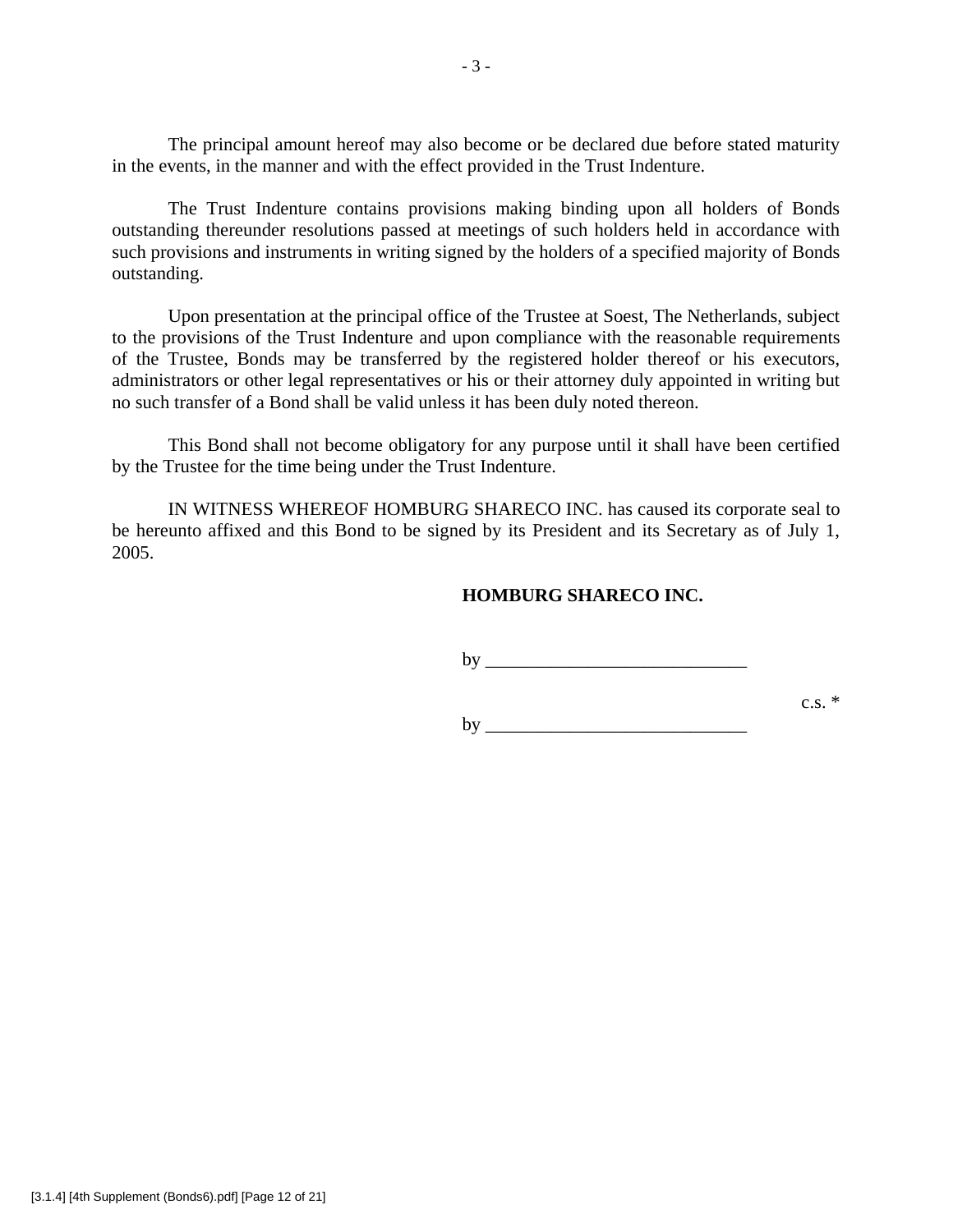The principal amount hereof may also become or be declared due before stated maturity in the events, in the manner and with the effect provided in the Trust Indenture.

The Trust Indenture contains provisions making binding upon all holders of Bonds outstanding thereunder resolutions passed at meetings of such holders held in accordance with such provisions and instruments in writing signed by the holders of a specified majority of Bonds outstanding.

Upon presentation at the principal office of the Trustee at Soest, The Netherlands, subject to the provisions of the Trust Indenture and upon compliance with the reasonable requirements of the Trustee, Bonds may be transferred by the registered holder thereof or his executors, administrators or other legal representatives or his or their attorney duly appointed in writing but no such transfer of a Bond shall be valid unless it has been duly noted thereon.

This Bond shall not become obligatory for any purpose until it shall have been certified by the Trustee for the time being under the Trust Indenture.

IN WITNESS WHEREOF HOMBURG SHARECO INC. has caused its corporate seal to be hereunto affixed and this Bond to be signed by its President and its Secretary as of July 1, 2005.

**HOMBURG SHARECO INC.**

by ____________________________

c.s. *

by ____________________________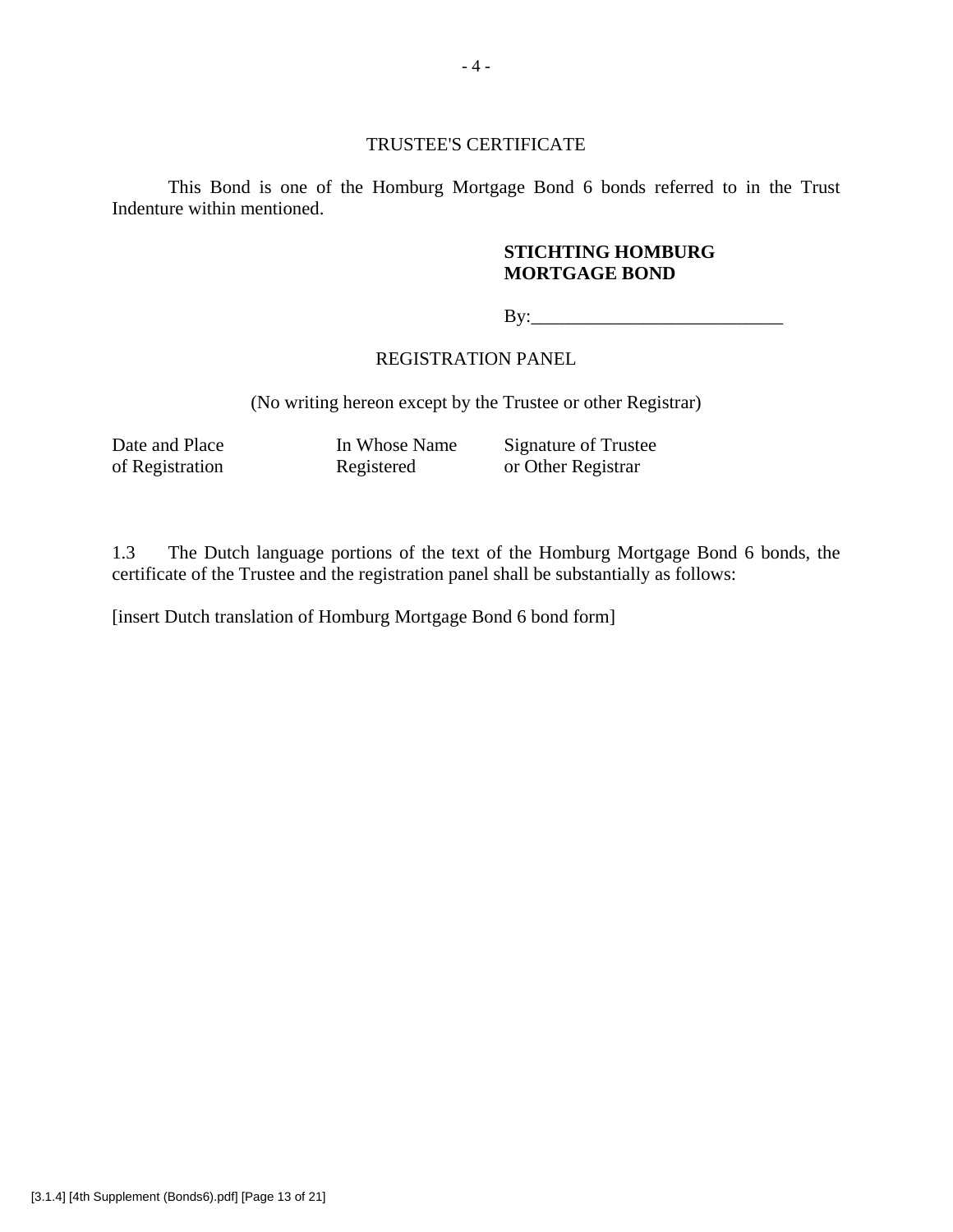TRUSTEE'S CERTIFICATE

This Bond is one of the Homburg Mortgage Bond 6 bonds referred to in the Trust Indenture within mentioned.

**STICHTING HOMBURG MORTGAGE BOND**

By:___________________________

REGISTRATION PANEL

(No writing hereon except by the Trustee or other Registrar)

| Date and Place of Registration | In Whose Name Registered | Signature of Trustee or Other Registrar |
|---|---|---|

1.3 The Dutch language portions of the text of the Homburg Mortgage Bond 6 bonds, the certificate of the Trustee and the registration panel shall be substantially as follows:

[insert Dutch translation of Homburg Mortgage Bond 6 bond form]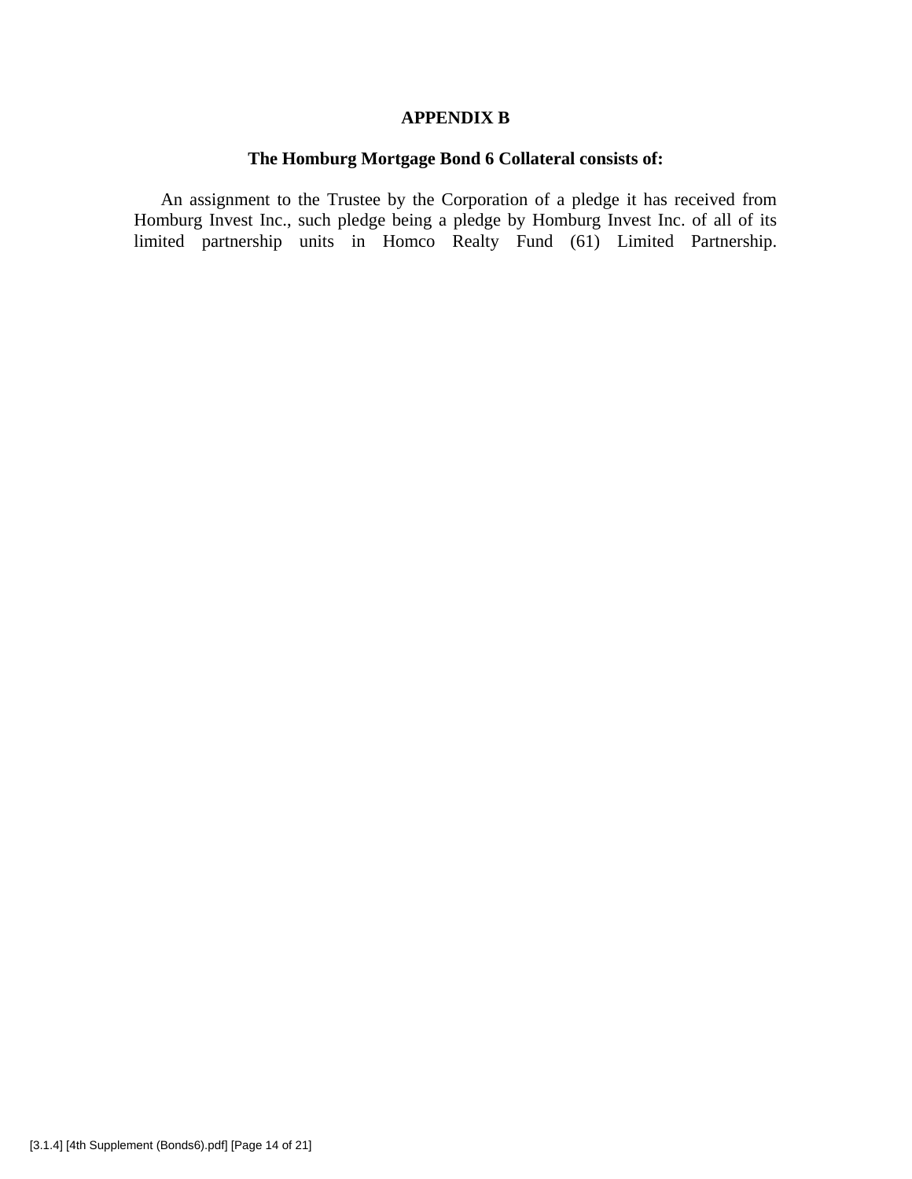# APPENDIX B

## The Homburg Mortgage Bond 6 Collateral consists of:

An assignment to the Trustee by the Corporation of a pledge it has received from Homburg Invest Inc., such pledge being a pledge by Homburg Invest Inc. of all of its limited partnership units in Homco Realty Fund (61) Limited Partnership.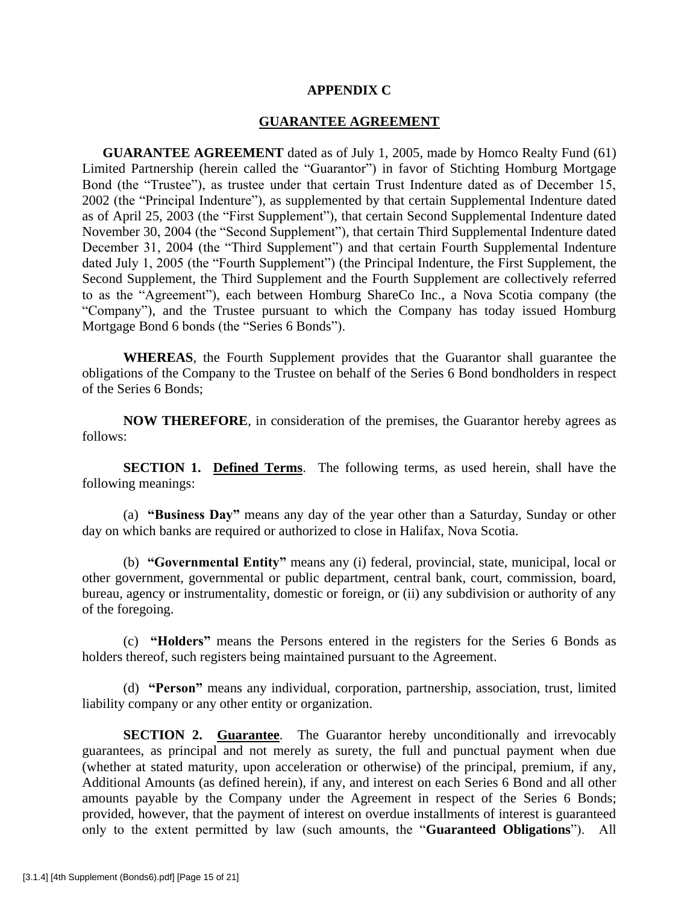# APPENDIX C

## GUARANTEE AGREEMENT

**GUARANTEE AGREEMENT** dated as of July 1, 2005, made by Homco Realty Fund (61) Limited Partnership (herein called the "Guarantor") in favor of Stichting Homburg Mortgage Bond (the "Trustee"), as trustee under that certain Trust Indenture dated as of December 15, 2002 (the "Principal Indenture"), as supplemented by that certain Supplemental Indenture dated as of April 25, 2003 (the "First Supplement"), that certain Second Supplemental Indenture dated November 30, 2004 (the "Second Supplement"), that certain Third Supplemental Indenture dated December 31, 2004 (the "Third Supplement") and that certain Fourth Supplemental Indenture dated July 1, 2005 (the "Fourth Supplement") (the Principal Indenture, the First Supplement, the Second Supplement, the Third Supplement and the Fourth Supplement are collectively referred to as the "Agreement"), each between Homburg ShareCo Inc., a Nova Scotia company (the "Company"), and the Trustee pursuant to which the Company has today issued Homburg Mortgage Bond 6 bonds (the "Series 6 Bonds").

**WHEREAS**, the Fourth Supplement provides that the Guarantor shall guarantee the obligations of the Company to the Trustee on behalf of the Series 6 Bond bondholders in respect of the Series 6 Bonds;

**NOW THEREFORE**, in consideration of the premises, the Guarantor hereby agrees as follows:

**SECTION 1. <u>Defined Terms</u>**. The following terms, as used herein, shall have the following meanings:

(a) **"Business Day"** means any day of the year other than a Saturday, Sunday or other day on which banks are required or authorized to close in Halifax, Nova Scotia.

(b) **"Governmental Entity"** means any (i) federal, provincial, state, municipal, local or other government, governmental or public department, central bank, court, commission, board, bureau, agency or instrumentality, domestic or foreign, or (ii) any subdivision or authority of any of the foregoing.

(c) **"Holders"** means the Persons entered in the registers for the Series 6 Bonds as holders thereof, such registers being maintained pursuant to the Agreement.

(d) **"Person"** means any individual, corporation, partnership, association, trust, limited liability company or any other entity or organization.

**SECTION 2. <u>Guarantee</u>**. The Guarantor hereby unconditionally and irrevocably guarantees, as principal and not merely as surety, the full and punctual payment when due (whether at stated maturity, upon acceleration or otherwise) of the principal, premium, if any, Additional Amounts (as defined herein), if any, and interest on each Series 6 Bond and all other amounts payable by the Company under the Agreement in respect of the Series 6 Bonds; provided, however, that the payment of interest on overdue installments of interest is guaranteed only to the extent permitted by law (such amounts, the "**Guaranteed Obligations**"). All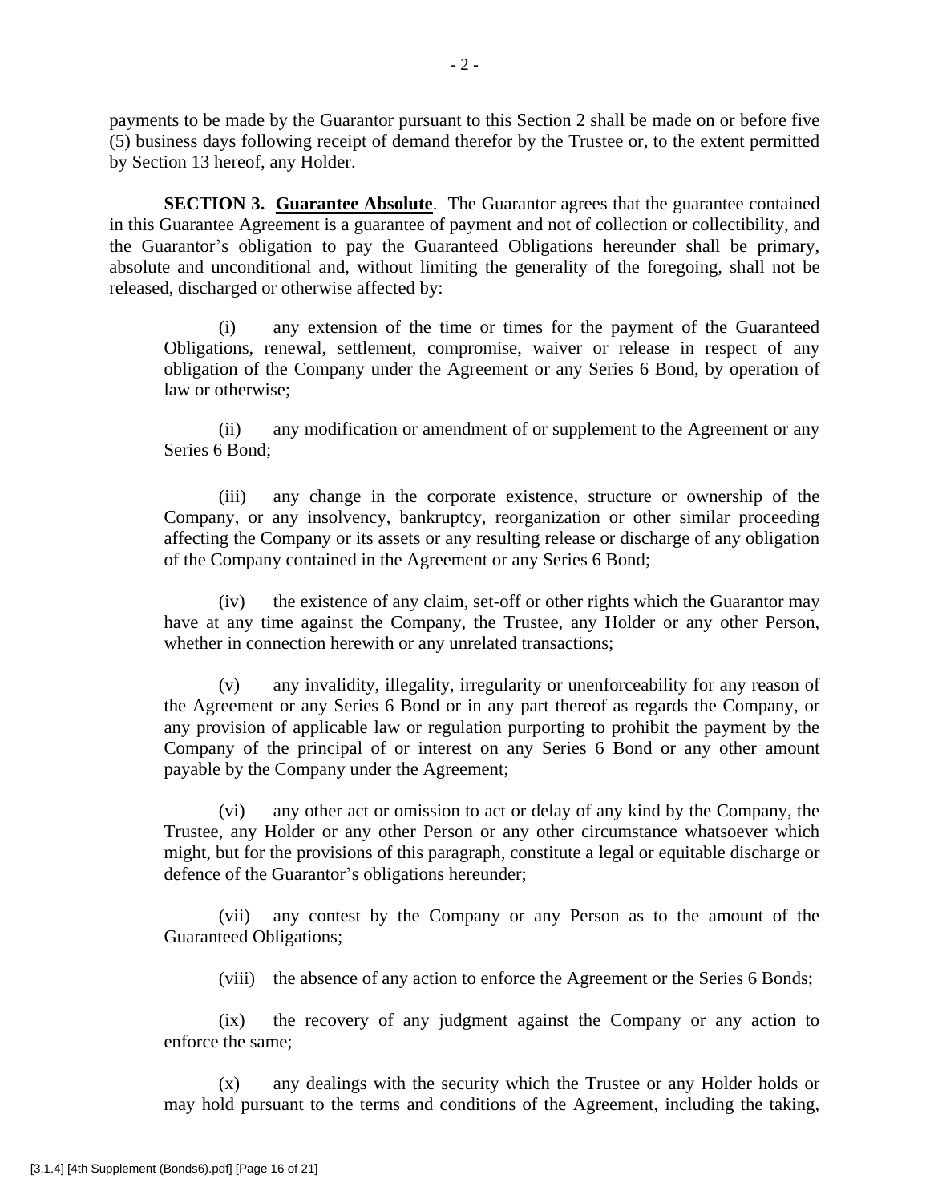payments to be made by the Guarantor pursuant to this Section 2 shall be made on or before five (5) business days following receipt of demand therefor by the Trustee or, to the extent permitted by Section 13 hereof, any Holder.

**SECTION 3. Guarantee Absolute**. The Guarantor agrees that the guarantee contained in this Guarantee Agreement is a guarantee of payment and not of collection or collectibility, and the Guarantor's obligation to pay the Guaranteed Obligations hereunder shall be primary, absolute and unconditional and, without limiting the generality of the foregoing, shall not be released, discharged or otherwise affected by:

(i) any extension of the time or times for the payment of the Guaranteed Obligations, renewal, settlement, compromise, waiver or release in respect of any obligation of the Company under the Agreement or any Series 6 Bond, by operation of law or otherwise;

(ii) any modification or amendment of or supplement to the Agreement or any Series 6 Bond;

(iii) any change in the corporate existence, structure or ownership of the Company, or any insolvency, bankruptcy, reorganization or other similar proceeding affecting the Company or its assets or any resulting release or discharge of any obligation of the Company contained in the Agreement or any Series 6 Bond;

(iv) the existence of any claim, set-off or other rights which the Guarantor may have at any time against the Company, the Trustee, any Holder or any other Person, whether in connection herewith or any unrelated transactions;

(v) any invalidity, illegality, irregularity or unenforceability for any reason of the Agreement or any Series 6 Bond or in any part thereof as regards the Company, or any provision of applicable law or regulation purporting to prohibit the payment by the Company of the principal of or interest on any Series 6 Bond or any other amount payable by the Company under the Agreement;

(vi) any other act or omission to act or delay of any kind by the Company, the Trustee, any Holder or any other Person or any other circumstance whatsoever which might, but for the provisions of this paragraph, constitute a legal or equitable discharge or defence of the Guarantor's obligations hereunder;

(vii) any contest by the Company or any Person as to the amount of the Guaranteed Obligations;

(viii) the absence of any action to enforce the Agreement or the Series 6 Bonds;

(ix) the recovery of any judgment against the Company or any action to enforce the same;

(x) any dealings with the security which the Trustee or any Holder holds or may hold pursuant to the terms and conditions of the Agreement, including the taking,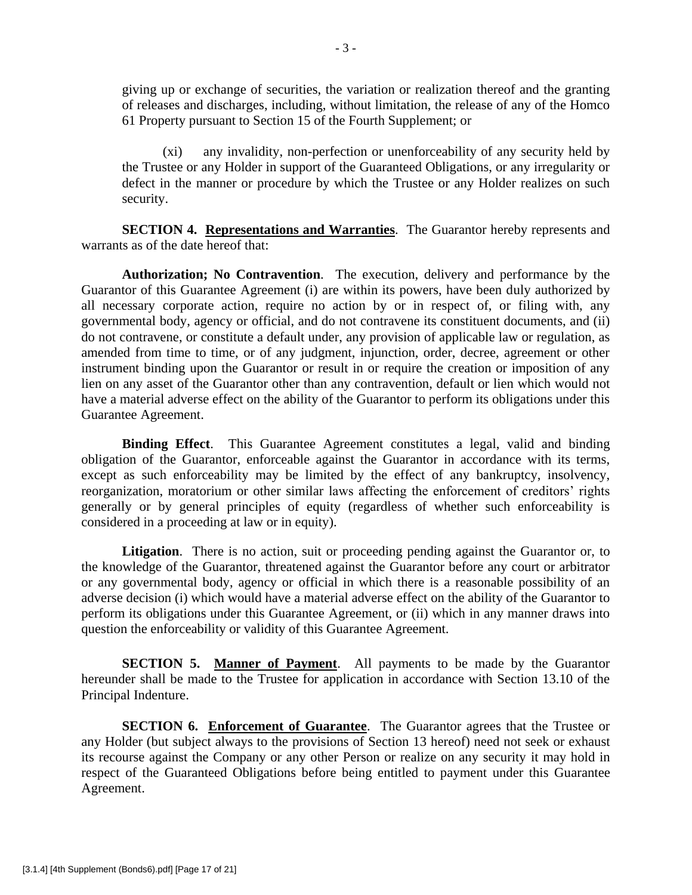giving up or exchange of securities, the variation or realization thereof and the granting of releases and discharges, including, without limitation, the release of any of the Homco 61 Property pursuant to Section 15 of the Fourth Supplement; or

(xi) any invalidity, non-perfection or unenforceability of any security held by the Trustee or any Holder in support of the Guaranteed Obligations, or any irregularity or defect in the manner or procedure by which the Trustee or any Holder realizes on such security.

**SECTION 4. Representations and Warranties**. The Guarantor hereby represents and warrants as of the date hereof that:

**Authorization; No Contravention**. The execution, delivery and performance by the Guarantor of this Guarantee Agreement (i) are within its powers, have been duly authorized by all necessary corporate action, require no action by or in respect of, or filing with, any governmental body, agency or official, and do not contravene its constituent documents, and (ii) do not contravene, or constitute a default under, any provision of applicable law or regulation, as amended from time to time, or of any judgment, injunction, order, decree, agreement or other instrument binding upon the Guarantor or result in or require the creation or imposition of any lien on any asset of the Guarantor other than any contravention, default or lien which would not have a material adverse effect on the ability of the Guarantor to perform its obligations under this Guarantee Agreement.

**Binding Effect**. This Guarantee Agreement constitutes a legal, valid and binding obligation of the Guarantor, enforceable against the Guarantor in accordance with its terms, except as such enforceability may be limited by the effect of any bankruptcy, insolvency, reorganization, moratorium or other similar laws affecting the enforcement of creditors' rights generally or by general principles of equity (regardless of whether such enforceability is considered in a proceeding at law or in equity).

**Litigation**. There is no action, suit or proceeding pending against the Guarantor or, to the knowledge of the Guarantor, threatened against the Guarantor before any court or arbitrator or any governmental body, agency or official in which there is a reasonable possibility of an adverse decision (i) which would have a material adverse effect on the ability of the Guarantor to perform its obligations under this Guarantee Agreement, or (ii) which in any manner draws into question the enforceability or validity of this Guarantee Agreement.

**SECTION 5. Manner of Payment**. All payments to be made by the Guarantor hereunder shall be made to the Trustee for application in accordance with Section 13.10 of the Principal Indenture.

**SECTION 6. Enforcement of Guarantee**. The Guarantor agrees that the Trustee or any Holder (but subject always to the provisions of Section 13 hereof) need not seek or exhaust its recourse against the Company or any other Person or realize on any security it may hold in respect of the Guaranteed Obligations before being entitled to payment under this Guarantee Agreement.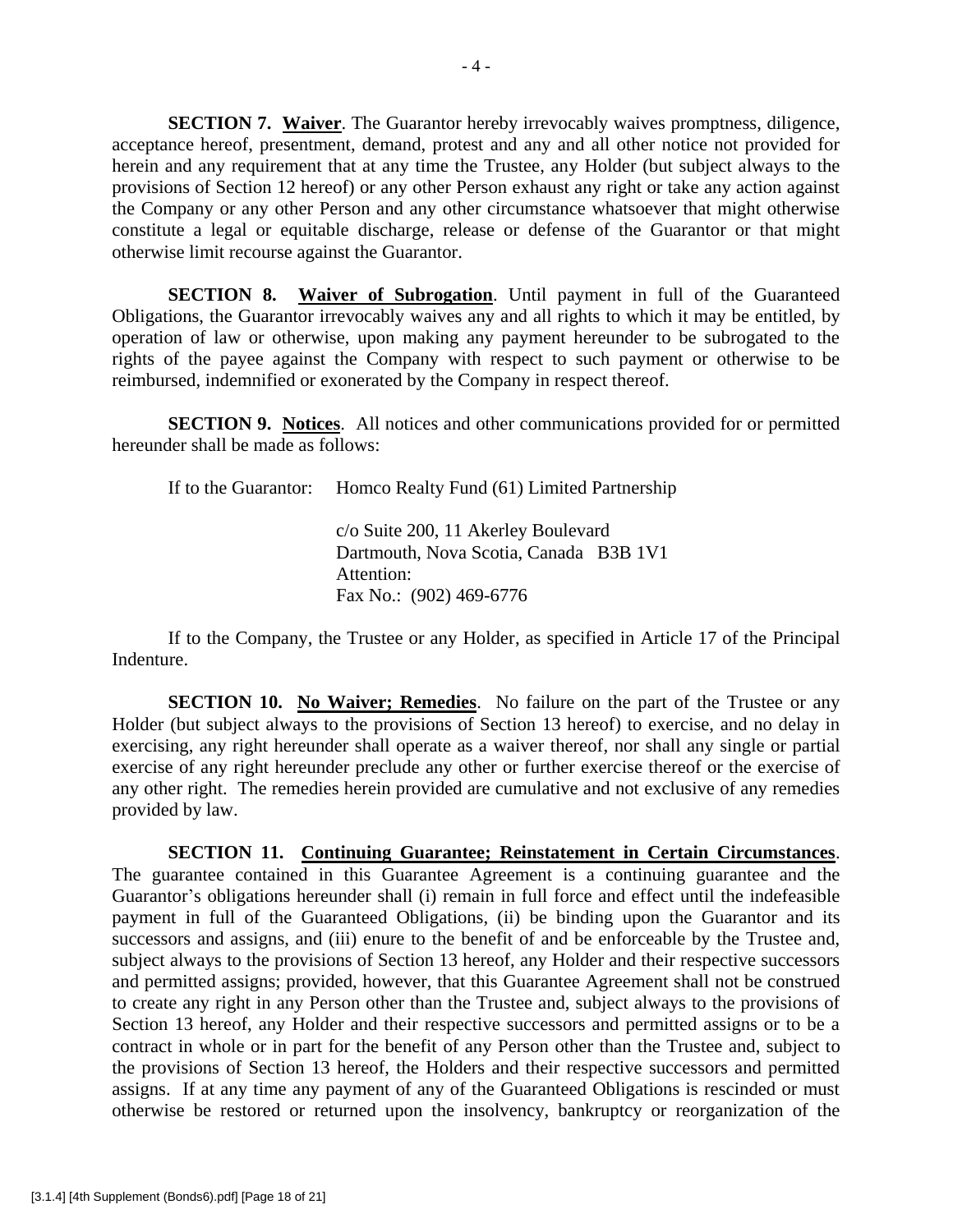**SECTION 7. Waiver**. The Guarantor hereby irrevocably waives promptness, diligence, acceptance hereof, presentment, demand, protest and any and all other notice not provided for herein and any requirement that at any time the Trustee, any Holder (but subject always to the provisions of Section 12 hereof) or any other Person exhaust any right or take any action against the Company or any other Person and any other circumstance whatsoever that might otherwise constitute a legal or equitable discharge, release or defense of the Guarantor or that might otherwise limit recourse against the Guarantor.

**SECTION 8. Waiver of Subrogation**. Until payment in full of the Guaranteed Obligations, the Guarantor irrevocably waives any and all rights to which it may be entitled, by operation of law or otherwise, upon making any payment hereunder to be subrogated to the rights of the payee against the Company with respect to such payment or otherwise to be reimbursed, indemnified or exonerated by the Company in respect thereof.

**SECTION 9. Notices**. All notices and other communications provided for or permitted hereunder shall be made as follows:

If to the Guarantor: Homco Realty Fund (61) Limited Partnership

c/o Suite 200, 11 Akerley Boulevard
Dartmouth, Nova Scotia, Canada B3B 1V1
Attention:
Fax No.: (902) 469-6776

If to the Company, the Trustee or any Holder, as specified in Article 17 of the Principal Indenture.

**SECTION 10. No Waiver; Remedies**. No failure on the part of the Trustee or any Holder (but subject always to the provisions of Section 13 hereof) to exercise, and no delay in exercising, any right hereunder shall operate as a waiver thereof, nor shall any single or partial exercise of any right hereunder preclude any other or further exercise thereof or the exercise of any other right. The remedies herein provided are cumulative and not exclusive of any remedies provided by law.

**SECTION 11. Continuing Guarantee; Reinstatement in Certain Circumstances**. The guarantee contained in this Guarantee Agreement is a continuing guarantee and the Guarantor's obligations hereunder shall (i) remain in full force and effect until the indefeasible payment in full of the Guaranteed Obligations, (ii) be binding upon the Guarantor and its successors and assigns, and (iii) enure to the benefit of and be enforceable by the Trustee and, subject always to the provisions of Section 13 hereof, any Holder and their respective successors and permitted assigns; provided, however, that this Guarantee Agreement shall not be construed to create any right in any Person other than the Trustee and, subject always to the provisions of Section 13 hereof, any Holder and their respective successors and permitted assigns or to be a contract in whole or in part for the benefit of any Person other than the Trustee and, subject to the provisions of Section 13 hereof, the Holders and their respective successors and permitted assigns. If at any time any payment of any of the Guaranteed Obligations is rescinded or must otherwise be restored or returned upon the insolvency, bankruptcy or reorganization of the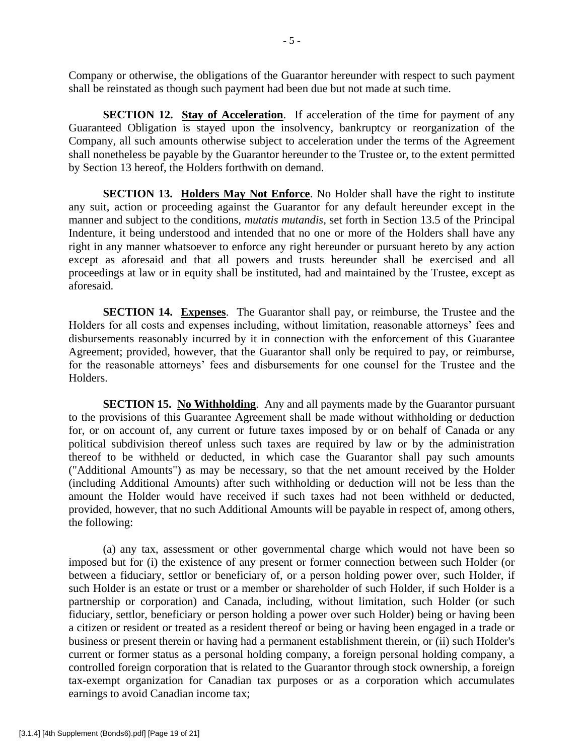Company or otherwise, the obligations of the Guarantor hereunder with respect to such payment shall be reinstated as though such payment had been due but not made at such time.

**SECTION 12. Stay of Acceleration**. If acceleration of the time for payment of any Guaranteed Obligation is stayed upon the insolvency, bankruptcy or reorganization of the Company, all such amounts otherwise subject to acceleration under the terms of the Agreement shall nonetheless be payable by the Guarantor hereunder to the Trustee or, to the extent permitted by Section 13 hereof, the Holders forthwith on demand.

**SECTION 13. Holders May Not Enforce**. No Holder shall have the right to institute any suit, action or proceeding against the Guarantor for any default hereunder except in the manner and subject to the conditions, *mutatis mutandis*, set forth in Section 13.5 of the Principal Indenture, it being understood and intended that no one or more of the Holders shall have any right in any manner whatsoever to enforce any right hereunder or pursuant hereto by any action except as aforesaid and that all powers and trusts hereunder shall be exercised and all proceedings at law or in equity shall be instituted, had and maintained by the Trustee, except as aforesaid.

**SECTION 14. Expenses**. The Guarantor shall pay, or reimburse, the Trustee and the Holders for all costs and expenses including, without limitation, reasonable attorneys' fees and disbursements reasonably incurred by it in connection with the enforcement of this Guarantee Agreement; provided, however, that the Guarantor shall only be required to pay, or reimburse, for the reasonable attorneys' fees and disbursements for one counsel for the Trustee and the Holders.

**SECTION 15. No Withholding**. Any and all payments made by the Guarantor pursuant to the provisions of this Guarantee Agreement shall be made without withholding or deduction for, or on account of, any current or future taxes imposed by or on behalf of Canada or any political subdivision thereof unless such taxes are required by law or by the administration thereof to be withheld or deducted, in which case the Guarantor shall pay such amounts ("Additional Amounts") as may be necessary, so that the net amount received by the Holder (including Additional Amounts) after such withholding or deduction will not be less than the amount the Holder would have received if such taxes had not been withheld or deducted, provided, however, that no such Additional Amounts will be payable in respect of, among others, the following:

(a) any tax, assessment or other governmental charge which would not have been so imposed but for (i) the existence of any present or former connection between such Holder (or between a fiduciary, settlor or beneficiary of, or a person holding power over, such Holder, if such Holder is an estate or trust or a member or shareholder of such Holder, if such Holder is a partnership or corporation) and Canada, including, without limitation, such Holder (or such fiduciary, settlor, beneficiary or person holding a power over such Holder) being or having been a citizen or resident or treated as a resident thereof or being or having been engaged in a trade or business or present therein or having had a permanent establishment therein, or (ii) such Holder's current or former status as a personal holding company, a foreign personal holding company, a controlled foreign corporation that is related to the Guarantor through stock ownership, a foreign tax-exempt organization for Canadian tax purposes or as a corporation which accumulates earnings to avoid Canadian income tax;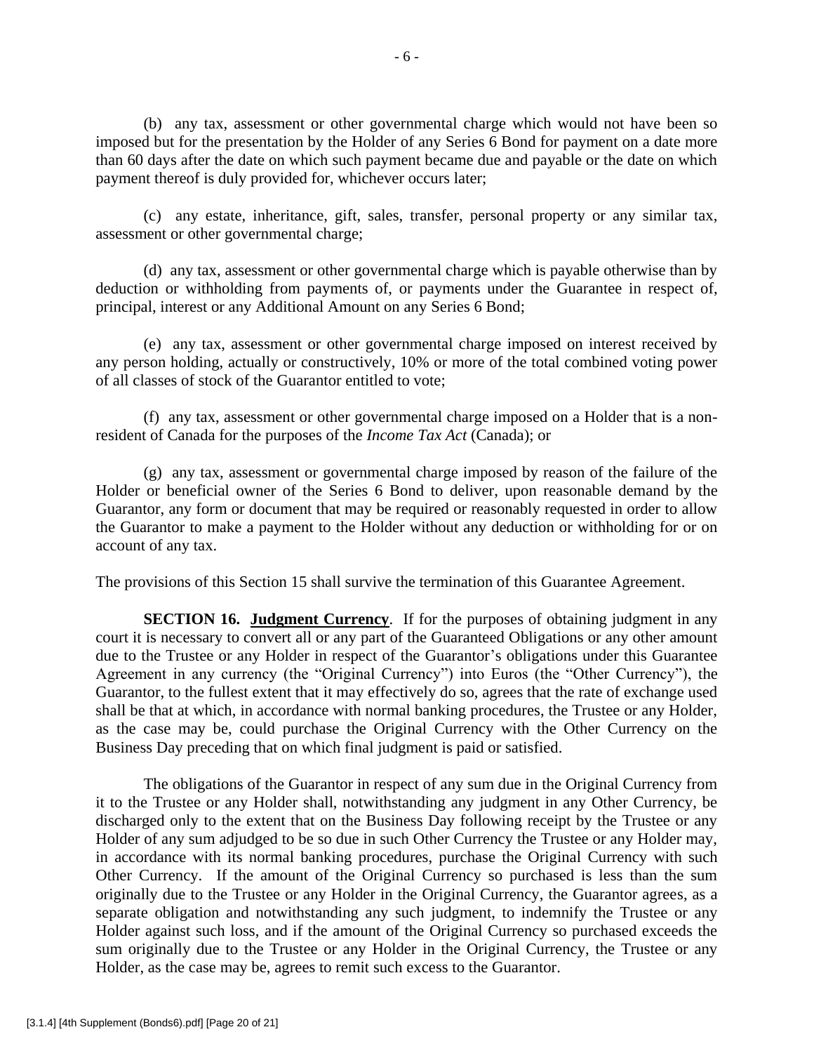(b) any tax, assessment or other governmental charge which would not have been so imposed but for the presentation by the Holder of any Series 6 Bond for payment on a date more than 60 days after the date on which such payment became due and payable or the date on which payment thereof is duly provided for, whichever occurs later;

(c) any estate, inheritance, gift, sales, transfer, personal property or any similar tax, assessment or other governmental charge;

(d) any tax, assessment or other governmental charge which is payable otherwise than by deduction or withholding from payments of, or payments under the Guarantee in respect of, principal, interest or any Additional Amount on any Series 6 Bond;

(e) any tax, assessment or other governmental charge imposed on interest received by any person holding, actually or constructively, 10% or more of the total combined voting power of all classes of stock of the Guarantor entitled to vote;

(f) any tax, assessment or other governmental charge imposed on a Holder that is a non-resident of Canada for the purposes of the *Income Tax Act* (Canada); or

(g) any tax, assessment or governmental charge imposed by reason of the failure of the Holder or beneficial owner of the Series 6 Bond to deliver, upon reasonable demand by the Guarantor, any form or document that may be required or reasonably requested in order to allow the Guarantor to make a payment to the Holder without any deduction or withholding for or on account of any tax.

The provisions of this Section 15 shall survive the termination of this Guarantee Agreement.

**SECTION 16. Judgment Currency**. If for the purposes of obtaining judgment in any court it is necessary to convert all or any part of the Guaranteed Obligations or any other amount due to the Trustee or any Holder in respect of the Guarantor's obligations under this Guarantee Agreement in any currency (the "Original Currency") into Euros (the "Other Currency"), the Guarantor, to the fullest extent that it may effectively do so, agrees that the rate of exchange used shall be that at which, in accordance with normal banking procedures, the Trustee or any Holder, as the case may be, could purchase the Original Currency with the Other Currency on the Business Day preceding that on which final judgment is paid or satisfied.

The obligations of the Guarantor in respect of any sum due in the Original Currency from it to the Trustee or any Holder shall, notwithstanding any judgment in any Other Currency, be discharged only to the extent that on the Business Day following receipt by the Trustee or any Holder of any sum adjudged to be so due in such Other Currency the Trustee or any Holder may, in accordance with its normal banking procedures, purchase the Original Currency with such Other Currency. If the amount of the Original Currency so purchased is less than the sum originally due to the Trustee or any Holder in the Original Currency, the Guarantor agrees, as a separate obligation and notwithstanding any such judgment, to indemnify the Trustee or any Holder against such loss, and if the amount of the Original Currency so purchased exceeds the sum originally due to the Trustee or any Holder in the Original Currency, the Trustee or any Holder, as the case may be, agrees to remit such excess to the Guarantor.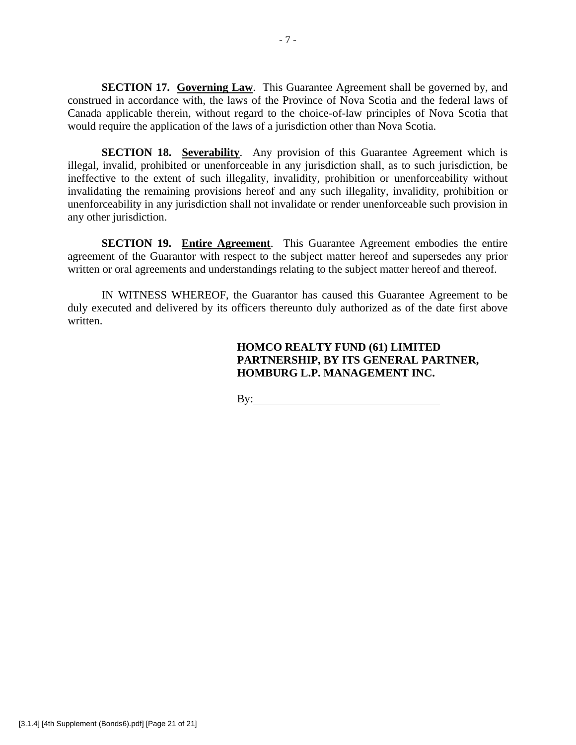**SECTION 17. <u>Governing Law</u>**. This Guarantee Agreement shall be governed by, and construed in accordance with, the laws of the Province of Nova Scotia and the federal laws of Canada applicable therein, without regard to the choice-of-law principles of Nova Scotia that would require the application of the laws of a jurisdiction other than Nova Scotia.

**SECTION 18. <u>Severability</u>**. Any provision of this Guarantee Agreement which is illegal, invalid, prohibited or unenforceable in any jurisdiction shall, as to such jurisdiction, be ineffective to the extent of such illegality, invalidity, prohibition or unenforceability without invalidating the remaining provisions hereof and any such illegality, invalidity, prohibition or unenforceability in any jurisdiction shall not invalidate or render unenforceable such provision in any other jurisdiction.

**SECTION 19. <u>Entire Agreement</u>**. This Guarantee Agreement embodies the entire agreement of the Guarantor with respect to the subject matter hereof and supersedes any prior written or oral agreements and understandings relating to the subject matter hereof and thereof.

IN WITNESS WHEREOF, the Guarantor has caused this Guarantee Agreement to be duly executed and delivered by its officers thereunto duly authorized as of the date first above written.

**HOMCO REALTY FUND (61) LIMITED PARTNERSHIP, BY ITS GENERAL PARTNER, HOMBURG L.P. MANAGEMENT INC.**

By:\_\_\_\_\_\_\_\_\_\_\_\_\_\_\_\_\_\_\_\_\_\_\_\_\_\_\_\_\_\_\_\_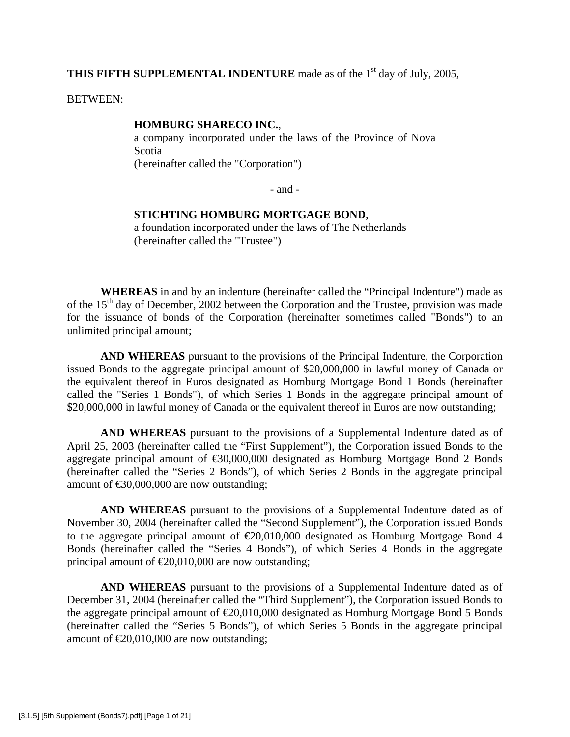**THIS FIFTH SUPPLEMENTAL INDENTURE** made as of the 1st day of July, 2005,

BETWEEN:

> **HOMBURG SHARECO INC.**,
> a company incorporated under the laws of the Province of Nova Scotia
> (hereinafter called the "Corporation")
>
> \- and -
>
> **STICHTING HOMBURG MORTGAGE BOND**,
> a foundation incorporated under the laws of The Netherlands
> (hereinafter called the "Trustee")

**WHEREAS** in and by an indenture (hereinafter called the "Principal Indenture") made as of the 15th day of December, 2002 between the Corporation and the Trustee, provision was made for the issuance of bonds of the Corporation (hereinafter sometimes called "Bonds") to an unlimited principal amount;

**AND WHEREAS** pursuant to the provisions of the Principal Indenture, the Corporation issued Bonds to the aggregate principal amount of $20,000,000 in lawful money of Canada or the equivalent thereof in Euros designated as Homburg Mortgage Bond 1 Bonds (hereinafter called the "Series 1 Bonds"), of which Series 1 Bonds in the aggregate principal amount of $20,000,000 in lawful money of Canada or the equivalent thereof in Euros are now outstanding;

**AND WHEREAS** pursuant to the provisions of a Supplemental Indenture dated as of April 25, 2003 (hereinafter called the "First Supplement"), the Corporation issued Bonds to the aggregate principal amount of €30,000,000 designated as Homburg Mortgage Bond 2 Bonds (hereinafter called the "Series 2 Bonds"), of which Series 2 Bonds in the aggregate principal amount of €30,000,000 are now outstanding;

**AND WHEREAS** pursuant to the provisions of a Supplemental Indenture dated as of November 30, 2004 (hereinafter called the "Second Supplement"), the Corporation issued Bonds to the aggregate principal amount of €20,010,000 designated as Homburg Mortgage Bond 4 Bonds (hereinafter called the "Series 4 Bonds"), of which Series 4 Bonds in the aggregate principal amount of €20,010,000 are now outstanding;

**AND WHEREAS** pursuant to the provisions of a Supplemental Indenture dated as of December 31, 2004 (hereinafter called the "Third Supplement"), the Corporation issued Bonds to the aggregate principal amount of €20,010,000 designated as Homburg Mortgage Bond 5 Bonds (hereinafter called the "Series 5 Bonds"), of which Series 5 Bonds in the aggregate principal amount of €20,010,000 are now outstanding;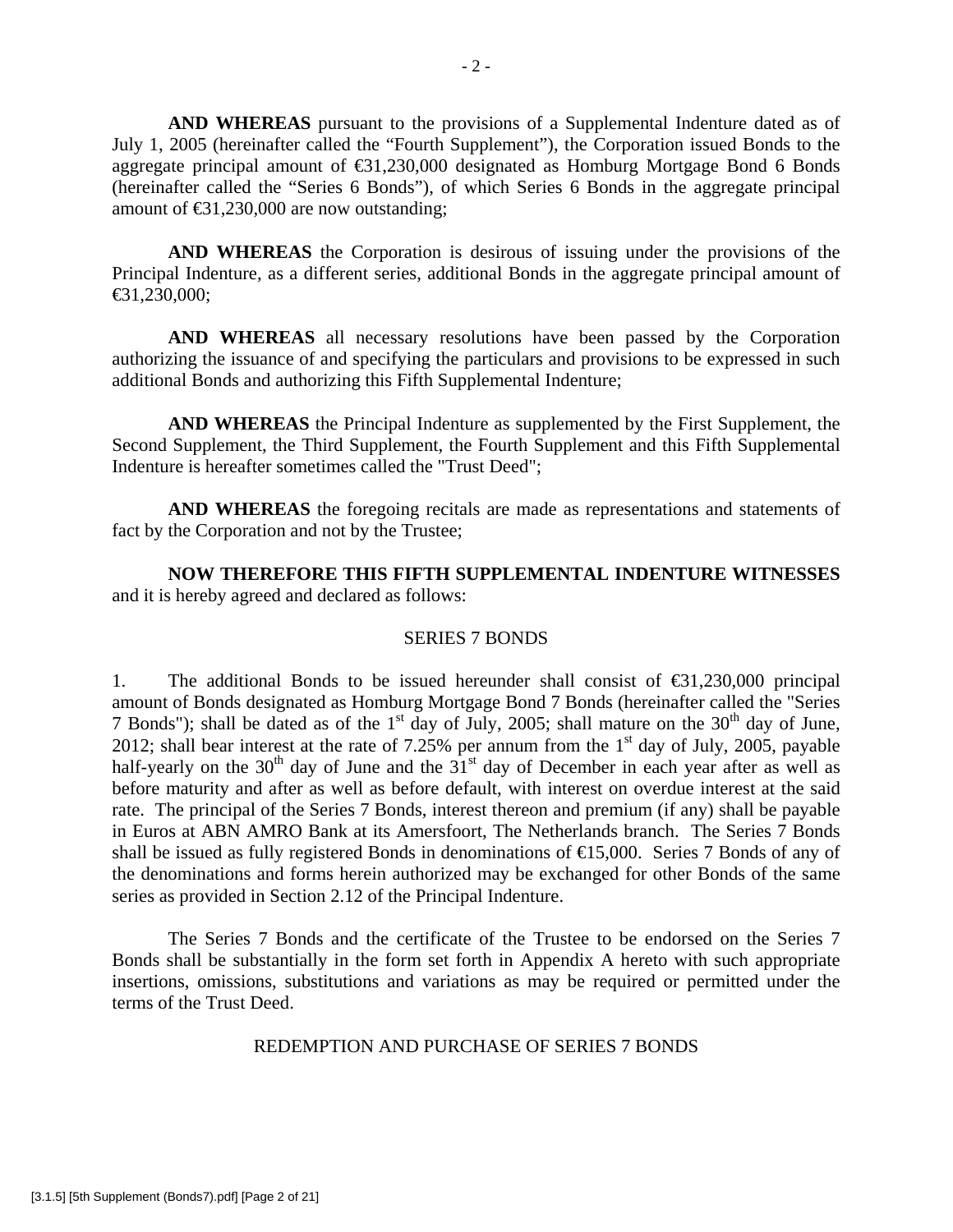**AND WHEREAS** pursuant to the provisions of a Supplemental Indenture dated as of July 1, 2005 (hereinafter called the "Fourth Supplement"), the Corporation issued Bonds to the aggregate principal amount of €31,230,000 designated as Homburg Mortgage Bond 6 Bonds (hereinafter called the "Series 6 Bonds"), of which Series 6 Bonds in the aggregate principal amount of €31,230,000 are now outstanding;

**AND WHEREAS** the Corporation is desirous of issuing under the provisions of the Principal Indenture, as a different series, additional Bonds in the aggregate principal amount of €31,230,000;

**AND WHEREAS** all necessary resolutions have been passed by the Corporation authorizing the issuance of and specifying the particulars and provisions to be expressed in such additional Bonds and authorizing this Fifth Supplemental Indenture;

**AND WHEREAS** the Principal Indenture as supplemented by the First Supplement, the Second Supplement, the Third Supplement, the Fourth Supplement and this Fifth Supplemental Indenture is hereafter sometimes called the "Trust Deed";

**AND WHEREAS** the foregoing recitals are made as representations and statements of fact by the Corporation and not by the Trustee;

**NOW THEREFORE THIS FIFTH SUPPLEMENTAL INDENTURE WITNESSES** and it is hereby agreed and declared as follows:

## SERIES 7 BONDS

1. The additional Bonds to be issued hereunder shall consist of €31,230,000 principal amount of Bonds designated as Homburg Mortgage Bond 7 Bonds (hereinafter called the "Series 7 Bonds"); shall be dated as of the 1st day of July, 2005; shall mature on the 30th day of June, 2012; shall bear interest at the rate of 7.25% per annum from the 1st day of July, 2005, payable half-yearly on the 30th day of June and the 31st day of December in each year after as well as before maturity and after as well as before default, with interest on overdue interest at the said rate. The principal of the Series 7 Bonds, interest thereon and premium (if any) shall be payable in Euros at ABN AMRO Bank at its Amersfoort, The Netherlands branch. The Series 7 Bonds shall be issued as fully registered Bonds in denominations of €15,000. Series 7 Bonds of any of the denominations and forms herein authorized may be exchanged for other Bonds of the same series as provided in Section 2.12 of the Principal Indenture.

The Series 7 Bonds and the certificate of the Trustee to be endorsed on the Series 7 Bonds shall be substantially in the form set forth in Appendix A hereto with such appropriate insertions, omissions, substitutions and variations as may be required or permitted under the terms of the Trust Deed.

## REDEMPTION AND PURCHASE OF SERIES 7 BONDS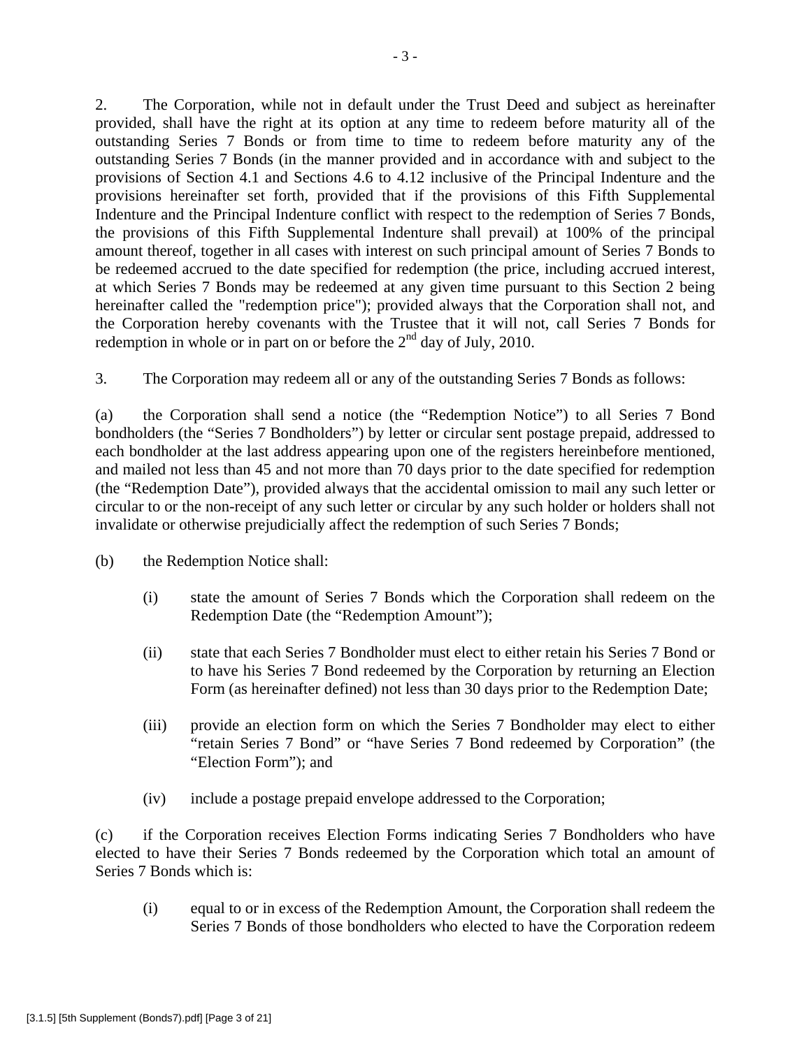2. The Corporation, while not in default under the Trust Deed and subject as hereinafter provided, shall have the right at its option at any time to redeem before maturity all of the outstanding Series 7 Bonds or from time to time to redeem before maturity any of the outstanding Series 7 Bonds (in the manner provided and in accordance with and subject to the provisions of Section 4.1 and Sections 4.6 to 4.12 inclusive of the Principal Indenture and the provisions hereinafter set forth, provided that if the provisions of this Fifth Supplemental Indenture and the Principal Indenture conflict with respect to the redemption of Series 7 Bonds, the provisions of this Fifth Supplemental Indenture shall prevail) at 100% of the principal amount thereof, together in all cases with interest on such principal amount of Series 7 Bonds to be redeemed accrued to the date specified for redemption (the price, including accrued interest, at which Series 7 Bonds may be redeemed at any given time pursuant to this Section 2 being hereinafter called the "redemption price"); provided always that the Corporation shall not, and the Corporation hereby covenants with the Trustee that it will not, call Series 7 Bonds for redemption in whole or in part on or before the 2nd day of July, 2010.

3. The Corporation may redeem all or any of the outstanding Series 7 Bonds as follows:

(a) the Corporation shall send a notice (the "Redemption Notice") to all Series 7 Bond bondholders (the "Series 7 Bondholders") by letter or circular sent postage prepaid, addressed to each bondholder at the last address appearing upon one of the registers hereinbefore mentioned, and mailed not less than 45 and not more than 70 days prior to the date specified for redemption (the "Redemption Date"), provided always that the accidental omission to mail any such letter or circular to or the non-receipt of any such letter or circular by any such holder or holders shall not invalidate or otherwise prejudicially affect the redemption of such Series 7 Bonds;

(b) the Redemption Notice shall:

(i) state the amount of Series 7 Bonds which the Corporation shall redeem on the Redemption Date (the "Redemption Amount");

(ii) state that each Series 7 Bondholder must elect to either retain his Series 7 Bond or to have his Series 7 Bond redeemed by the Corporation by returning an Election Form (as hereinafter defined) not less than 30 days prior to the Redemption Date;

(iii) provide an election form on which the Series 7 Bondholder may elect to either "retain Series 7 Bond" or "have Series 7 Bond redeemed by Corporation" (the "Election Form"); and

(iv) include a postage prepaid envelope addressed to the Corporation;

(c) if the Corporation receives Election Forms indicating Series 7 Bondholders who have elected to have their Series 7 Bonds redeemed by the Corporation which total an amount of Series 7 Bonds which is:

(i) equal to or in excess of the Redemption Amount, the Corporation shall redeem the Series 7 Bonds of those bondholders who elected to have the Corporation redeem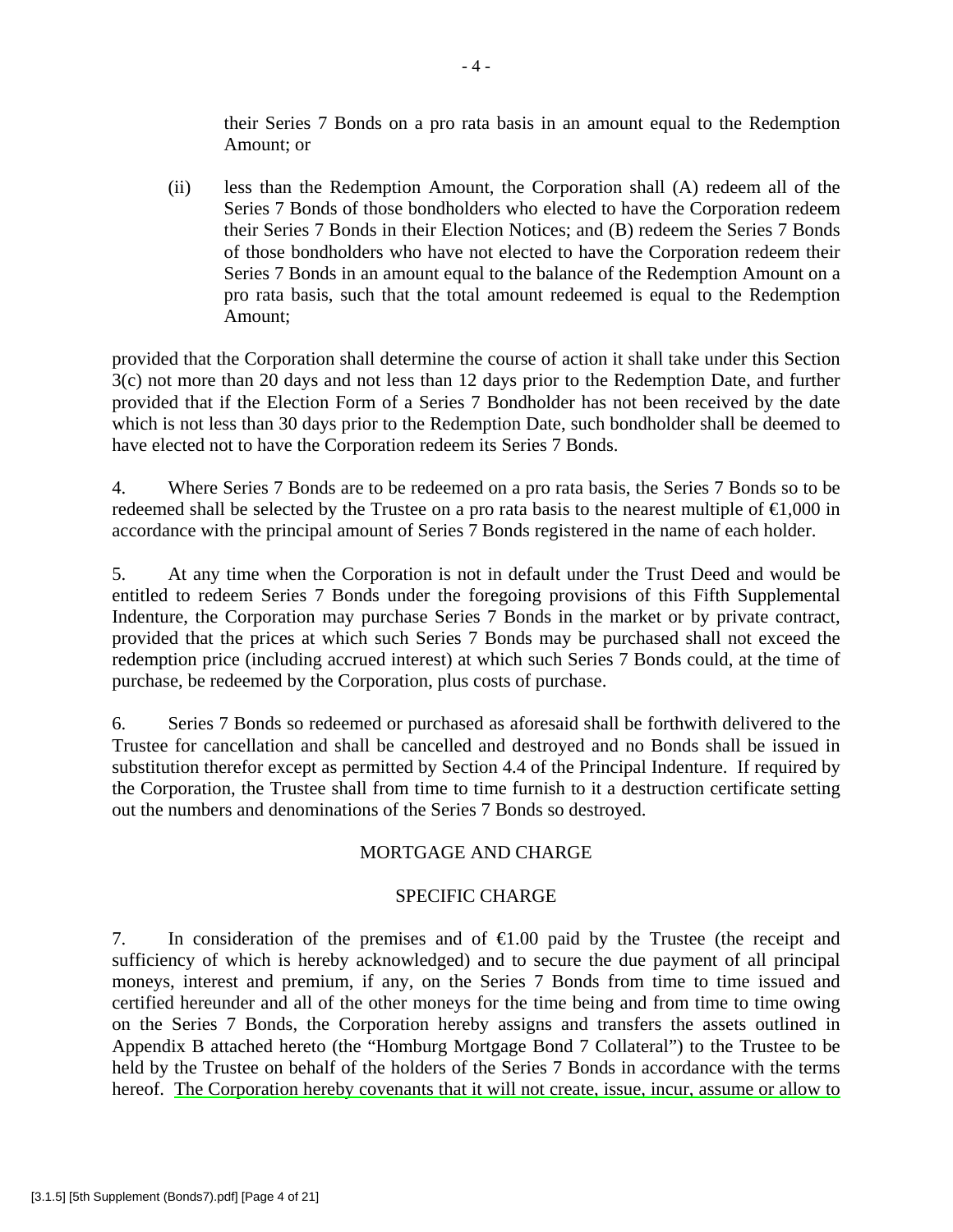their Series 7 Bonds on a pro rata basis in an amount equal to the Redemption Amount; or

(ii) less than the Redemption Amount, the Corporation shall (A) redeem all of the Series 7 Bonds of those bondholders who elected to have the Corporation redeem their Series 7 Bonds in their Election Notices; and (B) redeem the Series 7 Bonds of those bondholders who have not elected to have the Corporation redeem their Series 7 Bonds in an amount equal to the balance of the Redemption Amount on a pro rata basis, such that the total amount redeemed is equal to the Redemption Amount;

provided that the Corporation shall determine the course of action it shall take under this Section 3(c) not more than 20 days and not less than 12 days prior to the Redemption Date, and further provided that if the Election Form of a Series 7 Bondholder has not been received by the date which is not less than 30 days prior to the Redemption Date, such bondholder shall be deemed to have elected not to have the Corporation redeem its Series 7 Bonds.

4. Where Series 7 Bonds are to be redeemed on a pro rata basis, the Series 7 Bonds so to be redeemed shall be selected by the Trustee on a pro rata basis to the nearest multiple of €1,000 in accordance with the principal amount of Series 7 Bonds registered in the name of each holder.

5. At any time when the Corporation is not in default under the Trust Deed and would be entitled to redeem Series 7 Bonds under the foregoing provisions of this Fifth Supplemental Indenture, the Corporation may purchase Series 7 Bonds in the market or by private contract, provided that the prices at which such Series 7 Bonds may be purchased shall not exceed the redemption price (including accrued interest) at which such Series 7 Bonds could, at the time of purchase, be redeemed by the Corporation, plus costs of purchase.

6. Series 7 Bonds so redeemed or purchased as aforesaid shall be forthwith delivered to the Trustee for cancellation and shall be cancelled and destroyed and no Bonds shall be issued in substitution therefor except as permitted by Section 4.4 of the Principal Indenture. If required by the Corporation, the Trustee shall from time to time furnish to it a destruction certificate setting out the numbers and denominations of the Series 7 Bonds so destroyed.

## MORTGAGE AND CHARGE

## SPECIFIC CHARGE

7. In consideration of the premises and of €1.00 paid by the Trustee (the receipt and sufficiency of which is hereby acknowledged) and to secure the due payment of all principal moneys, interest and premium, if any, on the Series 7 Bonds from time to time issued and certified hereunder and all of the other moneys for the time being and from time to time owing on the Series 7 Bonds, the Corporation hereby assigns and transfers the assets outlined in Appendix B attached hereto (the "Homburg Mortgage Bond 7 Collateral") to the Trustee to be held by the Trustee on behalf of the holders of the Series 7 Bonds in accordance with the terms hereof. The Corporation hereby covenants that it will not create, issue, incur, assume or allow to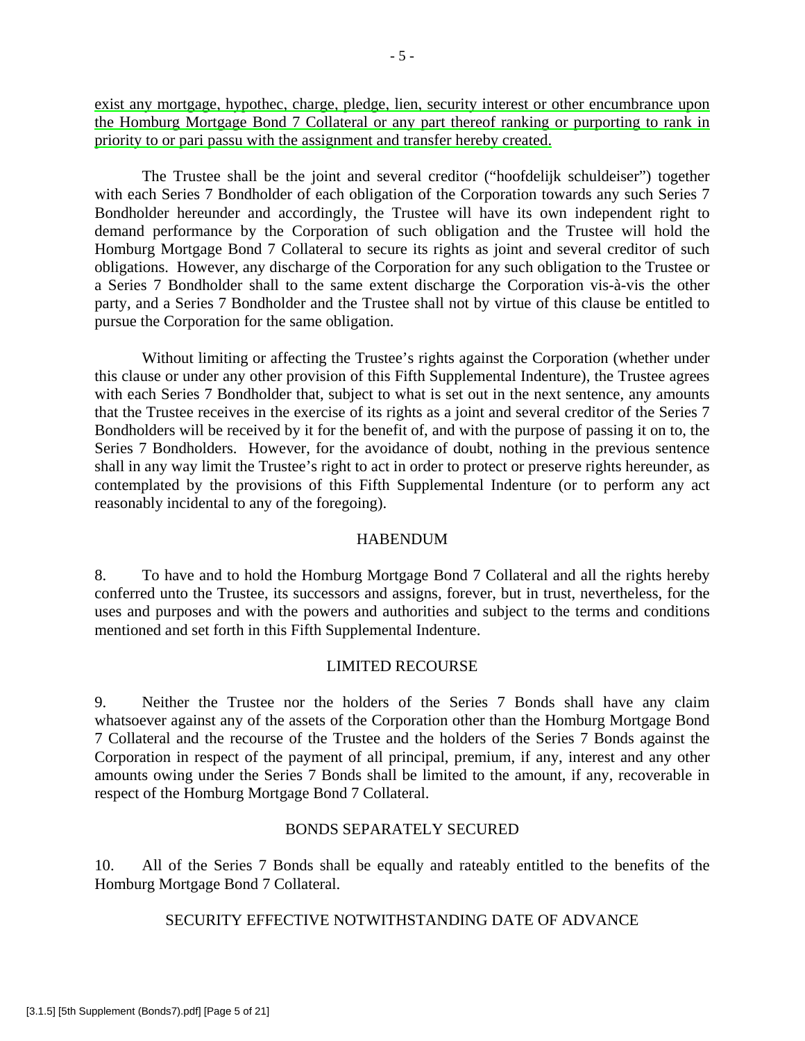exist any mortgage, hypothec, charge, pledge, lien, security interest or other encumbrance upon the Homburg Mortgage Bond 7 Collateral or any part thereof ranking or purporting to rank in priority to or pari passu with the assignment and transfer hereby created.

The Trustee shall be the joint and several creditor ("hoofdelijk schuldeiser") together with each Series 7 Bondholder of each obligation of the Corporation towards any such Series 7 Bondholder hereunder and accordingly, the Trustee will have its own independent right to demand performance by the Corporation of such obligation and the Trustee will hold the Homburg Mortgage Bond 7 Collateral to secure its rights as joint and several creditor of such obligations. However, any discharge of the Corporation for any such obligation to the Trustee or a Series 7 Bondholder shall to the same extent discharge the Corporation vis-à-vis the other party, and a Series 7 Bondholder and the Trustee shall not by virtue of this clause be entitled to pursue the Corporation for the same obligation.

Without limiting or affecting the Trustee's rights against the Corporation (whether under this clause or under any other provision of this Fifth Supplemental Indenture), the Trustee agrees with each Series 7 Bondholder that, subject to what is set out in the next sentence, any amounts that the Trustee receives in the exercise of its rights as a joint and several creditor of the Series 7 Bondholders will be received by it for the benefit of, and with the purpose of passing it on to, the Series 7 Bondholders. However, for the avoidance of doubt, nothing in the previous sentence shall in any way limit the Trustee's right to act in order to protect or preserve rights hereunder, as contemplated by the provisions of this Fifth Supplemental Indenture (or to perform any act reasonably incidental to any of the foregoing).

## HABENDUM

8. To have and to hold the Homburg Mortgage Bond 7 Collateral and all the rights hereby conferred unto the Trustee, its successors and assigns, forever, but in trust, nevertheless, for the uses and purposes and with the powers and authorities and subject to the terms and conditions mentioned and set forth in this Fifth Supplemental Indenture.

## LIMITED RECOURSE

9. Neither the Trustee nor the holders of the Series 7 Bonds shall have any claim whatsoever against any of the assets of the Corporation other than the Homburg Mortgage Bond 7 Collateral and the recourse of the Trustee and the holders of the Series 7 Bonds against the Corporation in respect of the payment of all principal, premium, if any, interest and any other amounts owing under the Series 7 Bonds shall be limited to the amount, if any, recoverable in respect of the Homburg Mortgage Bond 7 Collateral.

## BONDS SEPARATELY SECURED

10. All of the Series 7 Bonds shall be equally and rateably entitled to the benefits of the Homburg Mortgage Bond 7 Collateral.

## SECURITY EFFECTIVE NOTWITHSTANDING DATE OF ADVANCE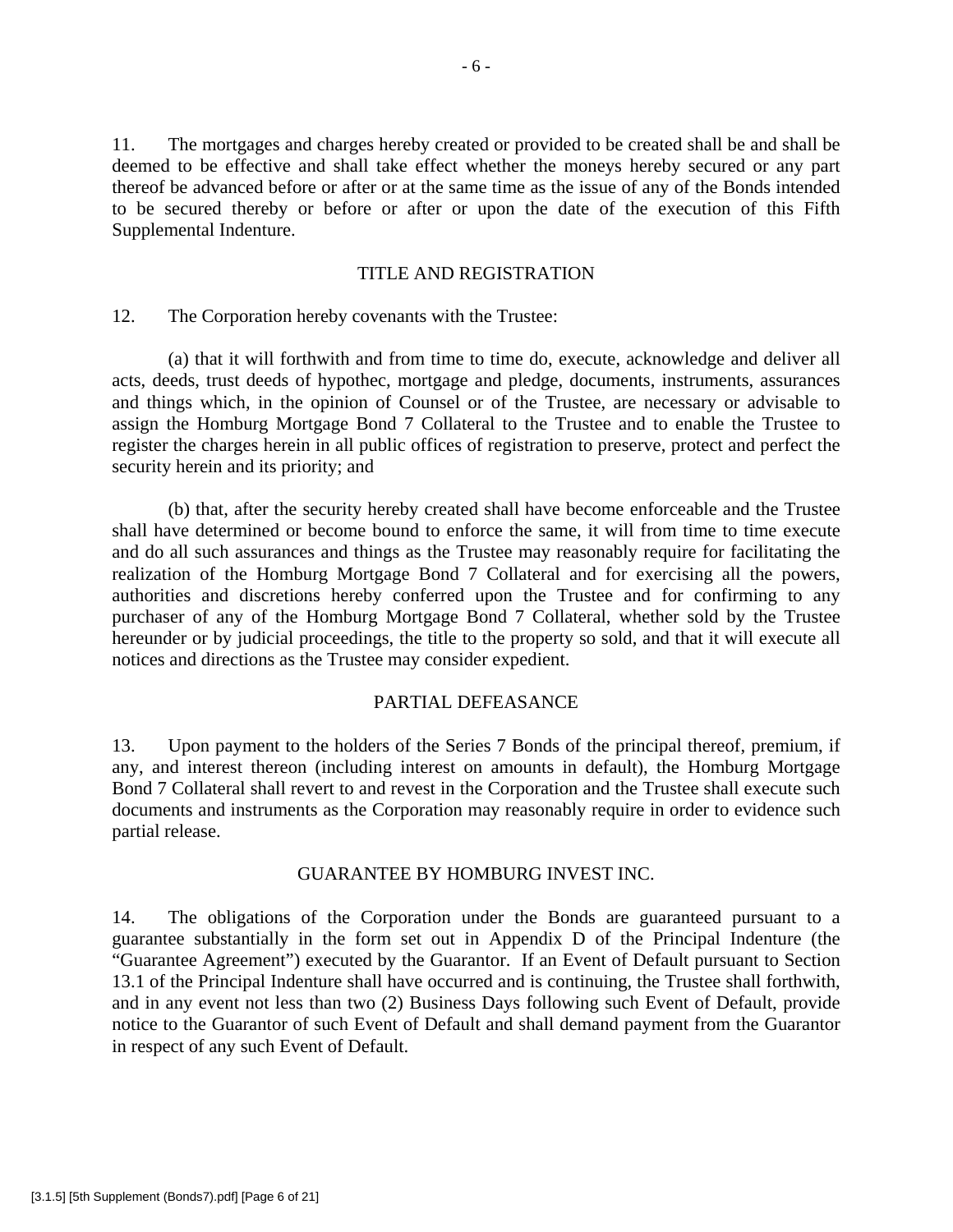11. The mortgages and charges hereby created or provided to be created shall be and shall be deemed to be effective and shall take effect whether the moneys hereby secured or any part thereof be advanced before or after or at the same time as the issue of any of the Bonds intended to be secured thereby or before or after or upon the date of the execution of this Fifth Supplemental Indenture.

## TITLE AND REGISTRATION

12. The Corporation hereby covenants with the Trustee:

(a) that it will forthwith and from time to time do, execute, acknowledge and deliver all acts, deeds, trust deeds of hypothec, mortgage and pledge, documents, instruments, assurances and things which, in the opinion of Counsel or of the Trustee, are necessary or advisable to assign the Homburg Mortgage Bond 7 Collateral to the Trustee and to enable the Trustee to register the charges herein in all public offices of registration to preserve, protect and perfect the security herein and its priority; and

(b) that, after the security hereby created shall have become enforceable and the Trustee shall have determined or become bound to enforce the same, it will from time to time execute and do all such assurances and things as the Trustee may reasonably require for facilitating the realization of the Homburg Mortgage Bond 7 Collateral and for exercising all the powers, authorities and discretions hereby conferred upon the Trustee and for confirming to any purchaser of any of the Homburg Mortgage Bond 7 Collateral, whether sold by the Trustee hereunder or by judicial proceedings, the title to the property so sold, and that it will execute all notices and directions as the Trustee may consider expedient.

## PARTIAL DEFEASANCE

13. Upon payment to the holders of the Series 7 Bonds of the principal thereof, premium, if any, and interest thereon (including interest on amounts in default), the Homburg Mortgage Bond 7 Collateral shall revert to and revest in the Corporation and the Trustee shall execute such documents and instruments as the Corporation may reasonably require in order to evidence such partial release.

## GUARANTEE BY HOMBURG INVEST INC.

14. The obligations of the Corporation under the Bonds are guaranteed pursuant to a guarantee substantially in the form set out in Appendix D of the Principal Indenture (the "Guarantee Agreement") executed by the Guarantor. If an Event of Default pursuant to Section 13.1 of the Principal Indenture shall have occurred and is continuing, the Trustee shall forthwith, and in any event not less than two (2) Business Days following such Event of Default, provide notice to the Guarantor of such Event of Default and shall demand payment from the Guarantor in respect of any such Event of Default.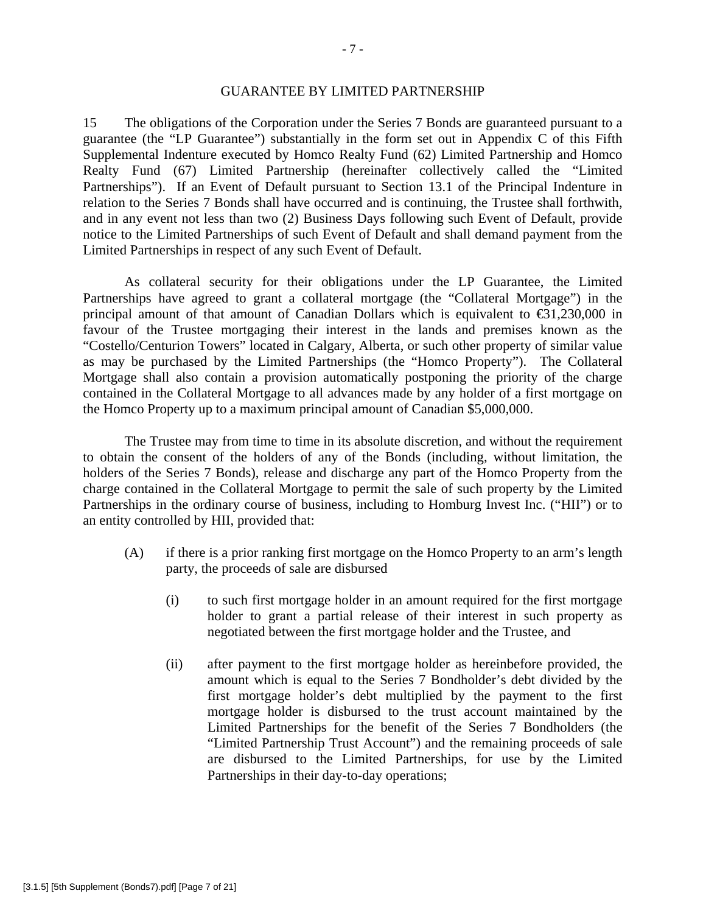## GUARANTEE BY LIMITED PARTNERSHIP

15 The obligations of the Corporation under the Series 7 Bonds are guaranteed pursuant to a guarantee (the "LP Guarantee") substantially in the form set out in Appendix C of this Fifth Supplemental Indenture executed by Homco Realty Fund (62) Limited Partnership and Homco Realty Fund (67) Limited Partnership (hereinafter collectively called the "Limited Partnerships"). If an Event of Default pursuant to Section 13.1 of the Principal Indenture in relation to the Series 7 Bonds shall have occurred and is continuing, the Trustee shall forthwith, and in any event not less than two (2) Business Days following such Event of Default, provide notice to the Limited Partnerships of such Event of Default and shall demand payment from the Limited Partnerships in respect of any such Event of Default.

As collateral security for their obligations under the LP Guarantee, the Limited Partnerships have agreed to grant a collateral mortgage (the "Collateral Mortgage") in the principal amount of that amount of Canadian Dollars which is equivalent to €31,230,000 in favour of the Trustee mortgaging their interest in the lands and premises known as the "Costello/Centurion Towers" located in Calgary, Alberta, or such other property of similar value as may be purchased by the Limited Partnerships (the "Homco Property"). The Collateral Mortgage shall also contain a provision automatically postponing the priority of the charge contained in the Collateral Mortgage to all advances made by any holder of a first mortgage on the Homco Property up to a maximum principal amount of Canadian $5,000,000.

The Trustee may from time to time in its absolute discretion, and without the requirement to obtain the consent of the holders of any of the Bonds (including, without limitation, the holders of the Series 7 Bonds), release and discharge any part of the Homco Property from the charge contained in the Collateral Mortgage to permit the sale of such property by the Limited Partnerships in the ordinary course of business, including to Homburg Invest Inc. ("HII") or to an entity controlled by HII, provided that:

(A) if there is a prior ranking first mortgage on the Homco Property to an arm's length party, the proceeds of sale are disbursed

(i) to such first mortgage holder in an amount required for the first mortgage holder to grant a partial release of their interest in such property as negotiated between the first mortgage holder and the Trustee, and

(ii) after payment to the first mortgage holder as hereinbefore provided, the amount which is equal to the Series 7 Bondholder's debt divided by the first mortgage holder's debt multiplied by the payment to the first mortgage holder is disbursed to the trust account maintained by the Limited Partnerships for the benefit of the Series 7 Bondholders (the "Limited Partnership Trust Account") and the remaining proceeds of sale are disbursed to the Limited Partnerships, for use by the Limited Partnerships in their day-to-day operations;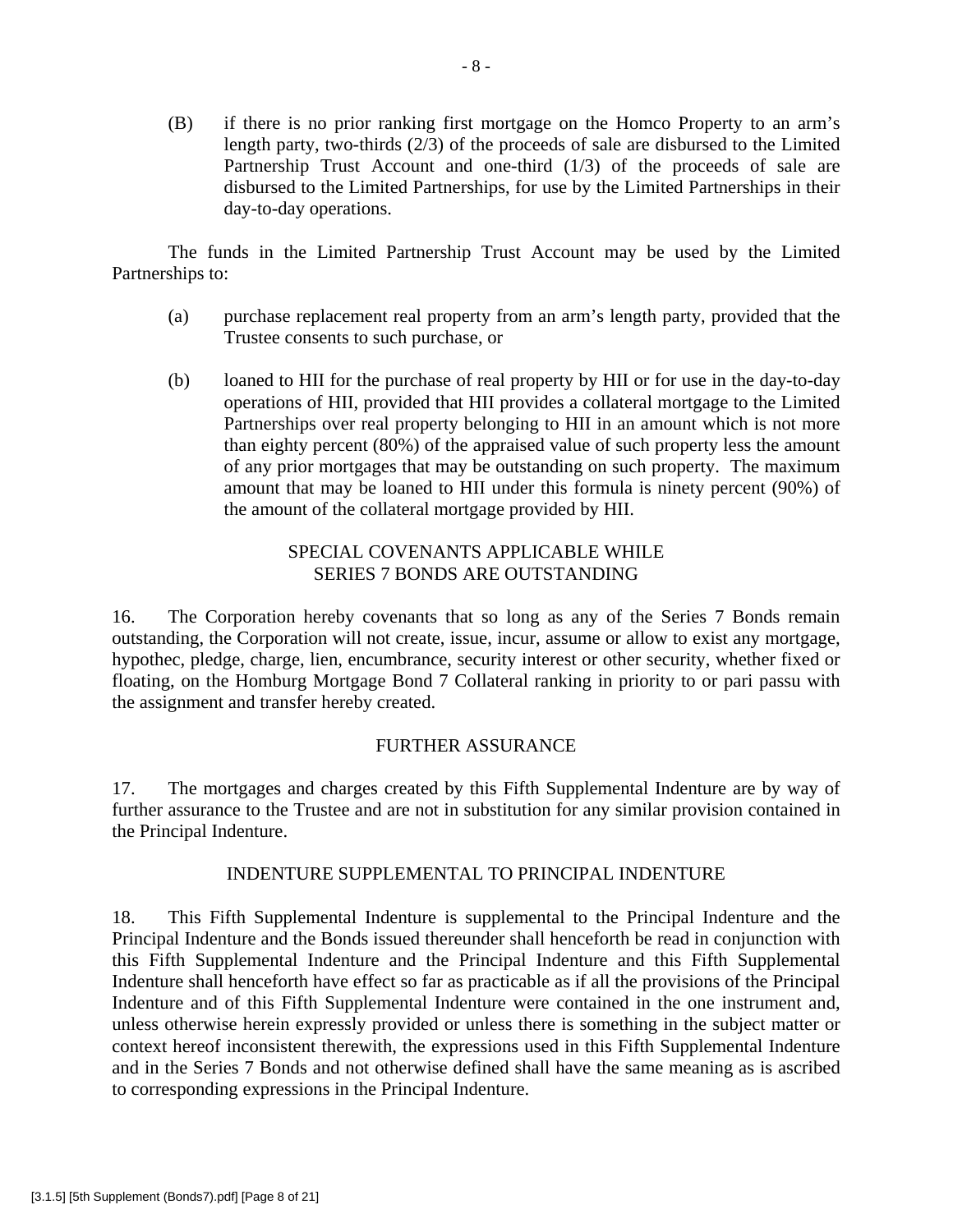(B) if there is no prior ranking first mortgage on the Homco Property to an arm's length party, two-thirds (2/3) of the proceeds of sale are disbursed to the Limited Partnership Trust Account and one-third (1/3) of the proceeds of sale are disbursed to the Limited Partnerships, for use by the Limited Partnerships in their day-to-day operations.

The funds in the Limited Partnership Trust Account may be used by the Limited Partnerships to:

(a) purchase replacement real property from an arm's length party, provided that the Trustee consents to such purchase, or

(b) loaned to HII for the purchase of real property by HII or for use in the day-to-day operations of HII, provided that HII provides a collateral mortgage to the Limited Partnerships over real property belonging to HII in an amount which is not more than eighty percent (80%) of the appraised value of such property less the amount of any prior mortgages that may be outstanding on such property. The maximum amount that may be loaned to HII under this formula is ninety percent (90%) of the amount of the collateral mortgage provided by HII.

## SPECIAL COVENANTS APPLICABLE WHILE SERIES 7 BONDS ARE OUTSTANDING

16. The Corporation hereby covenants that so long as any of the Series 7 Bonds remain outstanding, the Corporation will not create, issue, incur, assume or allow to exist any mortgage, hypothec, pledge, charge, lien, encumbrance, security interest or other security, whether fixed or floating, on the Homburg Mortgage Bond 7 Collateral ranking in priority to or pari passu with the assignment and transfer hereby created.

## FURTHER ASSURANCE

17. The mortgages and charges created by this Fifth Supplemental Indenture are by way of further assurance to the Trustee and are not in substitution for any similar provision contained in the Principal Indenture.

## INDENTURE SUPPLEMENTAL TO PRINCIPAL INDENTURE

18. This Fifth Supplemental Indenture is supplemental to the Principal Indenture and the Principal Indenture and the Bonds issued thereunder shall henceforth be read in conjunction with this Fifth Supplemental Indenture and the Principal Indenture and this Fifth Supplemental Indenture shall henceforth have effect so far as practicable as if all the provisions of the Principal Indenture and of this Fifth Supplemental Indenture were contained in the one instrument and, unless otherwise herein expressly provided or unless there is something in the subject matter or context hereof inconsistent therewith, the expressions used in this Fifth Supplemental Indenture and in the Series 7 Bonds and not otherwise defined shall have the same meaning as is ascribed to corresponding expressions in the Principal Indenture.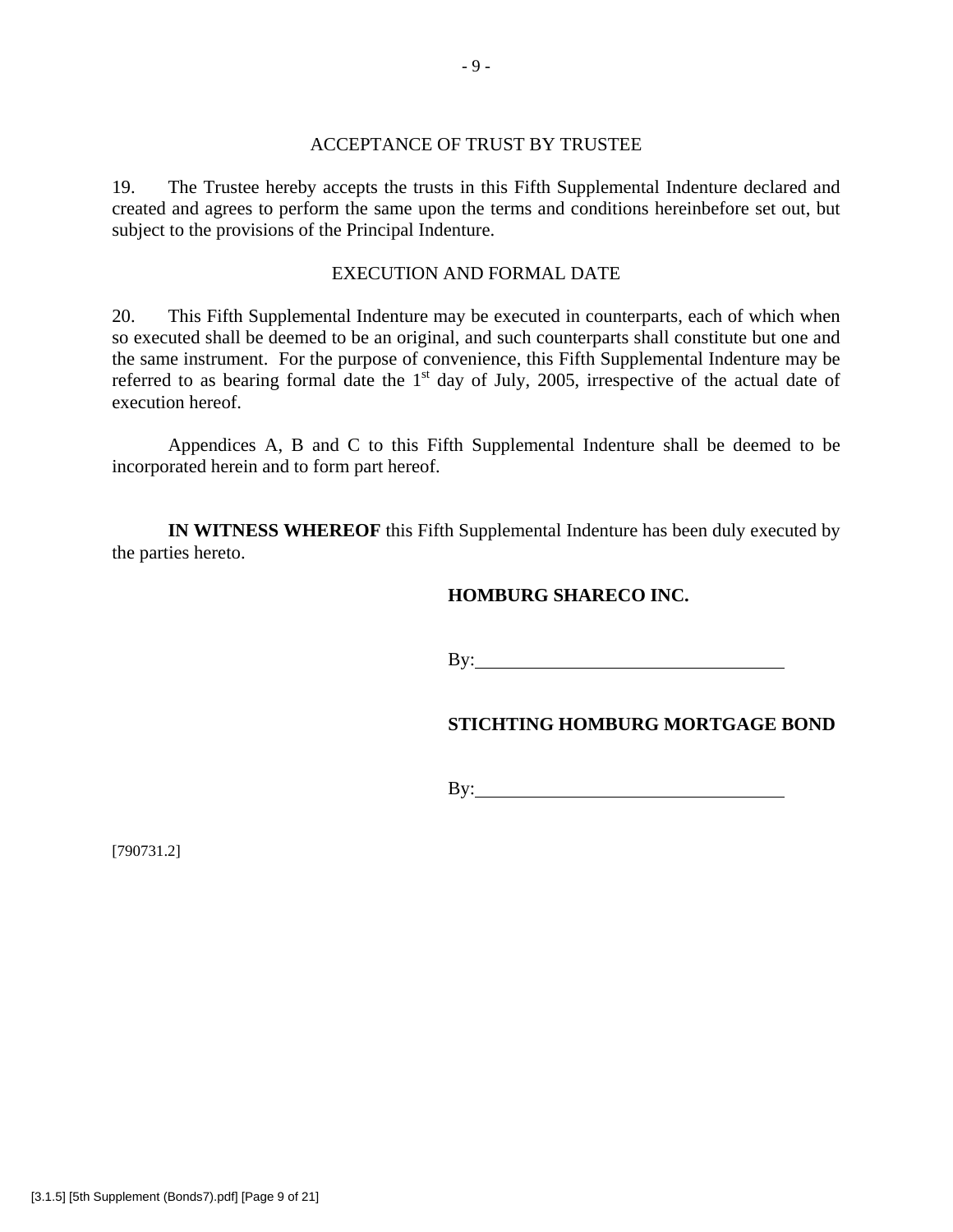ACCEPTANCE OF TRUST BY TRUSTEE

19. The Trustee hereby accepts the trusts in this Fifth Supplemental Indenture declared and created and agrees to perform the same upon the terms and conditions hereinbefore set out, but subject to the provisions of the Principal Indenture.

EXECUTION AND FORMAL DATE

20. This Fifth Supplemental Indenture may be executed in counterparts, each of which when so executed shall be deemed to be an original, and such counterparts shall constitute but one and the same instrument. For the purpose of convenience, this Fifth Supplemental Indenture may be referred to as bearing formal date the 1st day of July, 2005, irrespective of the actual date of execution hereof.

Appendices A, B and C to this Fifth Supplemental Indenture shall be deemed to be incorporated herein and to form part hereof.

**IN WITNESS WHEREOF** this Fifth Supplemental Indenture has been duly executed by the parties hereto.

**HOMBURG SHARECO INC.**

By:\_\_\_\_\_\_\_\_\_\_\_\_\_\_\_\_\_\_\_\_\_\_\_\_\_\_\_\_\_\_\_\_

**STICHTING HOMBURG MORTGAGE BOND**

By:\_\_\_\_\_\_\_\_\_\_\_\_\_\_\_\_\_\_\_\_\_\_\_\_\_\_\_\_\_\_\_\_

[790731.2]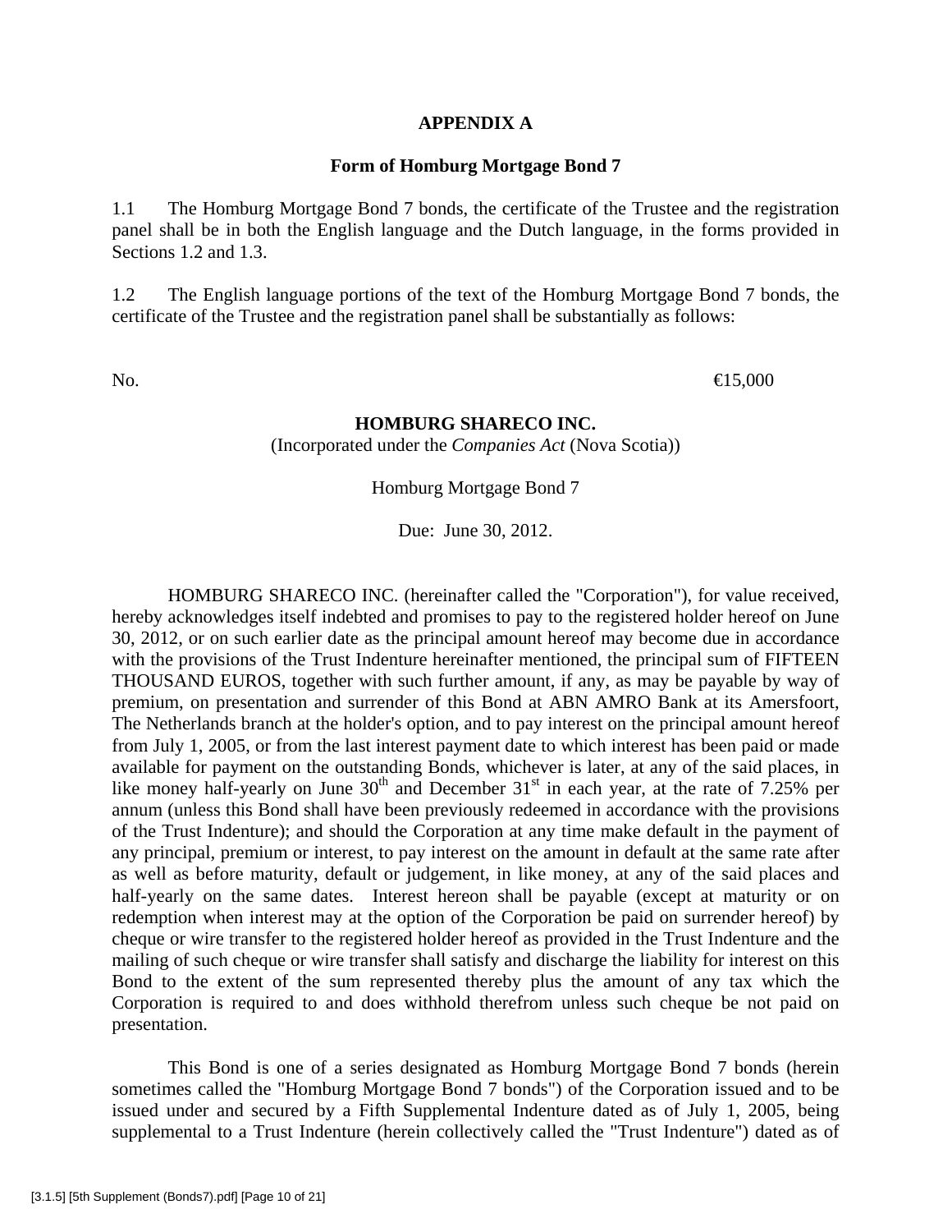**APPENDIX A**

**Form of Homburg Mortgage Bond 7**

1.1 The Homburg Mortgage Bond 7 bonds, the certificate of the Trustee and the registration panel shall be in both the English language and the Dutch language, in the forms provided in Sections 1.2 and 1.3.

1.2 The English language portions of the text of the Homburg Mortgage Bond 7 bonds, the certificate of the Trustee and the registration panel shall be substantially as follows:

No. €15,000

**HOMBURG SHARECO INC.**

(Incorporated under the *Companies Act* (Nova Scotia))

Homburg Mortgage Bond 7

Due: June 30, 2012.

HOMBURG SHARECO INC. (hereinafter called the "Corporation"), for value received, hereby acknowledges itself indebted and promises to pay to the registered holder hereof on June 30, 2012, or on such earlier date as the principal amount hereof may become due in accordance with the provisions of the Trust Indenture hereinafter mentioned, the principal sum of FIFTEEN THOUSAND EUROS, together with such further amount, if any, as may be payable by way of premium, on presentation and surrender of this Bond at ABN AMRO Bank at its Amersfoort, The Netherlands branch at the holder's option, and to pay interest on the principal amount hereof from July 1, 2005, or from the last interest payment date to which interest has been paid or made available for payment on the outstanding Bonds, whichever is later, at any of the said places, in like money half-yearly on June 30th and December 31st in each year, at the rate of 7.25% per annum (unless this Bond shall have been previously redeemed in accordance with the provisions of the Trust Indenture); and should the Corporation at any time make default in the payment of any principal, premium or interest, to pay interest on the amount in default at the same rate after as well as before maturity, default or judgement, in like money, at any of the said places and half-yearly on the same dates. Interest hereon shall be payable (except at maturity or on redemption when interest may at the option of the Corporation be paid on surrender hereof) by cheque or wire transfer to the registered holder hereof as provided in the Trust Indenture and the mailing of such cheque or wire transfer shall satisfy and discharge the liability for interest on this Bond to the extent of the sum represented thereby plus the amount of any tax which the Corporation is required to and does withhold therefrom unless such cheque be not paid on presentation.

This Bond is one of a series designated as Homburg Mortgage Bond 7 bonds (herein sometimes called the "Homburg Mortgage Bond 7 bonds") of the Corporation issued and to be issued under and secured by a Fifth Supplemental Indenture dated as of July 1, 2005, being supplemental to a Trust Indenture (herein collectively called the "Trust Indenture") dated as of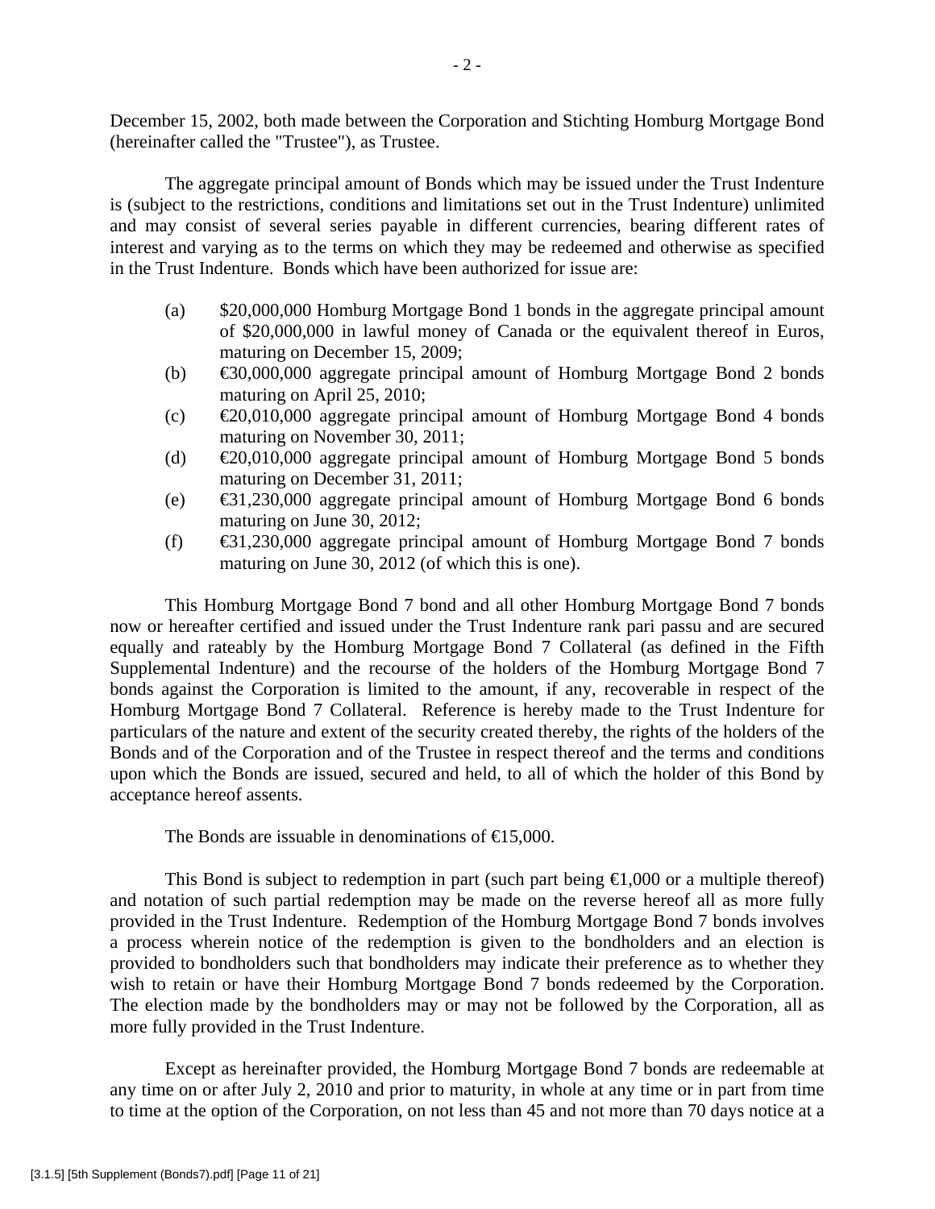December 15, 2002, both made between the Corporation and Stichting Homburg Mortgage Bond (hereinafter called the "Trustee"), as Trustee.

The aggregate principal amount of Bonds which may be issued under the Trust Indenture is (subject to the restrictions, conditions and limitations set out in the Trust Indenture) unlimited and may consist of several series payable in different currencies, bearing different rates of interest and varying as to the terms on which they may be redeemed and otherwise as specified in the Trust Indenture. Bonds which have been authorized for issue are:

(a) $20,000,000 Homburg Mortgage Bond 1 bonds in the aggregate principal amount of $20,000,000 in lawful money of Canada or the equivalent thereof in Euros, maturing on December 15, 2009;

(b) €30,000,000 aggregate principal amount of Homburg Mortgage Bond 2 bonds maturing on April 25, 2010;

(c) €20,010,000 aggregate principal amount of Homburg Mortgage Bond 4 bonds maturing on November 30, 2011;

(d) €20,010,000 aggregate principal amount of Homburg Mortgage Bond 5 bonds maturing on December 31, 2011;

(e) €31,230,000 aggregate principal amount of Homburg Mortgage Bond 6 bonds maturing on June 30, 2012;

(f) €31,230,000 aggregate principal amount of Homburg Mortgage Bond 7 bonds maturing on June 30, 2012 (of which this is one).

This Homburg Mortgage Bond 7 bond and all other Homburg Mortgage Bond 7 bonds now or hereafter certified and issued under the Trust Indenture rank pari passu and are secured equally and rateably by the Homburg Mortgage Bond 7 Collateral (as defined in the Fifth Supplemental Indenture) and the recourse of the holders of the Homburg Mortgage Bond 7 bonds against the Corporation is limited to the amount, if any, recoverable in respect of the Homburg Mortgage Bond 7 Collateral. Reference is hereby made to the Trust Indenture for particulars of the nature and extent of the security created thereby, the rights of the holders of the Bonds and of the Corporation and of the Trustee in respect thereof and the terms and conditions upon which the Bonds are issued, secured and held, to all of which the holder of this Bond by acceptance hereof assents.

The Bonds are issuable in denominations of €15,000.

This Bond is subject to redemption in part (such part being €1,000 or a multiple thereof) and notation of such partial redemption may be made on the reverse hereof all as more fully provided in the Trust Indenture. Redemption of the Homburg Mortgage Bond 7 bonds involves a process wherein notice of the redemption is given to the bondholders and an election is provided to bondholders such that bondholders may indicate their preference as to whether they wish to retain or have their Homburg Mortgage Bond 7 bonds redeemed by the Corporation. The election made by the bondholders may or may not be followed by the Corporation, all as more fully provided in the Trust Indenture.

Except as hereinafter provided, the Homburg Mortgage Bond 7 bonds are redeemable at any time on or after July 2, 2010 and prior to maturity, in whole at any time or in part from time to time at the option of the Corporation, on not less than 45 and not more than 70 days notice at a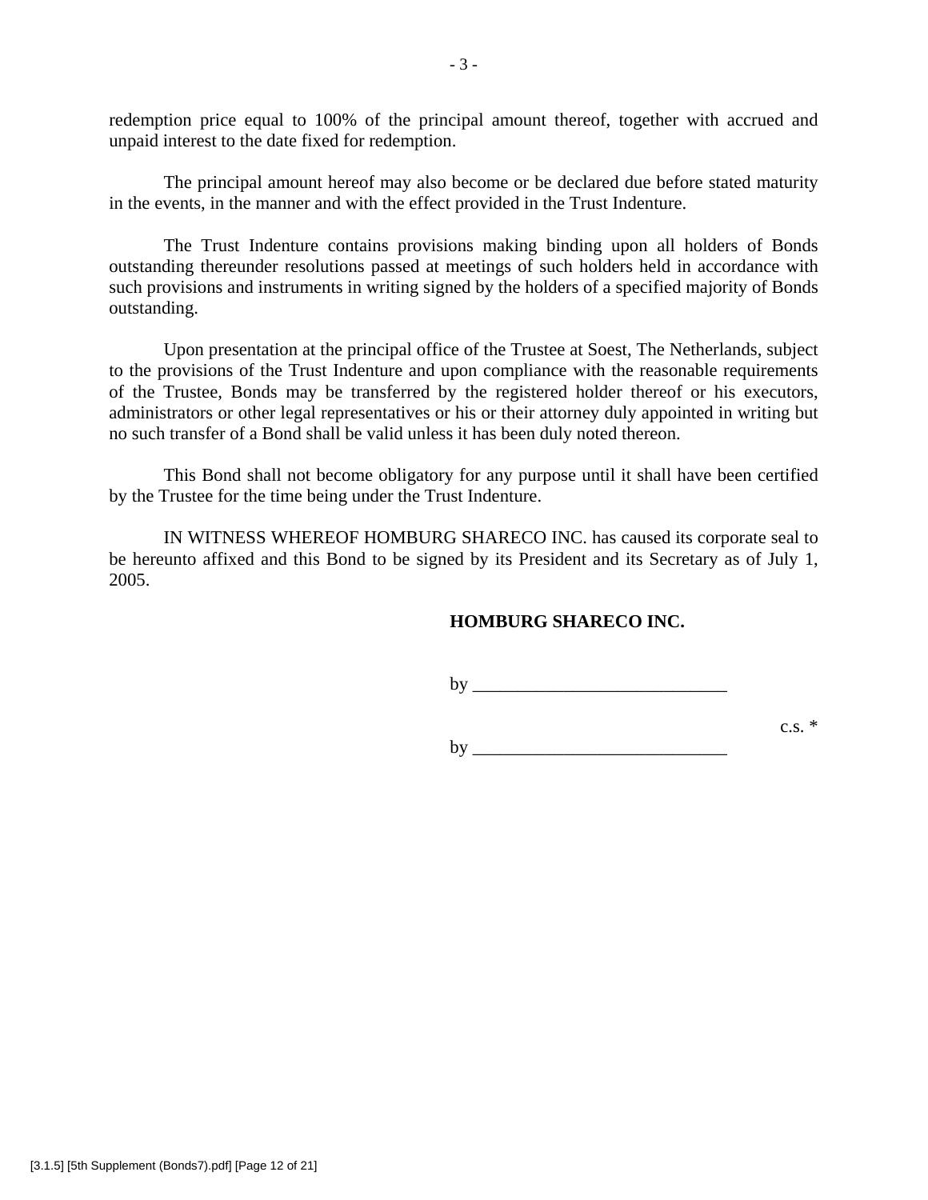redemption price equal to 100% of the principal amount thereof, together with accrued and unpaid interest to the date fixed for redemption.

The principal amount hereof may also become or be declared due before stated maturity in the events, in the manner and with the effect provided in the Trust Indenture.

The Trust Indenture contains provisions making binding upon all holders of Bonds outstanding thereunder resolutions passed at meetings of such holders held in accordance with such provisions and instruments in writing signed by the holders of a specified majority of Bonds outstanding.

Upon presentation at the principal office of the Trustee at Soest, The Netherlands, subject to the provisions of the Trust Indenture and upon compliance with the reasonable requirements of the Trustee, Bonds may be transferred by the registered holder thereof or his executors, administrators or other legal representatives or his or their attorney duly appointed in writing but no such transfer of a Bond shall be valid unless it has been duly noted thereon.

This Bond shall not become obligatory for any purpose until it shall have been certified by the Trustee for the time being under the Trust Indenture.

IN WITNESS WHEREOF HOMBURG SHARECO INC. has caused its corporate seal to be hereunto affixed and this Bond to be signed by its President and its Secretary as of July 1, 2005.

**HOMBURG SHARECO INC.**

by ____________________________

c.s. *

by ____________________________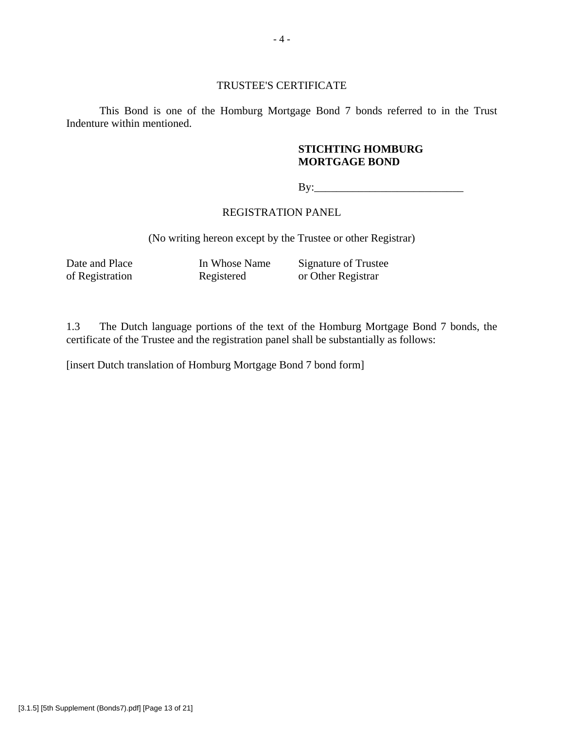TRUSTEE'S CERTIFICATE

This Bond is one of the Homburg Mortgage Bond 7 bonds referred to in the Trust Indenture within mentioned.

**STICHTING HOMBURG MORTGAGE BOND**

By:___________________________

REGISTRATION PANEL

(No writing hereon except by the Trustee or other Registrar)

| Date and Place of Registration | In Whose Name Registered | Signature of Trustee or Other Registrar |
|---|---|---|

1.3 The Dutch language portions of the text of the Homburg Mortgage Bond 7 bonds, the certificate of the Trustee and the registration panel shall be substantially as follows:

[insert Dutch translation of Homburg Mortgage Bond 7 bond form]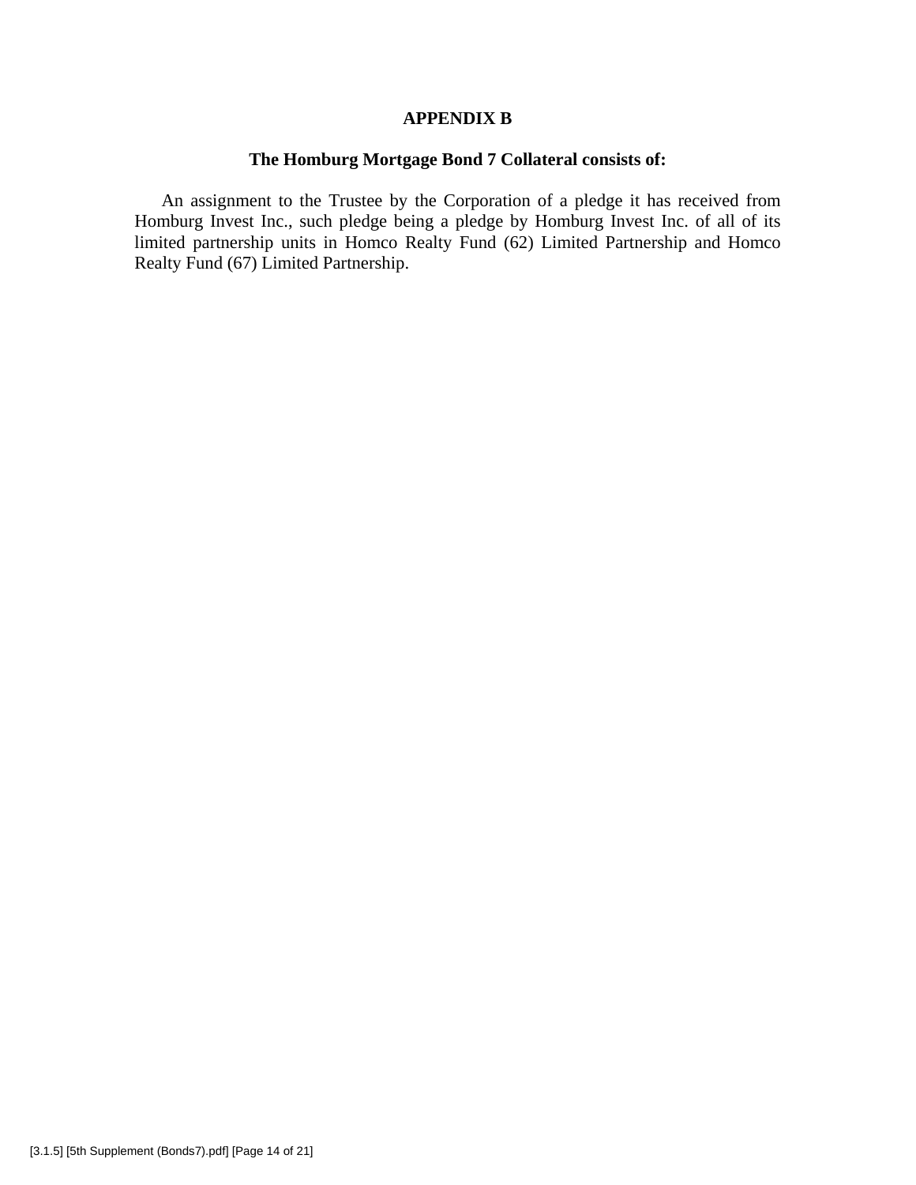# APPENDIX B

## The Homburg Mortgage Bond 7 Collateral consists of:

An assignment to the Trustee by the Corporation of a pledge it has received from Homburg Invest Inc., such pledge being a pledge by Homburg Invest Inc. of all of its limited partnership units in Homco Realty Fund (62) Limited Partnership and Homco Realty Fund (67) Limited Partnership.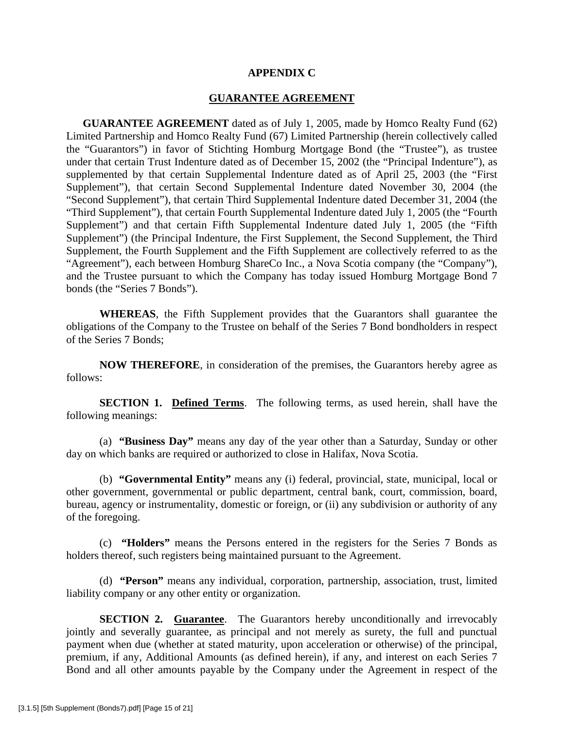## APPENDIX C

## GUARANTEE AGREEMENT

**GUARANTEE AGREEMENT** dated as of July 1, 2005, made by Homco Realty Fund (62) Limited Partnership and Homco Realty Fund (67) Limited Partnership (herein collectively called the "Guarantors") in favor of Stichting Homburg Mortgage Bond (the "Trustee"), as trustee under that certain Trust Indenture dated as of December 15, 2002 (the "Principal Indenture"), as supplemented by that certain Supplemental Indenture dated as of April 25, 2003 (the "First Supplement"), that certain Second Supplemental Indenture dated November 30, 2004 (the "Second Supplement"), that certain Third Supplemental Indenture dated December 31, 2004 (the "Third Supplement"), that certain Fourth Supplemental Indenture dated July 1, 2005 (the "Fourth Supplement") and that certain Fifth Supplemental Indenture dated July 1, 2005 (the "Fifth Supplement") (the Principal Indenture, the First Supplement, the Second Supplement, the Third Supplement, the Fourth Supplement and the Fifth Supplement are collectively referred to as the "Agreement"), each between Homburg ShareCo Inc., a Nova Scotia company (the "Company"), and the Trustee pursuant to which the Company has today issued Homburg Mortgage Bond 7 bonds (the "Series 7 Bonds").

**WHEREAS**, the Fifth Supplement provides that the Guarantors shall guarantee the obligations of the Company to the Trustee on behalf of the Series 7 Bond bondholders in respect of the Series 7 Bonds;

**NOW THEREFORE**, in consideration of the premises, the Guarantors hereby agree as follows:

**SECTION 1. Defined Terms**. The following terms, as used herein, shall have the following meanings:

(a) **"Business Day"** means any day of the year other than a Saturday, Sunday or other day on which banks are required or authorized to close in Halifax, Nova Scotia.

(b) **"Governmental Entity"** means any (i) federal, provincial, state, municipal, local or other government, governmental or public department, central bank, court, commission, board, bureau, agency or instrumentality, domestic or foreign, or (ii) any subdivision or authority of any of the foregoing.

(c) **"Holders"** means the Persons entered in the registers for the Series 7 Bonds as holders thereof, such registers being maintained pursuant to the Agreement.

(d) **"Person"** means any individual, corporation, partnership, association, trust, limited liability company or any other entity or organization.

**SECTION 2. Guarantee**. The Guarantors hereby unconditionally and irrevocably jointly and severally guarantee, as principal and not merely as surety, the full and punctual payment when due (whether at stated maturity, upon acceleration or otherwise) of the principal, premium, if any, Additional Amounts (as defined herein), if any, and interest on each Series 7 Bond and all other amounts payable by the Company under the Agreement in respect of the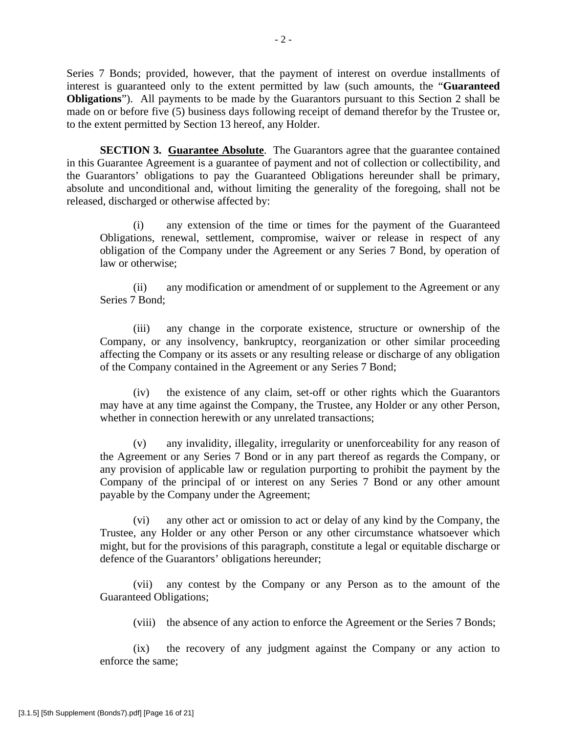Series 7 Bonds; provided, however, that the payment of interest on overdue installments of interest is guaranteed only to the extent permitted by law (such amounts, the "**Guaranteed Obligations**"). All payments to be made by the Guarantors pursuant to this Section 2 shall be made on or before five (5) business days following receipt of demand therefor by the Trustee or, to the extent permitted by Section 13 hereof, any Holder.

**SECTION 3. Guarantee Absolute**. The Guarantors agree that the guarantee contained in this Guarantee Agreement is a guarantee of payment and not of collection or collectibility, and the Guarantors' obligations to pay the Guaranteed Obligations hereunder shall be primary, absolute and unconditional and, without limiting the generality of the foregoing, shall not be released, discharged or otherwise affected by:

(i) any extension of the time or times for the payment of the Guaranteed Obligations, renewal, settlement, compromise, waiver or release in respect of any obligation of the Company under the Agreement or any Series 7 Bond, by operation of law or otherwise;

(ii) any modification or amendment of or supplement to the Agreement or any Series 7 Bond;

(iii) any change in the corporate existence, structure or ownership of the Company, or any insolvency, bankruptcy, reorganization or other similar proceeding affecting the Company or its assets or any resulting release or discharge of any obligation of the Company contained in the Agreement or any Series 7 Bond;

(iv) the existence of any claim, set-off or other rights which the Guarantors may have at any time against the Company, the Trustee, any Holder or any other Person, whether in connection herewith or any unrelated transactions;

(v) any invalidity, illegality, irregularity or unenforceability for any reason of the Agreement or any Series 7 Bond or in any part thereof as regards the Company, or any provision of applicable law or regulation purporting to prohibit the payment by the Company of the principal of or interest on any Series 7 Bond or any other amount payable by the Company under the Agreement;

(vi) any other act or omission to act or delay of any kind by the Company, the Trustee, any Holder or any other Person or any other circumstance whatsoever which might, but for the provisions of this paragraph, constitute a legal or equitable discharge or defence of the Guarantors' obligations hereunder;

(vii) any contest by the Company or any Person as to the amount of the Guaranteed Obligations;

(viii) the absence of any action to enforce the Agreement or the Series 7 Bonds;

(ix) the recovery of any judgment against the Company or any action to enforce the same;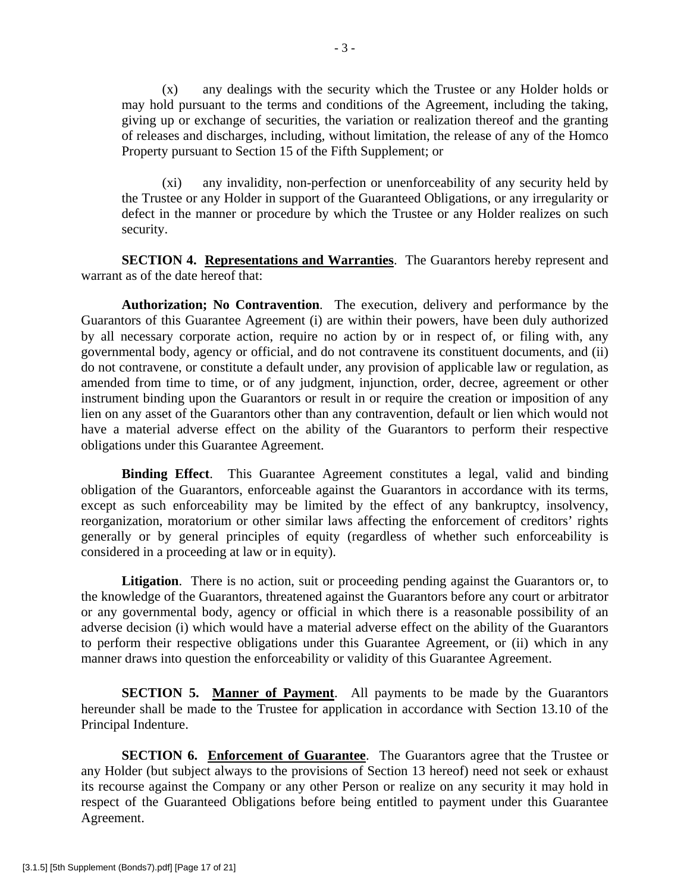(x) any dealings with the security which the Trustee or any Holder holds or may hold pursuant to the terms and conditions of the Agreement, including the taking, giving up or exchange of securities, the variation or realization thereof and the granting of releases and discharges, including, without limitation, the release of any of the Homco Property pursuant to Section 15 of the Fifth Supplement; or

(xi) any invalidity, non-perfection or unenforceability of any security held by the Trustee or any Holder in support of the Guaranteed Obligations, or any irregularity or defect in the manner or procedure by which the Trustee or any Holder realizes on such security.

**SECTION 4. Representations and Warranties**. The Guarantors hereby represent and warrant as of the date hereof that:

**Authorization; No Contravention**. The execution, delivery and performance by the Guarantors of this Guarantee Agreement (i) are within their powers, have been duly authorized by all necessary corporate action, require no action by or in respect of, or filing with, any governmental body, agency or official, and do not contravene its constituent documents, and (ii) do not contravene, or constitute a default under, any provision of applicable law or regulation, as amended from time to time, or of any judgment, injunction, order, decree, agreement or other instrument binding upon the Guarantors or result in or require the creation or imposition of any lien on any asset of the Guarantors other than any contravention, default or lien which would not have a material adverse effect on the ability of the Guarantors to perform their respective obligations under this Guarantee Agreement.

**Binding Effect**. This Guarantee Agreement constitutes a legal, valid and binding obligation of the Guarantors, enforceable against the Guarantors in accordance with its terms, except as such enforceability may be limited by the effect of any bankruptcy, insolvency, reorganization, moratorium or other similar laws affecting the enforcement of creditors' rights generally or by general principles of equity (regardless of whether such enforceability is considered in a proceeding at law or in equity).

**Litigation**. There is no action, suit or proceeding pending against the Guarantors or, to the knowledge of the Guarantors, threatened against the Guarantors before any court or arbitrator or any governmental body, agency or official in which there is a reasonable possibility of an adverse decision (i) which would have a material adverse effect on the ability of the Guarantors to perform their respective obligations under this Guarantee Agreement, or (ii) which in any manner draws into question the enforceability or validity of this Guarantee Agreement.

**SECTION 5. Manner of Payment**. All payments to be made by the Guarantors hereunder shall be made to the Trustee for application in accordance with Section 13.10 of the Principal Indenture.

**SECTION 6. Enforcement of Guarantee**. The Guarantors agree that the Trustee or any Holder (but subject always to the provisions of Section 13 hereof) need not seek or exhaust its recourse against the Company or any other Person or realize on any security it may hold in respect of the Guaranteed Obligations before being entitled to payment under this Guarantee Agreement.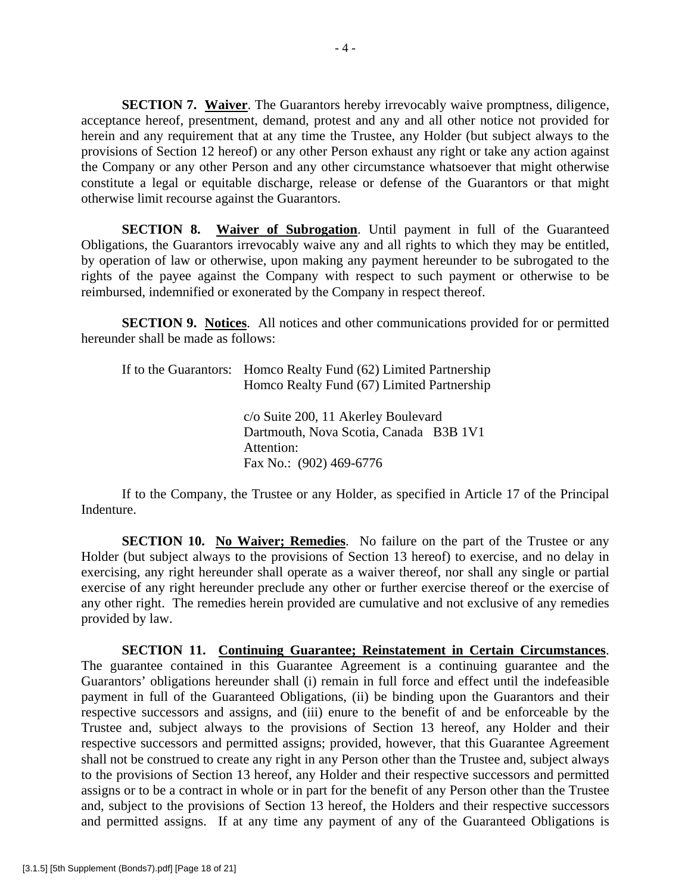**SECTION 7. <u>Waiver</u>**. The Guarantors hereby irrevocably waive promptness, diligence, acceptance hereof, presentment, demand, protest and any and all other notice not provided for herein and any requirement that at any time the Trustee, any Holder (but subject always to the provisions of Section 12 hereof) or any other Person exhaust any right or take any action against the Company or any other Person and any other circumstance whatsoever that might otherwise constitute a legal or equitable discharge, release or defense of the Guarantors or that might otherwise limit recourse against the Guarantors.

**SECTION 8. <u>Waiver of Subrogation</u>**. Until payment in full of the Guaranteed Obligations, the Guarantors irrevocably waive any and all rights to which they may be entitled, by operation of law or otherwise, upon making any payment hereunder to be subrogated to the rights of the payee against the Company with respect to such payment or otherwise to be reimbursed, indemnified or exonerated by the Company in respect thereof.

**SECTION 9. <u>Notices</u>**. All notices and other communications provided for or permitted hereunder shall be made as follows:

If to the Guarantors: Homco Realty Fund (62) Limited Partnership
Homco Realty Fund (67) Limited Partnership

c/o Suite 200, 11 Akerley Boulevard
Dartmouth, Nova Scotia, Canada B3B 1V1
Attention:
Fax No.: (902) 469-6776

If to the Company, the Trustee or any Holder, as specified in Article 17 of the Principal Indenture.

**SECTION 10. <u>No Waiver; Remedies</u>**. No failure on the part of the Trustee or any Holder (but subject always to the provisions of Section 13 hereof) to exercise, and no delay in exercising, any right hereunder shall operate as a waiver thereof, nor shall any single or partial exercise of any right hereunder preclude any other or further exercise thereof or the exercise of any other right. The remedies herein provided are cumulative and not exclusive of any remedies provided by law.

**SECTION 11. <u>Continuing Guarantee; Reinstatement in Certain Circumstances</u>**. The guarantee contained in this Guarantee Agreement is a continuing guarantee and the Guarantors' obligations hereunder shall (i) remain in full force and effect until the indefeasible payment in full of the Guaranteed Obligations, (ii) be binding upon the Guarantors and their respective successors and assigns, and (iii) enure to the benefit of and be enforceable by the Trustee and, subject always to the provisions of Section 13 hereof, any Holder and their respective successors and permitted assigns; provided, however, that this Guarantee Agreement shall not be construed to create any right in any Person other than the Trustee and, subject always to the provisions of Section 13 hereof, any Holder and their respective successors and permitted assigns or to be a contract in whole or in part for the benefit of any Person other than the Trustee and, subject to the provisions of Section 13 hereof, the Holders and their respective successors and permitted assigns. If at any time any payment of any of the Guaranteed Obligations is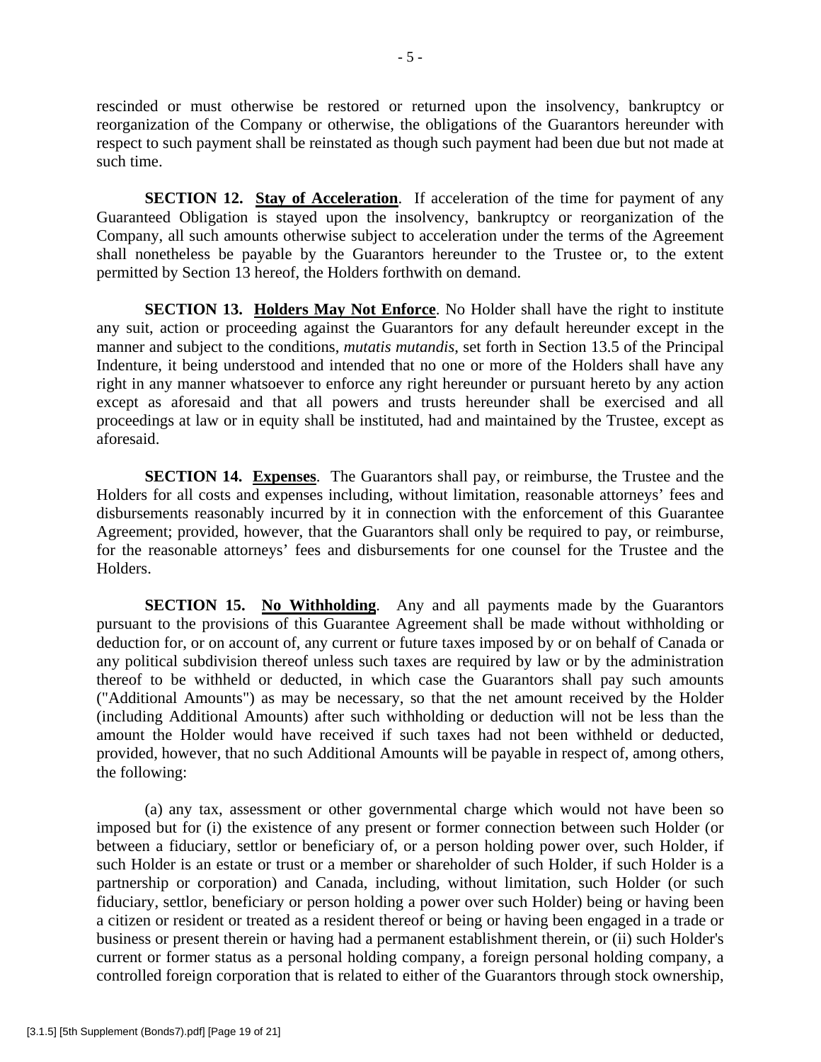rescinded or must otherwise be restored or returned upon the insolvency, bankruptcy or reorganization of the Company or otherwise, the obligations of the Guarantors hereunder with respect to such payment shall be reinstated as though such payment had been due but not made at such time.

**SECTION 12. Stay of Acceleration**. If acceleration of the time for payment of any Guaranteed Obligation is stayed upon the insolvency, bankruptcy or reorganization of the Company, all such amounts otherwise subject to acceleration under the terms of the Agreement shall nonetheless be payable by the Guarantors hereunder to the Trustee or, to the extent permitted by Section 13 hereof, the Holders forthwith on demand.

**SECTION 13. Holders May Not Enforce**. No Holder shall have the right to institute any suit, action or proceeding against the Guarantors for any default hereunder except in the manner and subject to the conditions, *mutatis mutandis*, set forth in Section 13.5 of the Principal Indenture, it being understood and intended that no one or more of the Holders shall have any right in any manner whatsoever to enforce any right hereunder or pursuant hereto by any action except as aforesaid and that all powers and trusts hereunder shall be exercised and all proceedings at law or in equity shall be instituted, had and maintained by the Trustee, except as aforesaid.

**SECTION 14. Expenses**. The Guarantors shall pay, or reimburse, the Trustee and the Holders for all costs and expenses including, without limitation, reasonable attorneys' fees and disbursements reasonably incurred by it in connection with the enforcement of this Guarantee Agreement; provided, however, that the Guarantors shall only be required to pay, or reimburse, for the reasonable attorneys' fees and disbursements for one counsel for the Trustee and the Holders.

**SECTION 15. No Withholding**. Any and all payments made by the Guarantors pursuant to the provisions of this Guarantee Agreement shall be made without withholding or deduction for, or on account of, any current or future taxes imposed by or on behalf of Canada or any political subdivision thereof unless such taxes are required by law or by the administration thereof to be withheld or deducted, in which case the Guarantors shall pay such amounts ("Additional Amounts") as may be necessary, so that the net amount received by the Holder (including Additional Amounts) after such withholding or deduction will not be less than the amount the Holder would have received if such taxes had not been withheld or deducted, provided, however, that no such Additional Amounts will be payable in respect of, among others, the following:

(a) any tax, assessment or other governmental charge which would not have been so imposed but for (i) the existence of any present or former connection between such Holder (or between a fiduciary, settlor or beneficiary of, or a person holding power over, such Holder, if such Holder is an estate or trust or a member or shareholder of such Holder, if such Holder is a partnership or corporation) and Canada, including, without limitation, such Holder (or such fiduciary, settlor, beneficiary or person holding a power over such Holder) being or having been a citizen or resident or treated as a resident thereof or being or having been engaged in a trade or business or present therein or having had a permanent establishment therein, or (ii) such Holder's current or former status as a personal holding company, a foreign personal holding company, a controlled foreign corporation that is related to either of the Guarantors through stock ownership,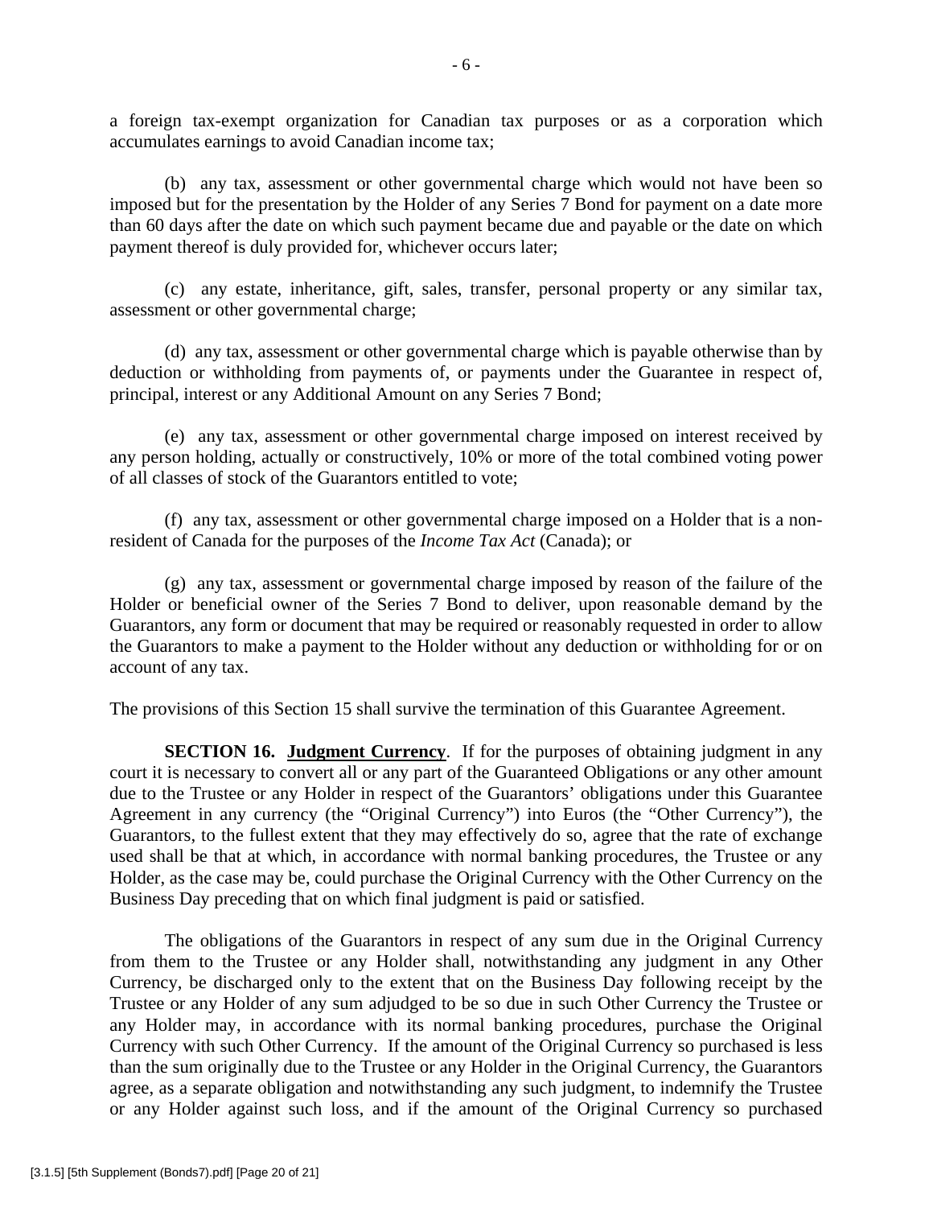a foreign tax-exempt organization for Canadian tax purposes or as a corporation which accumulates earnings to avoid Canadian income tax;

(b) any tax, assessment or other governmental charge which would not have been so imposed but for the presentation by the Holder of any Series 7 Bond for payment on a date more than 60 days after the date on which such payment became due and payable or the date on which payment thereof is duly provided for, whichever occurs later;

(c) any estate, inheritance, gift, sales, transfer, personal property or any similar tax, assessment or other governmental charge;

(d) any tax, assessment or other governmental charge which is payable otherwise than by deduction or withholding from payments of, or payments under the Guarantee in respect of, principal, interest or any Additional Amount on any Series 7 Bond;

(e) any tax, assessment or other governmental charge imposed on interest received by any person holding, actually or constructively, 10% or more of the total combined voting power of all classes of stock of the Guarantors entitled to vote;

(f) any tax, assessment or other governmental charge imposed on a Holder that is a non-resident of Canada for the purposes of the *Income Tax Act* (Canada); or

(g) any tax, assessment or governmental charge imposed by reason of the failure of the Holder or beneficial owner of the Series 7 Bond to deliver, upon reasonable demand by the Guarantors, any form or document that may be required or reasonably requested in order to allow the Guarantors to make a payment to the Holder without any deduction or withholding for or on account of any tax.

The provisions of this Section 15 shall survive the termination of this Guarantee Agreement.

**SECTION 16. Judgment Currency**. If for the purposes of obtaining judgment in any court it is necessary to convert all or any part of the Guaranteed Obligations or any other amount due to the Trustee or any Holder in respect of the Guarantors' obligations under this Guarantee Agreement in any currency (the "Original Currency") into Euros (the "Other Currency"), the Guarantors, to the fullest extent that they may effectively do so, agree that the rate of exchange used shall be that at which, in accordance with normal banking procedures, the Trustee or any Holder, as the case may be, could purchase the Original Currency with the Other Currency on the Business Day preceding that on which final judgment is paid or satisfied.

The obligations of the Guarantors in respect of any sum due in the Original Currency from them to the Trustee or any Holder shall, notwithstanding any judgment in any Other Currency, be discharged only to the extent that on the Business Day following receipt by the Trustee or any Holder of any sum adjudged to be so due in such Other Currency the Trustee or any Holder may, in accordance with its normal banking procedures, purchase the Original Currency with such Other Currency. If the amount of the Original Currency so purchased is less than the sum originally due to the Trustee or any Holder in the Original Currency, the Guarantors agree, as a separate obligation and notwithstanding any such judgment, to indemnify the Trustee or any Holder against such loss, and if the amount of the Original Currency so purchased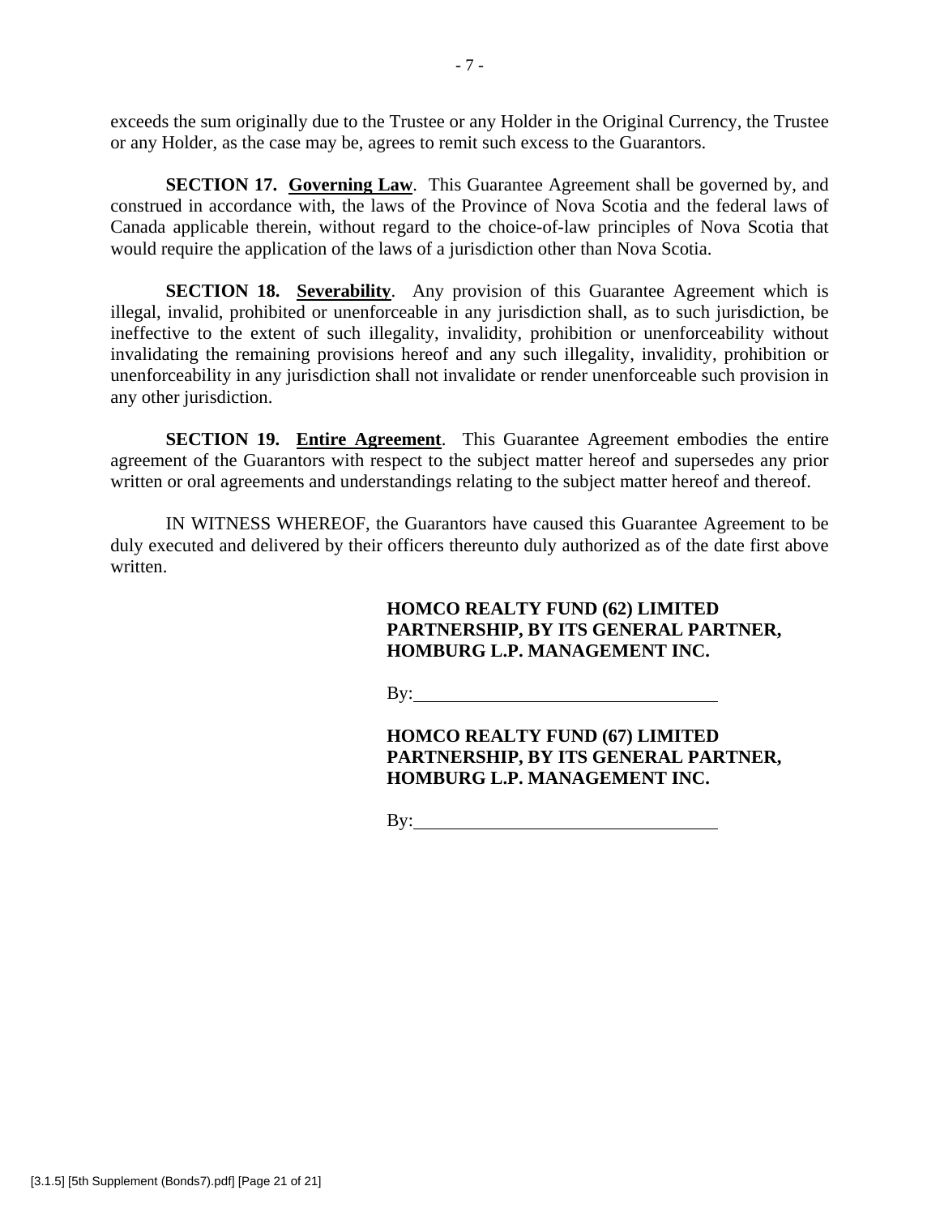exceeds the sum originally due to the Trustee or any Holder in the Original Currency, the Trustee or any Holder, as the case may be, agrees to remit such excess to the Guarantors.

**SECTION 17. Governing Law**. This Guarantee Agreement shall be governed by, and construed in accordance with, the laws of the Province of Nova Scotia and the federal laws of Canada applicable therein, without regard to the choice-of-law principles of Nova Scotia that would require the application of the laws of a jurisdiction other than Nova Scotia.

**SECTION 18. Severability**. Any provision of this Guarantee Agreement which is illegal, invalid, prohibited or unenforceable in any jurisdiction shall, as to such jurisdiction, be ineffective to the extent of such illegality, invalidity, prohibition or unenforceability without invalidating the remaining provisions hereof and any such illegality, invalidity, prohibition or unenforceability in any jurisdiction shall not invalidate or render unenforceable such provision in any other jurisdiction.

**SECTION 19. Entire Agreement**. This Guarantee Agreement embodies the entire agreement of the Guarantors with respect to the subject matter hereof and supersedes any prior written or oral agreements and understandings relating to the subject matter hereof and thereof.

IN WITNESS WHEREOF, the Guarantors have caused this Guarantee Agreement to be duly executed and delivered by their officers thereunto duly authorized as of the date first above written.

**HOMCO REALTY FUND (62) LIMITED PARTNERSHIP, BY ITS GENERAL PARTNER, HOMBURG L.P. MANAGEMENT INC.**

By:\_\_\_\_\_\_\_\_\_\_\_\_\_\_\_\_\_\_\_\_\_\_\_\_\_\_\_\_\_\_

**HOMCO REALTY FUND (67) LIMITED PARTNERSHIP, BY ITS GENERAL PARTNER, HOMBURG L.P. MANAGEMENT INC.**

By:\_\_\_\_\_\_\_\_\_\_\_\_\_\_\_\_\_\_\_\_\_\_\_\_\_\_\_\_\_\_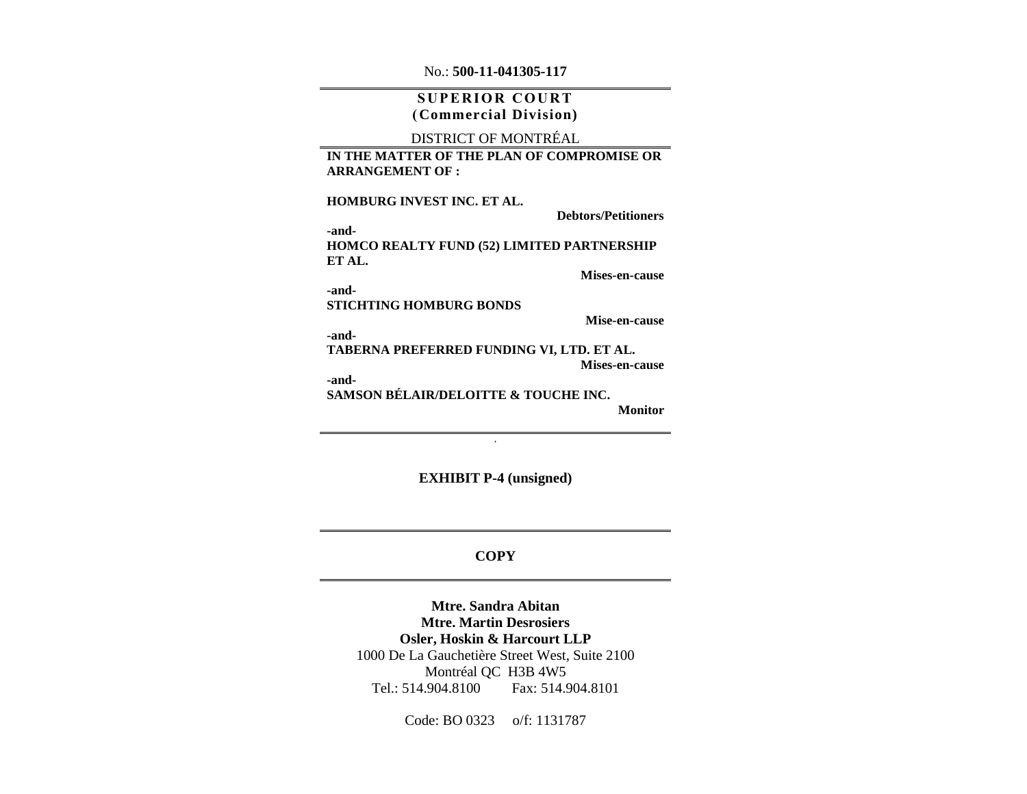No.: **500-11-041305-117**

**SUPERIOR COURT**
**(Commercial Division)**

DISTRICT OF MONTRÉAL

**IN THE MATTER OF THE PLAN OF COMPROMISE OR ARRANGEMENT OF :**

**HOMBURG INVEST INC. ET AL.**
**Debtors/Petitioners**

**-and-**

**HOMCO REALTY FUND (52) LIMITED PARTNERSHIP ET AL.**
**Mises-en-cause**

**-and-**

**STICHTING HOMBURG BONDS**
**Mise-en-cause**

**-and-**

**TABERNA PREFERRED FUNDING VI, LTD. ET AL.**
**Mises-en-cause**

**-and-**

**SAMSON BÉLAIR/DELOITTE & TOUCHE INC.**
**Monitor**

---

**EXHIBIT P-4 (unsigned)**

---

**COPY**

---

**Mtre. Sandra Abitan**
**Mtre. Martin Desrosiers**
**Osler, Hoskin & Harcourt LLP**
1000 De La Gauchetière Street West, Suite 2100
Montréal QC H3B 4W5
Tel.: 514.904.8100 Fax: 514.904.8101

Code: BO 0323 o/f: 1131787